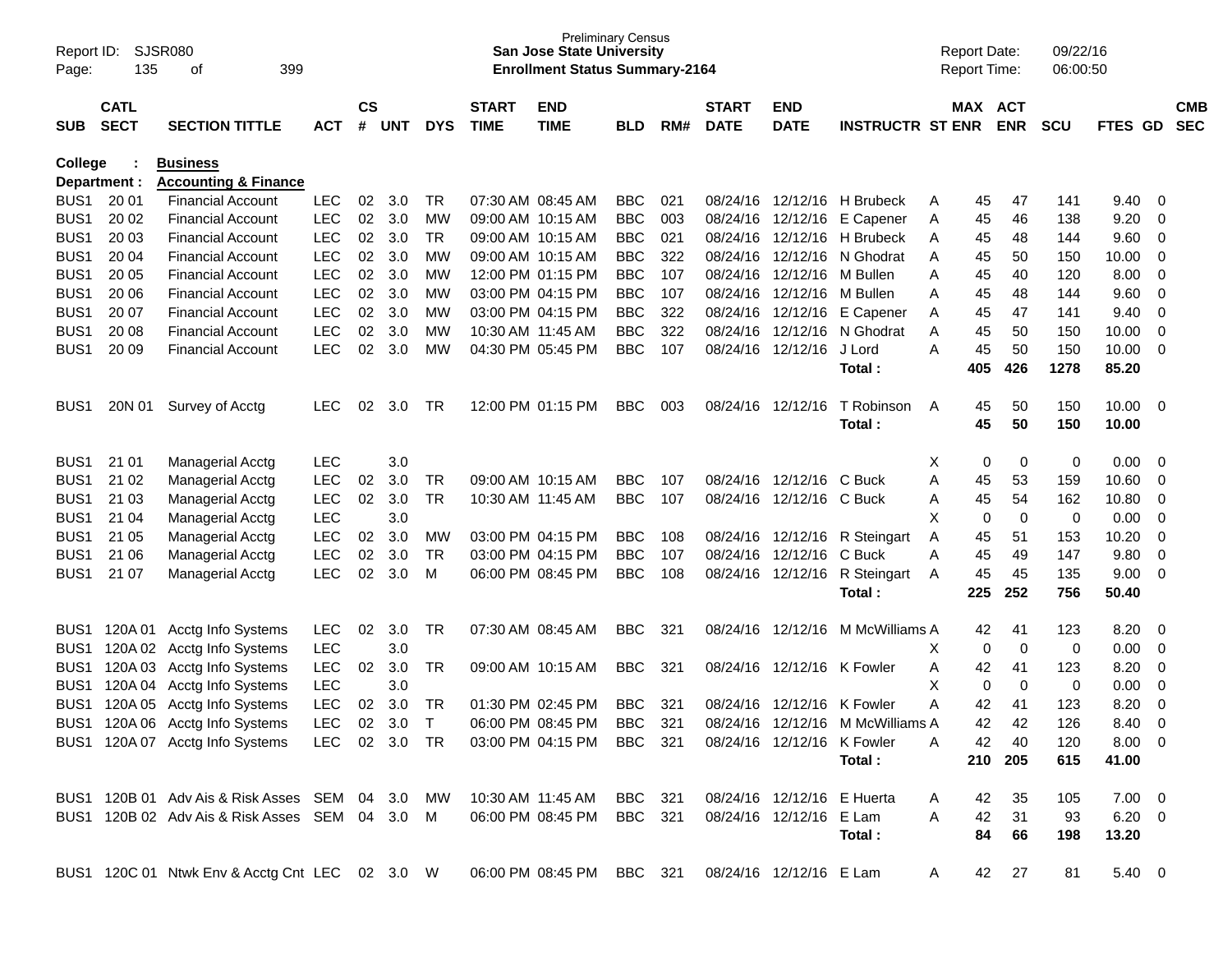Preliminary Census
**San Jose State University**
**Enrollment Status Summary-2164**

Report ID: SJSR080
Report Date: 09/22/16
Report Time: 06:00:50

**College : Business**
**Department : Accounting & Finance**

| SUB | CATL SECT | SECTION TITTLE | ACT | CS # | UNT | DYS | START TIME | END TIME | BLD | RM# | START DATE | END DATE | INSTRUCTR | ST | MAX ENR | ACT ENR | SCU | FTES | GD | CMB SEC |
|---|---|---|---|---|---|---|---|---|---|---|---|---|---|---|---|---|---|---|---|---|
| BUS1 | 20 01 | Financial Account | LEC | 02 | 3.0 | TR | 07:30 AM | 08:45 AM | BBC | 021 | 08/24/16 | 12/12/16 | H Brubeck | A | 45 | 47 | 141 | 9.40 | 0 | |
| BUS1 | 20 02 | Financial Account | LEC | 02 | 3.0 | MW | 09:00 AM | 10:15 AM | BBC | 003 | 08/24/16 | 12/12/16 | E Capener | A | 45 | 46 | 138 | 9.20 | 0 | |
| BUS1 | 20 03 | Financial Account | LEC | 02 | 3.0 | TR | 09:00 AM | 10:15 AM | BBC | 021 | 08/24/16 | 12/12/16 | H Brubeck | A | 45 | 48 | 144 | 9.60 | 0 | |
| BUS1 | 20 04 | Financial Account | LEC | 02 | 3.0 | MW | 09:00 AM | 10:15 AM | BBC | 322 | 08/24/16 | 12/12/16 | N Ghodrat | A | 45 | 50 | 150 | 10.00 | 0 | |
| BUS1 | 20 05 | Financial Account | LEC | 02 | 3.0 | MW | 12:00 PM | 01:15 PM | BBC | 107 | 08/24/16 | 12/12/16 | M Bullen | A | 45 | 40 | 120 | 8.00 | 0 | |
| BUS1 | 20 06 | Financial Account | LEC | 02 | 3.0 | MW | 03:00 PM | 04:15 PM | BBC | 107 | 08/24/16 | 12/12/16 | M Bullen | A | 45 | 48 | 144 | 9.60 | 0 | |
| BUS1 | 20 07 | Financial Account | LEC | 02 | 3.0 | MW | 03:00 PM | 04:15 PM | BBC | 322 | 08/24/16 | 12/12/16 | E Capener | A | 45 | 47 | 141 | 9.40 | 0 | |
| BUS1 | 20 08 | Financial Account | LEC | 02 | 3.0 | MW | 10:30 AM | 11:45 AM | BBC | 322 | 08/24/16 | 12/12/16 | N Ghodrat | A | 45 | 50 | 150 | 10.00 | 0 | |
| BUS1 | 20 09 | Financial Account | LEC | 02 | 3.0 | MW | 04:30 PM | 05:45 PM | BBC | 107 | 08/24/16 | 12/12/16 | J Lord | A | 45 | 50 | 150 | 10.00 | 0 | |
| | | | | | | | | | | | | | **Total :** | | **405** | **426** | **1278** | **85.20** | | |
| BUS1 | 20N 01 | Survey of Acctg | LEC | 02 | 3.0 | TR | 12:00 PM | 01:15 PM | BBC | 003 | 08/24/16 | 12/12/16 | T Robinson | A | 45 | 50 | 150 | 10.00 | 0 | |
| | | | | | | | | | | | | | **Total :** | | **45** | **50** | **150** | **10.00** | | |
| BUS1 | 21 01 | Managerial Acctg | LEC | | 3.0 | | | | | | | | | X | 0 | 0 | 0 | 0.00 | 0 | |
| BUS1 | 21 02 | Managerial Acctg | LEC | 02 | 3.0 | TR | 09:00 AM | 10:15 AM | BBC | 107 | 08/24/16 | 12/12/16 | C Buck | A | 45 | 53 | 159 | 10.60 | 0 | |
| BUS1 | 21 03 | Managerial Acctg | LEC | 02 | 3.0 | TR | 10:30 AM | 11:45 AM | BBC | 107 | 08/24/16 | 12/12/16 | C Buck | A | 45 | 54 | 162 | 10.80 | 0 | |
| BUS1 | 21 04 | Managerial Acctg | LEC | | 3.0 | | | | | | | | | X | 0 | 0 | 0 | 0.00 | 0 | |
| BUS1 | 21 05 | Managerial Acctg | LEC | 02 | 3.0 | MW | 03:00 PM | 04:15 PM | BBC | 108 | 08/24/16 | 12/12/16 | R Steingart | A | 45 | 51 | 153 | 10.20 | 0 | |
| BUS1 | 21 06 | Managerial Acctg | LEC | 02 | 3.0 | TR | 03:00 PM | 04:15 PM | BBC | 107 | 08/24/16 | 12/12/16 | C Buck | A | 45 | 49 | 147 | 9.80 | 0 | |
| BUS1 | 21 07 | Managerial Acctg | LEC | 02 | 3.0 | M | 06:00 PM | 08:45 PM | BBC | 108 | 08/24/16 | 12/12/16 | R Steingart | A | 45 | 45 | 135 | 9.00 | 0 | |
| | | | | | | | | | | | | | **Total :** | | **225** | **252** | **756** | **50.40** | | |
| BUS1 | 120A 01 | Acctg Info Systems | LEC | 02 | 3.0 | TR | 07:30 AM | 08:45 AM | BBC | 321 | 08/24/16 | 12/12/16 | M McWilliams | A | 42 | 41 | 123 | 8.20 | 0 | |
| BUS1 | 120A 02 | Acctg Info Systems | LEC | | 3.0 | | | | | | | | | X | 0 | 0 | 0 | 0.00 | 0 | |
| BUS1 | 120A 03 | Acctg Info Systems | LEC | 02 | 3.0 | TR | 09:00 AM | 10:15 AM | BBC | 321 | 08/24/16 | 12/12/16 | K Fowler | A | 42 | 41 | 123 | 8.20 | 0 | |
| BUS1 | 120A 04 | Acctg Info Systems | LEC | | 3.0 | | | | | | | | | X | 0 | 0 | 0 | 0.00 | 0 | |
| BUS1 | 120A 05 | Acctg Info Systems | LEC | 02 | 3.0 | TR | 01:30 PM | 02:45 PM | BBC | 321 | 08/24/16 | 12/12/16 | K Fowler | A | 42 | 41 | 123 | 8.20 | 0 | |
| BUS1 | 120A 06 | Acctg Info Systems | LEC | 02 | 3.0 | T | 06:00 PM | 08:45 PM | BBC | 321 | 08/24/16 | 12/12/16 | M McWilliams | A | 42 | 42 | 126 | 8.40 | 0 | |
| BUS1 | 120A 07 | Acctg Info Systems | LEC | 02 | 3.0 | TR | 03:00 PM | 04:15 PM | BBC | 321 | 08/24/16 | 12/12/16 | K Fowler | A | 42 | 40 | 120 | 8.00 | 0 | |
| | | | | | | | | | | | | | **Total :** | | **210** | **205** | **615** | **41.00** | | |
| BUS1 | 120B 01 | Adv Ais & Risk Asses | SEM | 04 | 3.0 | MW | 10:30 AM | 11:45 AM | BBC | 321 | 08/24/16 | 12/12/16 | E Huerta | A | 42 | 35 | 105 | 7.00 | 0 | |
| BUS1 | 120B 02 | Adv Ais & Risk Asses | SEM | 04 | 3.0 | M | 06:00 PM | 08:45 PM | BBC | 321 | 08/24/16 | 12/12/16 | E Lam | A | 42 | 31 | 93 | 6.20 | 0 | |
| | | | | | | | | | | | | | **Total :** | | **84** | **66** | **198** | **13.20** | | |
| BUS1 | 120C 01 | Ntwk Env & Acctg Cnt | LEC | 02 | 3.0 | W | 06:00 PM | 08:45 PM | BBC | 321 | 08/24/16 | 12/12/16 | E Lam | A | 42 | 27 | 81 | 5.40 | 0 | |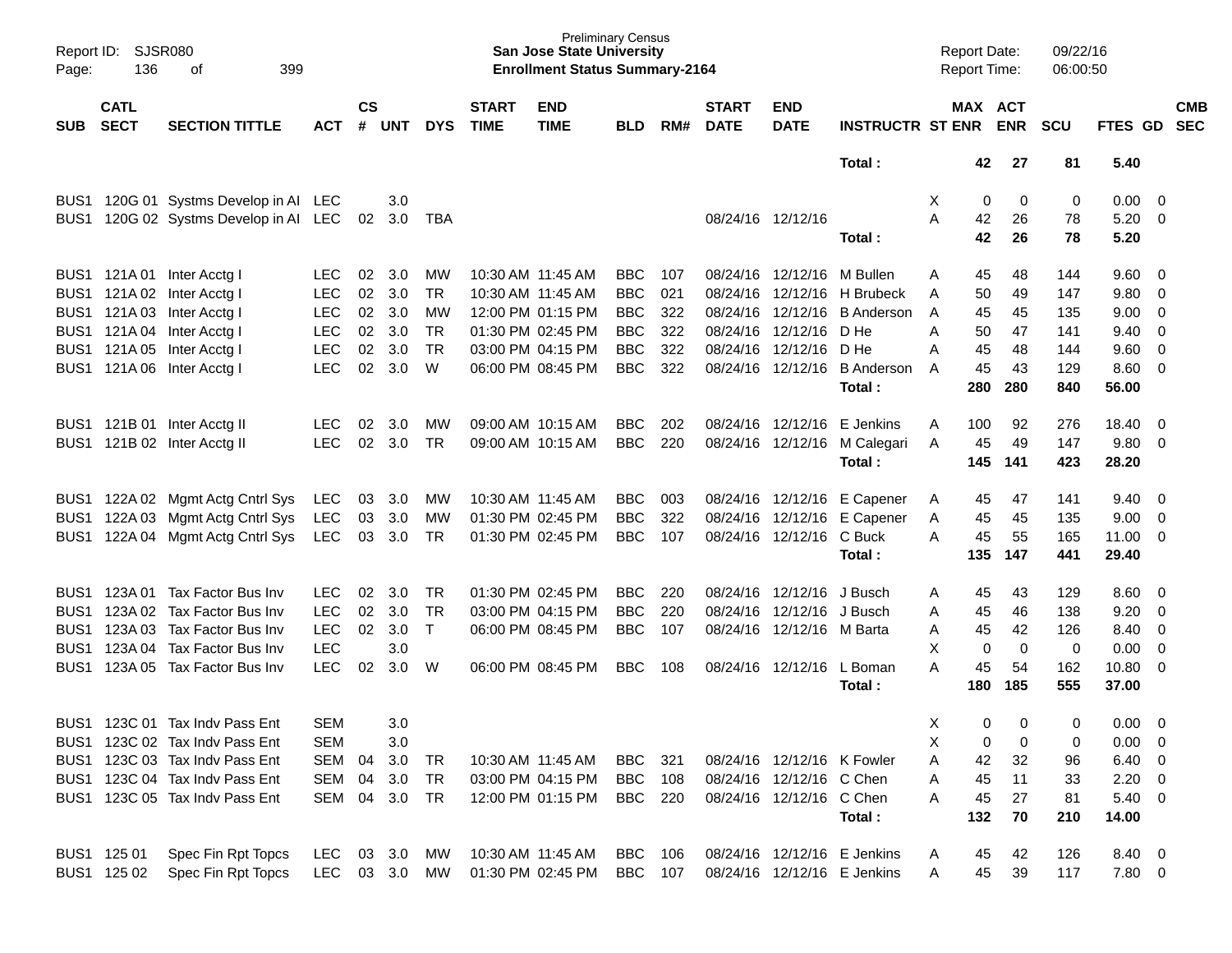Preliminary Census
**San Jose State University**
**Enrollment Status Summary-2164**

Report ID: SJSR080
Report Date: 09/22/16
Report Time: 06:00:50

| SUB | CATL SECT | SECTION TITTLE | ACT | CS # | UNT | DYS | START TIME | END TIME | BLD | RM# | START DATE | END DATE | INSTRUCTR | ST | MAX ENR | ACT ENR | SCU | FTES | GD | CMB SEC |
|---|---|---|---|---|---|---|---|---|---|---|---|---|---|---|---|---|---|---|---|---|
| | | | | | | | | | | | | | **Total :** | | **42** | **27** | **81** | **5.40** | | |
| BUS1 | 120G 01 | Systms Develop in AI | LEC | | 3.0 | | | | | | | | | X | 0 | 0 | 0 | 0.00 | 0 | |
| BUS1 | 120G 02 | Systms Develop in AI | LEC | 02 | 3.0 | TBA | | | | | 08/24/16 | 12/12/16 | | A | 42 | 26 | 78 | 5.20 | 0 | |
| | | | | | | | | | | | | | **Total :** | | **42** | **26** | **78** | **5.20** | | |
| BUS1 | 121A 01 | Inter Acctg I | LEC | 02 | 3.0 | MW | 10:30 AM | 11:45 AM | BBC | 107 | 08/24/16 | 12/12/16 | M Bullen | A | 45 | 48 | 144 | 9.60 | 0 | |
| BUS1 | 121A 02 | Inter Acctg I | LEC | 02 | 3.0 | TR | 10:30 AM | 11:45 AM | BBC | 021 | 08/24/16 | 12/12/16 | H Brubeck | A | 50 | 49 | 147 | 9.80 | 0 | |
| BUS1 | 121A 03 | Inter Acctg I | LEC | 02 | 3.0 | MW | 12:00 PM | 01:15 PM | BBC | 322 | 08/24/16 | 12/12/16 | B Anderson | A | 45 | 45 | 135 | 9.00 | 0 | |
| BUS1 | 121A 04 | Inter Acctg I | LEC | 02 | 3.0 | TR | 01:30 PM | 02:45 PM | BBC | 322 | 08/24/16 | 12/12/16 | D He | A | 50 | 47 | 141 | 9.40 | 0 | |
| BUS1 | 121A 05 | Inter Acctg I | LEC | 02 | 3.0 | TR | 03:00 PM | 04:15 PM | BBC | 322 | 08/24/16 | 12/12/16 | D He | A | 45 | 48 | 144 | 9.60 | 0 | |
| BUS1 | 121A 06 | Inter Acctg I | LEC | 02 | 3.0 | W | 06:00 PM | 08:45 PM | BBC | 322 | 08/24/16 | 12/12/16 | B Anderson | A | 45 | 43 | 129 | 8.60 | 0 | |
| | | | | | | | | | | | | | **Total :** | | **280** | **280** | **840** | **56.00** | | |
| BUS1 | 121B 01 | Inter Acctg II | LEC | 02 | 3.0 | MW | 09:00 AM | 10:15 AM | BBC | 202 | 08/24/16 | 12/12/16 | E Jenkins | A | 100 | 92 | 276 | 18.40 | 0 | |
| BUS1 | 121B 02 | Inter Acctg II | LEC | 02 | 3.0 | TR | 09:00 AM | 10:15 AM | BBC | 220 | 08/24/16 | 12/12/16 | M Calegari | A | 45 | 49 | 147 | 9.80 | 0 | |
| | | | | | | | | | | | | | **Total :** | | **145** | **141** | **423** | **28.20** | | |
| BUS1 | 122A 02 | Mgmt Actg Cntrl Sys | LEC | 03 | 3.0 | MW | 10:30 AM | 11:45 AM | BBC | 003 | 08/24/16 | 12/12/16 | E Capener | A | 45 | 47 | 141 | 9.40 | 0 | |
| BUS1 | 122A 03 | Mgmt Actg Cntrl Sys | LEC | 03 | 3.0 | MW | 01:30 PM | 02:45 PM | BBC | 322 | 08/24/16 | 12/12/16 | E Capener | A | 45 | 45 | 135 | 9.00 | 0 | |
| BUS1 | 122A 04 | Mgmt Actg Cntrl Sys | LEC | 03 | 3.0 | TR | 01:30 PM | 02:45 PM | BBC | 107 | 08/24/16 | 12/12/16 | C Buck | A | 45 | 55 | 165 | 11.00 | 0 | |
| | | | | | | | | | | | | | **Total :** | | **135** | **147** | **441** | **29.40** | | |
| BUS1 | 123A 01 | Tax Factor Bus Inv | LEC | 02 | 3.0 | TR | 01:30 PM | 02:45 PM | BBC | 220 | 08/24/16 | 12/12/16 | J Busch | A | 45 | 43 | 129 | 8.60 | 0 | |
| BUS1 | 123A 02 | Tax Factor Bus Inv | LEC | 02 | 3.0 | TR | 03:00 PM | 04:15 PM | BBC | 220 | 08/24/16 | 12/12/16 | J Busch | A | 45 | 46 | 138 | 9.20 | 0 | |
| BUS1 | 123A 03 | Tax Factor Bus Inv | LEC | 02 | 3.0 | T | 06:00 PM | 08:45 PM | BBC | 107 | 08/24/16 | 12/12/16 | M Barta | A | 45 | 42 | 126 | 8.40 | 0 | |
| BUS1 | 123A 04 | Tax Factor Bus Inv | LEC | | 3.0 | | | | | | | | | X | 0 | 0 | 0 | 0.00 | 0 | |
| BUS1 | 123A 05 | Tax Factor Bus Inv | LEC | 02 | 3.0 | W | 06:00 PM | 08:45 PM | BBC | 108 | 08/24/16 | 12/12/16 | L Boman | A | 45 | 54 | 162 | 10.80 | 0 | |
| | | | | | | | | | | | | | **Total :** | | **180** | **185** | **555** | **37.00** | | |
| BUS1 | 123C 01 | Tax Indv Pass Ent | SEM | | 3.0 | | | | | | | | | X | 0 | 0 | 0 | 0.00 | 0 | |
| BUS1 | 123C 02 | Tax Indv Pass Ent | SEM | | 3.0 | | | | | | | | | X | 0 | 0 | 0 | 0.00 | 0 | |
| BUS1 | 123C 03 | Tax Indv Pass Ent | SEM | 04 | 3.0 | TR | 10:30 AM | 11:45 AM | BBC | 321 | 08/24/16 | 12/12/16 | K Fowler | A | 42 | 32 | 96 | 6.40 | 0 | |
| BUS1 | 123C 04 | Tax Indv Pass Ent | SEM | 04 | 3.0 | TR | 03:00 PM | 04:15 PM | BBC | 108 | 08/24/16 | 12/12/16 | C Chen | A | 45 | 11 | 33 | 2.20 | 0 | |
| BUS1 | 123C 05 | Tax Indv Pass Ent | SEM | 04 | 3.0 | TR | 12:00 PM | 01:15 PM | BBC | 220 | 08/24/16 | 12/12/16 | C Chen | A | 45 | 27 | 81 | 5.40 | 0 | |
| | | | | | | | | | | | | | **Total :** | | **132** | **70** | **210** | **14.00** | | |
| BUS1 | 125 01 | Spec Fin Rpt Topcs | LEC | 03 | 3.0 | MW | 10:30 AM | 11:45 AM | BBC | 106 | 08/24/16 | 12/12/16 | E Jenkins | A | 45 | 42 | 126 | 8.40 | 0 | |
| BUS1 | 125 02 | Spec Fin Rpt Topcs | LEC | 03 | 3.0 | MW | 01:30 PM | 02:45 PM | BBC | 107 | 08/24/16 | 12/12/16 | E Jenkins | A | 45 | 39 | 117 | 7.80 | 0 | |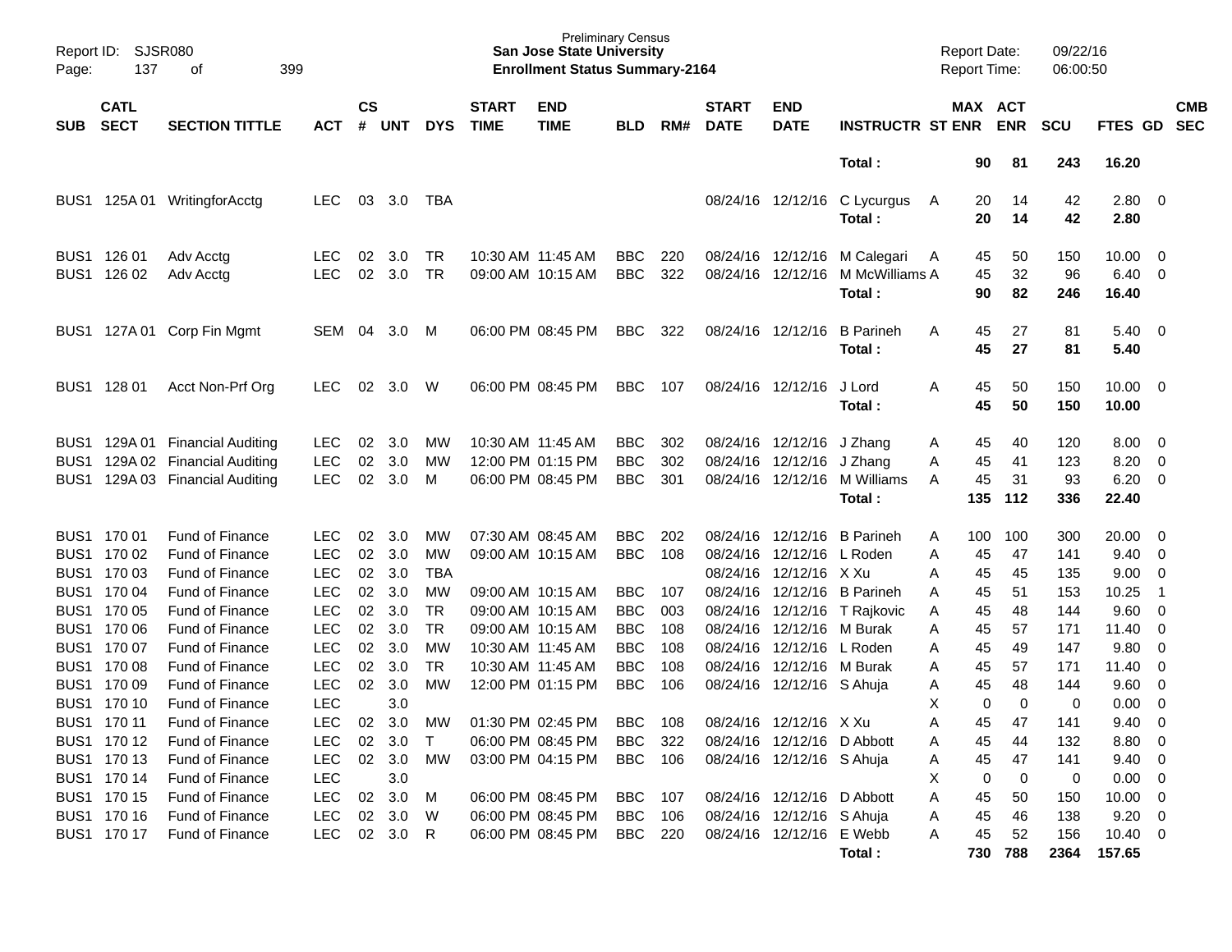Preliminary Census
**San Jose State University**
**Enrollment Status Summary-2164**

Report ID: SJSR080
Report Date: 09/22/16
Report Time: 06:00:50

| SUB | CATL SECT | SECTION TITTLE | ACT | CS # | UNT | DYS | START TIME | END TIME | BLD | RM# | START DATE | END DATE | INSTRUCTR | ST | MAX ENR | ACT ENR | SCU | FTES | GD | CMB SEC |
|---|---|---|---|---|---|---|---|---|---|---|---|---|---|---|---|---|---|---|---|---|
| | | | | | | | | | | | | | **Total :** | | **90** | **81** | **243** | **16.20** | | |
| BUS1 | 125A 01 | WritingforAcctg | LEC | 03 | 3.0 | TBA | | | | | 08/24/16 | 12/12/16 | C Lycurgus | A | 20 | 14 | 42 | 2.80 | 0 | |
| | | | | | | | | | | | | | **Total :** | | **20** | **14** | **42** | **2.80** | | |
| BUS1 | 126 01 | Adv Acctg | LEC | 02 | 3.0 | TR | 10:30 AM | 11:45 AM | BBC | 220 | 08/24/16 | 12/12/16 | M Calegari | A | 45 | 50 | 150 | 10.00 | 0 | |
| BUS1 | 126 02 | Adv Acctg | LEC | 02 | 3.0 | TR | 09:00 AM | 10:15 AM | BBC | 322 | 08/24/16 | 12/12/16 | M McWilliams | A | 45 | 32 | 96 | 6.40 | 0 | |
| | | | | | | | | | | | | | **Total :** | | **90** | **82** | **246** | **16.40** | | |
| BUS1 | 127A 01 | Corp Fin Mgmt | SEM | 04 | 3.0 | M | 06:00 PM | 08:45 PM | BBC | 322 | 08/24/16 | 12/12/16 | B Parineh | A | 45 | 27 | 81 | 5.40 | 0 | |
| | | | | | | | | | | | | | **Total :** | | **45** | **27** | **81** | **5.40** | | |
| BUS1 | 128 01 | Acct Non-Prf Org | LEC | 02 | 3.0 | W | 06:00 PM | 08:45 PM | BBC | 107 | 08/24/16 | 12/12/16 | J Lord | A | 45 | 50 | 150 | 10.00 | 0 | |
| | | | | | | | | | | | | | **Total :** | | **45** | **50** | **150** | **10.00** | | |
| BUS1 | 129A 01 | Financial Auditing | LEC | 02 | 3.0 | MW | 10:30 AM | 11:45 AM | BBC | 302 | 08/24/16 | 12/12/16 | J Zhang | A | 45 | 40 | 120 | 8.00 | 0 | |
| BUS1 | 129A 02 | Financial Auditing | LEC | 02 | 3.0 | MW | 12:00 PM | 01:15 PM | BBC | 302 | 08/24/16 | 12/12/16 | J Zhang | A | 45 | 41 | 123 | 8.20 | 0 | |
| BUS1 | 129A 03 | Financial Auditing | LEC | 02 | 3.0 | M | 06:00 PM | 08:45 PM | BBC | 301 | 08/24/16 | 12/12/16 | M Williams | A | 45 | 31 | 93 | 6.20 | 0 | |
| | | | | | | | | | | | | | **Total :** | | **135** | **112** | **336** | **22.40** | | |
| BUS1 | 170 01 | Fund of Finance | LEC | 02 | 3.0 | MW | 07:30 AM | 08:45 AM | BBC | 202 | 08/24/16 | 12/12/16 | B Parineh | A | 100 | 100 | 300 | 20.00 | 0 | |
| BUS1 | 170 02 | Fund of Finance | LEC | 02 | 3.0 | MW | 09:00 AM | 10:15 AM | BBC | 108 | 08/24/16 | 12/12/16 | L Roden | A | 45 | 47 | 141 | 9.40 | 0 | |
| BUS1 | 170 03 | Fund of Finance | LEC | 02 | 3.0 | TBA | | | | | 08/24/16 | 12/12/16 | X Xu | A | 45 | 45 | 135 | 9.00 | 0 | |
| BUS1 | 170 04 | Fund of Finance | LEC | 02 | 3.0 | MW | 09:00 AM | 10:15 AM | BBC | 107 | 08/24/16 | 12/12/16 | B Parineh | A | 45 | 51 | 153 | 10.25 | 1 | |
| BUS1 | 170 05 | Fund of Finance | LEC | 02 | 3.0 | TR | 09:00 AM | 10:15 AM | BBC | 003 | 08/24/16 | 12/12/16 | T Rajkovic | A | 45 | 48 | 144 | 9.60 | 0 | |
| BUS1 | 170 06 | Fund of Finance | LEC | 02 | 3.0 | TR | 09:00 AM | 10:15 AM | BBC | 108 | 08/24/16 | 12/12/16 | M Burak | A | 45 | 57 | 171 | 11.40 | 0 | |
| BUS1 | 170 07 | Fund of Finance | LEC | 02 | 3.0 | MW | 10:30 AM | 11:45 AM | BBC | 108 | 08/24/16 | 12/12/16 | L Roden | A | 45 | 49 | 147 | 9.80 | 0 | |
| BUS1 | 170 08 | Fund of Finance | LEC | 02 | 3.0 | TR | 10:30 AM | 11:45 AM | BBC | 108 | 08/24/16 | 12/12/16 | M Burak | A | 45 | 57 | 171 | 11.40 | 0 | |
| BUS1 | 170 09 | Fund of Finance | LEC | 02 | 3.0 | MW | 12:00 PM | 01:15 PM | BBC | 106 | 08/24/16 | 12/12/16 | S Ahuja | A | 45 | 48 | 144 | 9.60 | 0 | |
| BUS1 | 170 10 | Fund of Finance | LEC | | 3.0 | | | | | | | | | X | 0 | 0 | 0 | 0.00 | 0 | |
| BUS1 | 170 11 | Fund of Finance | LEC | 02 | 3.0 | MW | 01:30 PM | 02:45 PM | BBC | 108 | 08/24/16 | 12/12/16 | X Xu | A | 45 | 47 | 141 | 9.40 | 0 | |
| BUS1 | 170 12 | Fund of Finance | LEC | 02 | 3.0 | T | 06:00 PM | 08:45 PM | BBC | 322 | 08/24/16 | 12/12/16 | D Abbott | A | 45 | 44 | 132 | 8.80 | 0 | |
| BUS1 | 170 13 | Fund of Finance | LEC | 02 | 3.0 | MW | 03:00 PM | 04:15 PM | BBC | 106 | 08/24/16 | 12/12/16 | S Ahuja | A | 45 | 47 | 141 | 9.40 | 0 | |
| BUS1 | 170 14 | Fund of Finance | LEC | | 3.0 | | | | | | | | | X | 0 | 0 | 0 | 0.00 | 0 | |
| BUS1 | 170 15 | Fund of Finance | LEC | 02 | 3.0 | M | 06:00 PM | 08:45 PM | BBC | 107 | 08/24/16 | 12/12/16 | D Abbott | A | 45 | 50 | 150 | 10.00 | 0 | |
| BUS1 | 170 16 | Fund of Finance | LEC | 02 | 3.0 | W | 06:00 PM | 08:45 PM | BBC | 106 | 08/24/16 | 12/12/16 | S Ahuja | A | 45 | 46 | 138 | 9.20 | 0 | |
| BUS1 | 170 17 | Fund of Finance | LEC | 02 | 3.0 | R | 06:00 PM | 08:45 PM | BBC | 220 | 08/24/16 | 12/12/16 | E Webb | A | 45 | 52 | 156 | 10.40 | 0 | |
| | | | | | | | | | | | | | **Total :** | | **730** | **788** | **2364** | **157.65** | | |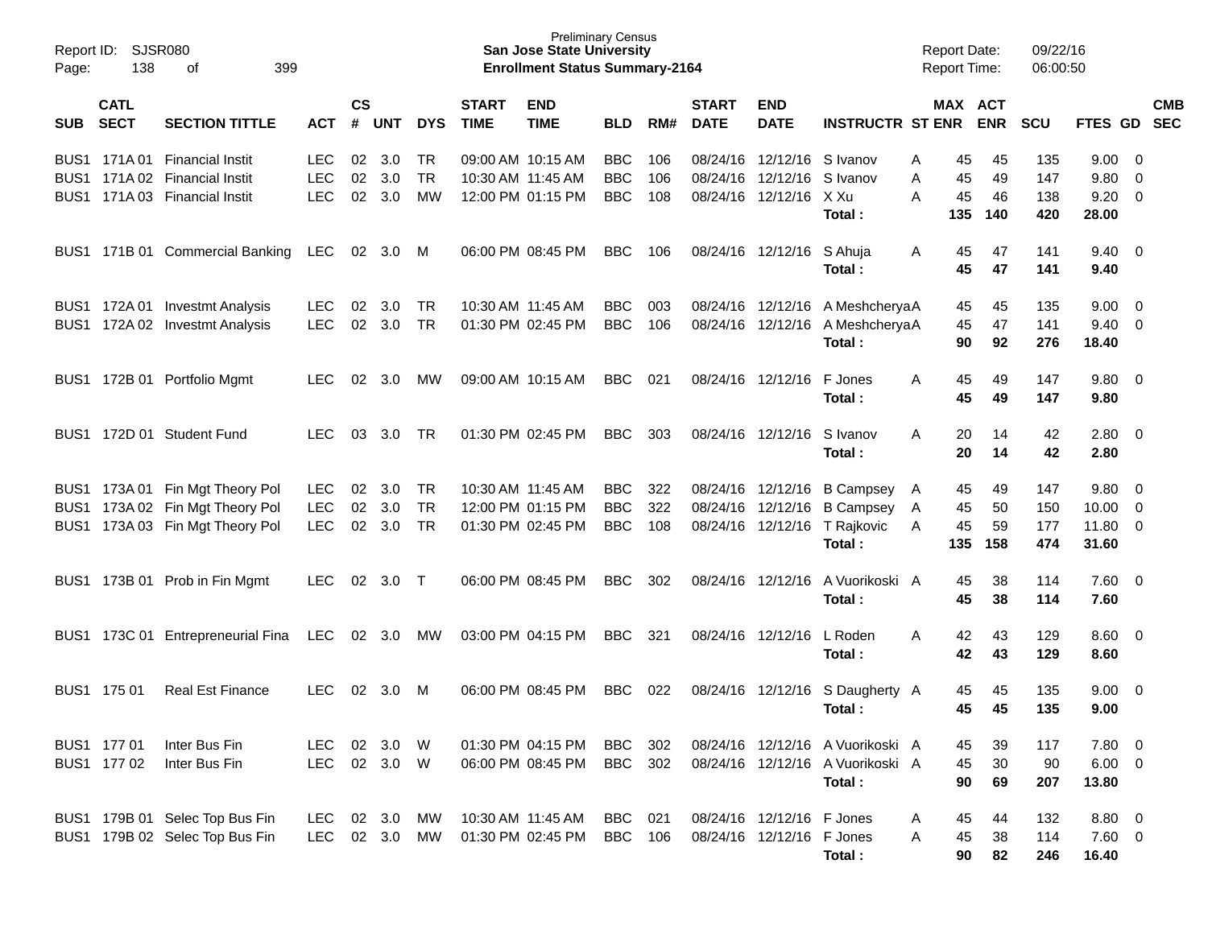Report ID: SJSR080
Page: 138 of 399

Preliminary Census
**San Jose State University**
**Enrollment Status Summary-2164**

Report Date: 09/22/16
Report Time: 06:00:50

| SUB | CATL SECT | SECTION TITTLE | ACT | CS # | UNT | DYS | START TIME | END TIME | BLD | RM# | START DATE | END DATE | INSTRUCTR | ST | MAX ENR | ACT ENR | SCU | FTES | GD | CMB SEC |
|---|---|---|---|---|---|---|---|---|---|---|---|---|---|---|---|---|---|---|---|---|
| BUS1 | 171A 01 | Financial Instit | LEC | 02 | 3.0 | TR | 09:00 AM | 10:15 AM | BBC | 106 | 08/24/16 | 12/12/16 | S Ivanov | A | 45 | 45 | 135 | 9.00 | 0 | |
| BUS1 | 171A 02 | Financial Instit | LEC | 02 | 3.0 | TR | 10:30 AM | 11:45 AM | BBC | 106 | 08/24/16 | 12/12/16 | S Ivanov | A | 45 | 49 | 147 | 9.80 | 0 | |
| BUS1 | 171A 03 | Financial Instit | LEC | 02 | 3.0 | MW | 12:00 PM | 01:15 PM | BBC | 108 | 08/24/16 | 12/12/16 | X Xu | A | 45 | 46 | 138 | 9.20 | 0 | |
| | | | | | | | | | | | | | **Total :** | | **135** | **140** | **420** | **28.00** | | |
| BUS1 | 171B 01 | Commercial Banking | LEC | 02 | 3.0 | M | 06:00 PM | 08:45 PM | BBC | 106 | 08/24/16 | 12/12/16 | S Ahuja | A | 45 | 47 | 141 | 9.40 | 0 | |
| | | | | | | | | | | | | | **Total :** | | **45** | **47** | **141** | **9.40** | | |
| BUS1 | 172A 01 | Investmt Analysis | LEC | 02 | 3.0 | TR | 10:30 AM | 11:45 AM | BBC | 003 | 08/24/16 | 12/12/16 | A Meshcherya | A | 45 | 45 | 135 | 9.00 | 0 | |
| BUS1 | 172A 02 | Investmt Analysis | LEC | 02 | 3.0 | TR | 01:30 PM | 02:45 PM | BBC | 106 | 08/24/16 | 12/12/16 | A Meshcherya | A | 45 | 47 | 141 | 9.40 | 0 | |
| | | | | | | | | | | | | | **Total :** | | **90** | **92** | **276** | **18.40** | | |
| BUS1 | 172B 01 | Portfolio Mgmt | LEC | 02 | 3.0 | MW | 09:00 AM | 10:15 AM | BBC | 021 | 08/24/16 | 12/12/16 | F Jones | A | 45 | 49 | 147 | 9.80 | 0 | |
| | | | | | | | | | | | | | **Total :** | | **45** | **49** | **147** | **9.80** | | |
| BUS1 | 172D 01 | Student Fund | LEC | 03 | 3.0 | TR | 01:30 PM | 02:45 PM | BBC | 303 | 08/24/16 | 12/12/16 | S Ivanov | A | 20 | 14 | 42 | 2.80 | 0 | |
| | | | | | | | | | | | | | **Total :** | | **20** | **14** | **42** | **2.80** | | |
| BUS1 | 173A 01 | Fin Mgt Theory Pol | LEC | 02 | 3.0 | TR | 10:30 AM | 11:45 AM | BBC | 322 | 08/24/16 | 12/12/16 | B Campsey | A | 45 | 49 | 147 | 9.80 | 0 | |
| BUS1 | 173A 02 | Fin Mgt Theory Pol | LEC | 02 | 3.0 | TR | 12:00 PM | 01:15 PM | BBC | 322 | 08/24/16 | 12/12/16 | B Campsey | A | 45 | 50 | 150 | 10.00 | 0 | |
| BUS1 | 173A 03 | Fin Mgt Theory Pol | LEC | 02 | 3.0 | TR | 01:30 PM | 02:45 PM | BBC | 108 | 08/24/16 | 12/12/16 | T Rajkovic | A | 45 | 59 | 177 | 11.80 | 0 | |
| | | | | | | | | | | | | | **Total :** | | **135** | **158** | **474** | **31.60** | | |
| BUS1 | 173B 01 | Prob in Fin Mgmt | LEC | 02 | 3.0 | T | 06:00 PM | 08:45 PM | BBC | 302 | 08/24/16 | 12/12/16 | A Vuorikoski | A | 45 | 38 | 114 | 7.60 | 0 | |
| | | | | | | | | | | | | | **Total :** | | **45** | **38** | **114** | **7.60** | | |
| BUS1 | 173C 01 | Entrepreneurial Fina | LEC | 02 | 3.0 | MW | 03:00 PM | 04:15 PM | BBC | 321 | 08/24/16 | 12/12/16 | L Roden | A | 42 | 43 | 129 | 8.60 | 0 | |
| | | | | | | | | | | | | | **Total :** | | **42** | **43** | **129** | **8.60** | | |
| BUS1 | 175 01 | Real Est Finance | LEC | 02 | 3.0 | M | 06:00 PM | 08:45 PM | BBC | 022 | 08/24/16 | 12/12/16 | S Daugherty | A | 45 | 45 | 135 | 9.00 | 0 | |
| | | | | | | | | | | | | | **Total :** | | **45** | **45** | **135** | **9.00** | | |
| BUS1 | 177 01 | Inter Bus Fin | LEC | 02 | 3.0 | W | 01:30 PM | 04:15 PM | BBC | 302 | 08/24/16 | 12/12/16 | A Vuorikoski | A | 45 | 39 | 117 | 7.80 | 0 | |
| BUS1 | 177 02 | Inter Bus Fin | LEC | 02 | 3.0 | W | 06:00 PM | 08:45 PM | BBC | 302 | 08/24/16 | 12/12/16 | A Vuorikoski | A | 45 | 30 | 90 | 6.00 | 0 | |
| | | | | | | | | | | | | | **Total :** | | **90** | **69** | **207** | **13.80** | | |
| BUS1 | 179B 01 | Selec Top Bus Fin | LEC | 02 | 3.0 | MW | 10:30 AM | 11:45 AM | BBC | 021 | 08/24/16 | 12/12/16 | F Jones | A | 45 | 44 | 132 | 8.80 | 0 | |
| BUS1 | 179B 02 | Selec Top Bus Fin | LEC | 02 | 3.0 | MW | 01:30 PM | 02:45 PM | BBC | 106 | 08/24/16 | 12/12/16 | F Jones | A | 45 | 38 | 114 | 7.60 | 0 | |
| | | | | | | | | | | | | | **Total :** | | **90** | **82** | **246** | **16.40** | | |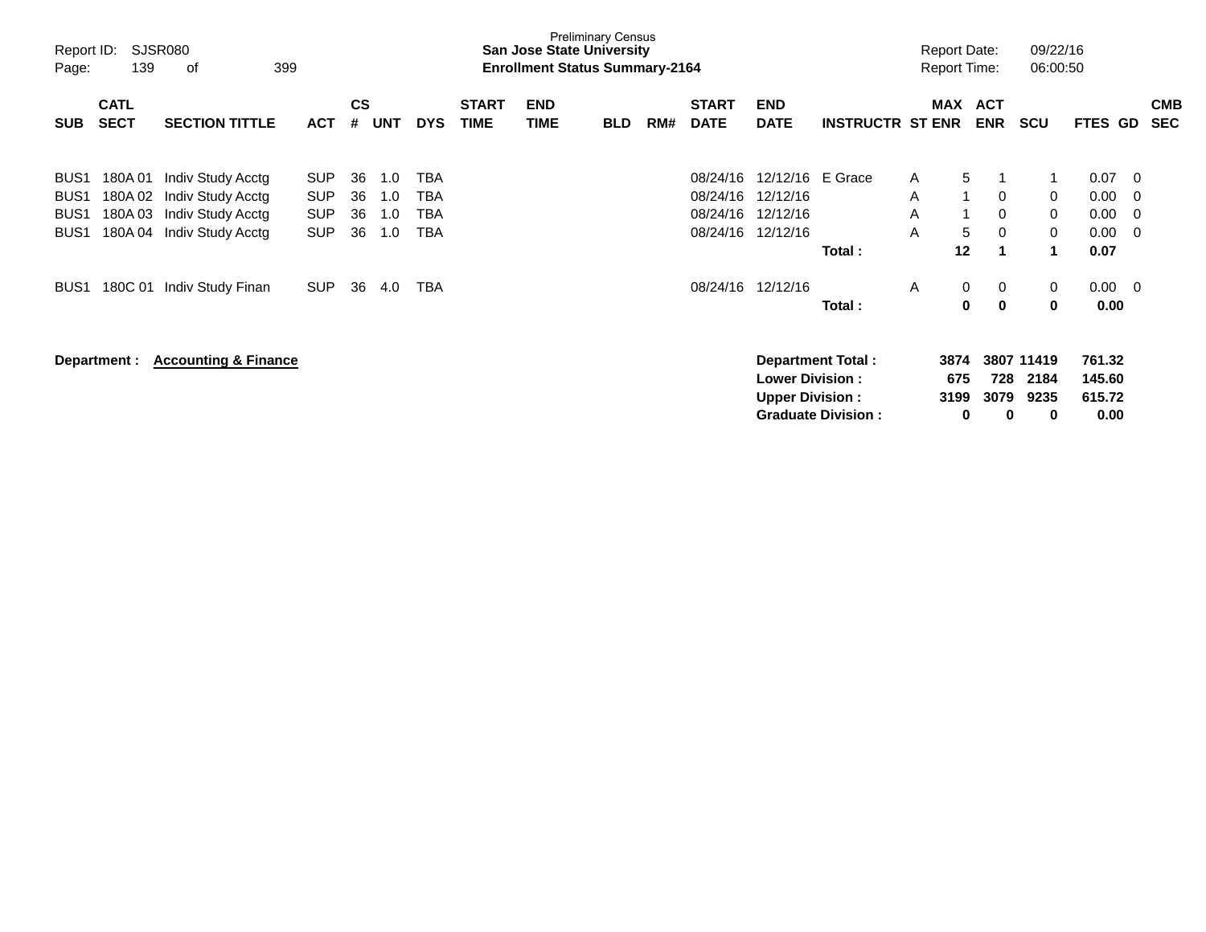Preliminary Census

**San Jose State University**

**Enrollment Status Summary-2164**

Report ID: SJSR080

Report Date: 09/22/16

Report Time: 06:00:50

| SUB | CATL SECT | SECTION TITTLE | ACT | CS # | UNT | DYS | START TIME | END TIME | BLD | RM# | START DATE | END DATE | INSTRUCTR | ST | MAX ENR | ACT ENR | SCU | FTES | GD | CMB SEC |
|---|---|---|---|---|---|---|---|---|---|---|---|---|---|---|---|---|---|---|---|---|
| BUS1 | 180A 01 | Indiv Study Acctg | SUP | 36 | 1.0 | TBA | | | | | 08/24/16 | 12/12/16 | E Grace | A | 5 | 1 | 1 | 0.07 | 0 | |
| BUS1 | 180A 02 | Indiv Study Acctg | SUP | 36 | 1.0 | TBA | | | | | 08/24/16 | 12/12/16 | | A | 1 | 0 | 0 | 0.00 | 0 | |
| BUS1 | 180A 03 | Indiv Study Acctg | SUP | 36 | 1.0 | TBA | | | | | 08/24/16 | 12/12/16 | | A | 1 | 0 | 0 | 0.00 | 0 | |
| BUS1 | 180A 04 | Indiv Study Acctg | SUP | 36 | 1.0 | TBA | | | | | 08/24/16 | 12/12/16 | | A | 5 | 0 | 0 | 0.00 | 0 | |
| | | | | | | | | | | | | | **Total :** | | **12** | **1** | **1** | **0.07** | | |
| BUS1 | 180C 01 | Indiv Study Finan | SUP | 36 | 4.0 | TBA | | | | | 08/24/16 | 12/12/16 | | A | 0 | 0 | 0 | 0.00 | 0 | |
| | | | | | | | | | | | | | **Total :** | | **0** | **0** | **0** | **0.00** | | |

**Department :** **Accounting & Finance**

| | MAX ENR | ACT ENR | SCU | FTES |
|---|---|---|---|---|
| **Department Total :** | **3874** | **3807** | **11419** | **761.32** |
| **Lower Division :** | **675** | **728** | **2184** | **145.60** |
| **Upper Division :** | **3199** | **3079** | **9235** | **615.72** |
| **Graduate Division :** | **0** | **0** | **0** | **0.00** |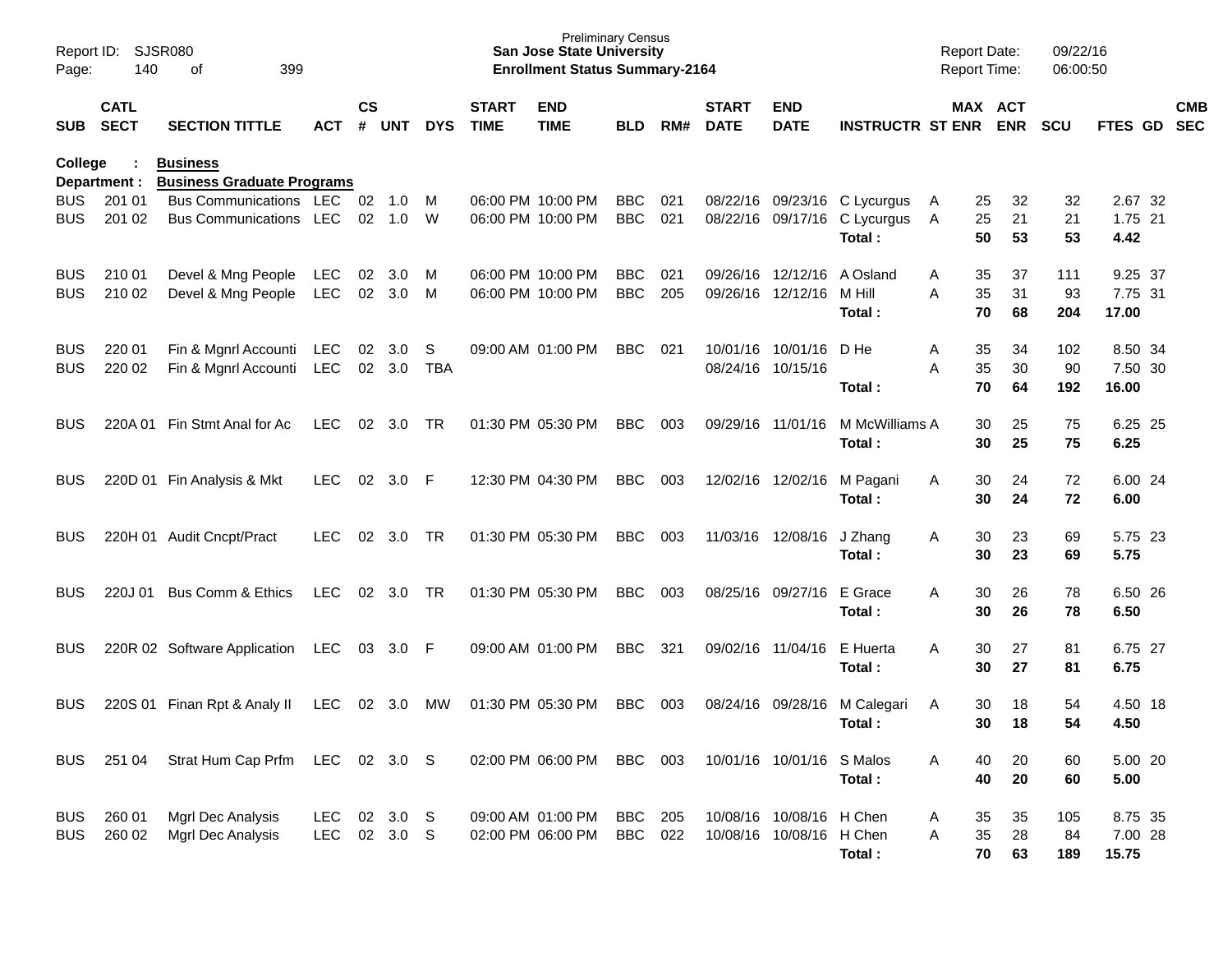Preliminary Census
**San Jose State University**
**Enrollment Status Summary-2164**

Report ID: SJSR080
Report Date: 09/22/16
Report Time: 06:00:50

**College : Business**
**Department : Business Graduate Programs**

| SUB | CATL SECT | SECTION TITTLE | ACT | CS # | UNT | DYS | START TIME | END TIME | BLD | RM# | START DATE | END DATE | INSTRUCTR | ST | MAX ENR | ACT ENR | SCU | FTES | GD | CMB SEC |
|---|---|---|---|---|---|---|---|---|---|---|---|---|---|---|---|---|---|---|---|---|
| BUS | 201 01 | Bus Communications | LEC | 02 | 1.0 | M | 06:00 PM | 10:00 PM | BBC | 021 | 08/22/16 | 09/23/16 | C Lycurgus | A | 25 | 32 | 32 | 2.67 | 32 | |
| BUS | 201 02 | Bus Communications | LEC | 02 | 1.0 | W | 06:00 PM | 10:00 PM | BBC | 021 | 08/22/16 | 09/17/16 | C Lycurgus | A | 25 | 21 | 21 | 1.75 | 21 | |
| | | | | | | | | | | | | | **Total :** | | **50** | **53** | **53** | **4.42** | | |
| BUS | 210 01 | Devel & Mng People | LEC | 02 | 3.0 | M | 06:00 PM | 10:00 PM | BBC | 021 | 09/26/16 | 12/12/16 | A Osland | A | 35 | 37 | 111 | 9.25 | 37 | |
| BUS | 210 02 | Devel & Mng People | LEC | 02 | 3.0 | M | 06:00 PM | 10:00 PM | BBC | 205 | 09/26/16 | 12/12/16 | M Hill | A | 35 | 31 | 93 | 7.75 | 31 | |
| | | | | | | | | | | | | | **Total :** | | **70** | **68** | **204** | **17.00** | | |
| BUS | 220 01 | Fin & Mgnrl Accounti | LEC | 02 | 3.0 | S | 09:00 AM | 01:00 PM | BBC | 021 | 10/01/16 | 10/01/16 | D He | A | 35 | 34 | 102 | 8.50 | 34 | |
| BUS | 220 02 | Fin & Mgnrl Accounti | LEC | 02 | 3.0 | TBA | | | | | 08/24/16 | 10/15/16 | | A | 35 | 30 | 90 | 7.50 | 30 | |
| | | | | | | | | | | | | | **Total :** | | **70** | **64** | **192** | **16.00** | | |
| BUS | 220A 01 | Fin Stmt Anal for Ac | LEC | 02 | 3.0 | TR | 01:30 PM | 05:30 PM | BBC | 003 | 09/29/16 | 11/01/16 | M McWilliams | A | 30 | 25 | 75 | 6.25 | 25 | |
| | | | | | | | | | | | | | **Total :** | | **30** | **25** | **75** | **6.25** | | |
| BUS | 220D 01 | Fin Analysis & Mkt | LEC | 02 | 3.0 | F | 12:30 PM | 04:30 PM | BBC | 003 | 12/02/16 | 12/02/16 | M Pagani | A | 30 | 24 | 72 | 6.00 | 24 | |
| | | | | | | | | | | | | | **Total :** | | **30** | **24** | **72** | **6.00** | | |
| BUS | 220H 01 | Audit Cncpt/Pract | LEC | 02 | 3.0 | TR | 01:30 PM | 05:30 PM | BBC | 003 | 11/03/16 | 12/08/16 | J Zhang | A | 30 | 23 | 69 | 5.75 | 23 | |
| | | | | | | | | | | | | | **Total :** | | **30** | **23** | **69** | **5.75** | | |
| BUS | 220J 01 | Bus Comm & Ethics | LEC | 02 | 3.0 | TR | 01:30 PM | 05:30 PM | BBC | 003 | 08/25/16 | 09/27/16 | E Grace | A | 30 | 26 | 78 | 6.50 | 26 | |
| | | | | | | | | | | | | | **Total :** | | **30** | **26** | **78** | **6.50** | | |
| BUS | 220R 02 | Software Application | LEC | 03 | 3.0 | F | 09:00 AM | 01:00 PM | BBC | 321 | 09/02/16 | 11/04/16 | E Huerta | A | 30 | 27 | 81 | 6.75 | 27 | |
| | | | | | | | | | | | | | **Total :** | | **30** | **27** | **81** | **6.75** | | |
| BUS | 220S 01 | Finan Rpt & Analy II | LEC | 02 | 3.0 | MW | 01:30 PM | 05:30 PM | BBC | 003 | 08/24/16 | 09/28/16 | M Calegari | A | 30 | 18 | 54 | 4.50 | 18 | |
| | | | | | | | | | | | | | **Total :** | | **30** | **18** | **54** | **4.50** | | |
| BUS | 251 04 | Strat Hum Cap Prfm | LEC | 02 | 3.0 | S | 02:00 PM | 06:00 PM | BBC | 003 | 10/01/16 | 10/01/16 | S Malos | A | 40 | 20 | 60 | 5.00 | 20 | |
| | | | | | | | | | | | | | **Total :** | | **40** | **20** | **60** | **5.00** | | |
| BUS | 260 01 | Mgrl Dec Analysis | LEC | 02 | 3.0 | S | 09:00 AM | 01:00 PM | BBC | 205 | 10/08/16 | 10/08/16 | H Chen | A | 35 | 35 | 105 | 8.75 | 35 | |
| BUS | 260 02 | Mgrl Dec Analysis | LEC | 02 | 3.0 | S | 02:00 PM | 06:00 PM | BBC | 022 | 10/08/16 | 10/08/16 | H Chen | A | 35 | 28 | 84 | 7.00 | 28 | |
| | | | | | | | | | | | | | **Total :** | | **70** | **63** | **189** | **15.75** | | |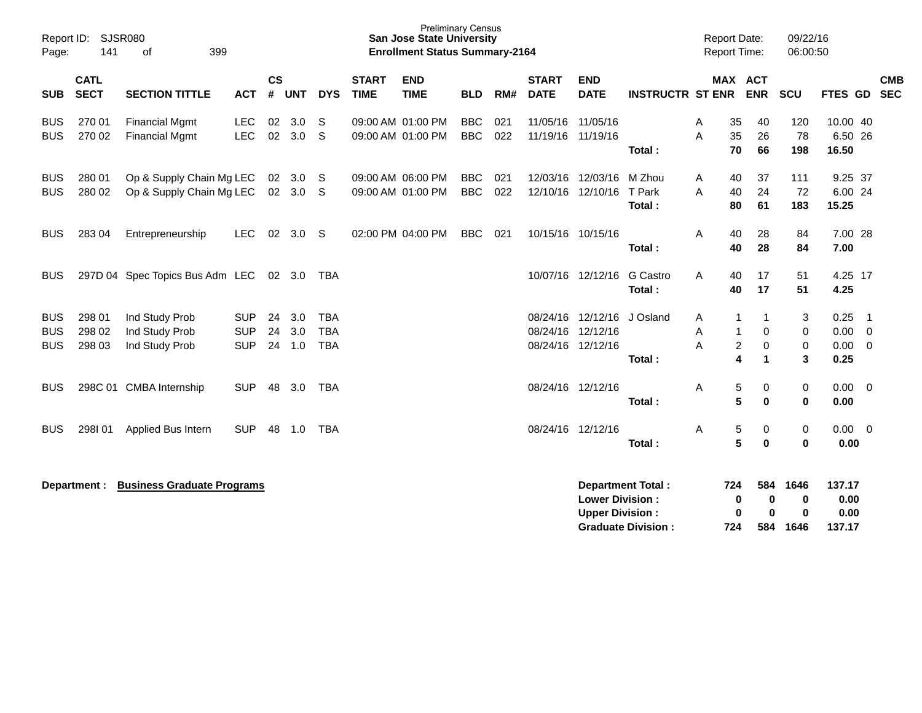Report ID: SJSR080
Page: 141 of 399

Preliminary Census
**San Jose State University**
**Enrollment Status Summary-2164**

Report Date: 09/22/16
Report Time: 06:00:50

| SUB | CATL SECT | SECTION TITTLE | ACT | CS # | UNT | DYS | START TIME | END TIME | BLD | RM# | START DATE | END DATE | INSTRUCTR | ST | MAX ENR | ACT ENR | SCU | FTES | GD | CMB SEC |
|---|---|---|---|---|---|---|---|---|---|---|---|---|---|---|---|---|---|---|---|---|
| BUS | 270 01 | Financial Mgmt | LEC | 02 | 3.0 | S | 09:00 AM | 01:00 PM | BBC | 021 | 11/05/16 | 11/05/16 | | A | 35 | 40 | 120 | 10.00 | 40 | |
| BUS | 270 02 | Financial Mgmt | LEC | 02 | 3.0 | S | 09:00 AM | 01:00 PM | BBC | 022 | 11/19/16 | 11/19/16 | | A | 35 | 26 | 78 | 6.50 | 26 | |
| | | | | | | | | | | | | | **Total :** | | **70** | **66** | **198** | **16.50** | | |
| BUS | 280 01 | Op & Supply Chain Mg | LEC | 02 | 3.0 | S | 09:00 AM | 06:00 PM | BBC | 021 | 12/03/16 | 12/03/16 | M Zhou | A | 40 | 37 | 111 | 9.25 | 37 | |
| BUS | 280 02 | Op & Supply Chain Mg | LEC | 02 | 3.0 | S | 09:00 AM | 01:00 PM | BBC | 022 | 12/10/16 | 12/10/16 | T Park | A | 40 | 24 | 72 | 6.00 | 24 | |
| | | | | | | | | | | | | | **Total :** | | **80** | **61** | **183** | **15.25** | | |
| BUS | 283 04 | Entrepreneurship | LEC | 02 | 3.0 | S | 02:00 PM | 04:00 PM | BBC | 021 | 10/15/16 | 10/15/16 | | A | 40 | 28 | 84 | 7.00 | 28 | |
| | | | | | | | | | | | | | **Total :** | | **40** | **28** | **84** | **7.00** | | |
| BUS | 297D 04 | Spec Topics Bus Adm | LEC | 02 | 3.0 | TBA | | | | | 10/07/16 | 12/12/16 | G Castro | A | 40 | 17 | 51 | 4.25 | 17 | |
| | | | | | | | | | | | | | **Total :** | | **40** | **17** | **51** | **4.25** | | |
| BUS | 298 01 | Ind Study Prob | SUP | 24 | 3.0 | TBA | | | | | 08/24/16 | 12/12/16 | J Osland | A | 1 | 1 | 3 | 0.25 | 1 | |
| BUS | 298 02 | Ind Study Prob | SUP | 24 | 3.0 | TBA | | | | | 08/24/16 | 12/12/16 | | A | 1 | 0 | 0 | 0.00 | 0 | |
| BUS | 298 03 | Ind Study Prob | SUP | 24 | 1.0 | TBA | | | | | 08/24/16 | 12/12/16 | | A | 2 | 0 | 0 | 0.00 | 0 | |
| | | | | | | | | | | | | | **Total :** | | **4** | **1** | **3** | **0.25** | | |
| BUS | 298C 01 | CMBA Internship | SUP | 48 | 3.0 | TBA | | | | | 08/24/16 | 12/12/16 | | A | 5 | 0 | 0 | 0.00 | 0 | |
| | | | | | | | | | | | | | **Total :** | | **5** | **0** | **0** | **0.00** | | |
| BUS | 298I 01 | Applied Bus Intern | SUP | 48 | 1.0 | TBA | | | | | 08/24/16 | 12/12/16 | | A | 5 | 0 | 0 | 0.00 | 0 | |
| | | | | | | | | | | | | | **Total :** | | **5** | **0** | **0** | **0.00** | | |

**Department : Business Graduate Programs**

| | MAX ENR | ACT ENR | SCU | FTES |
|---|---|---|---|---|
| **Department Total :** | **724** | **584** | **1646** | **137.17** |
| **Lower Division :** | **0** | **0** | **0** | **0.00** |
| **Upper Division :** | **0** | **0** | **0** | **0.00** |
| **Graduate Division :** | **724** | **584** | **1646** | **137.17** |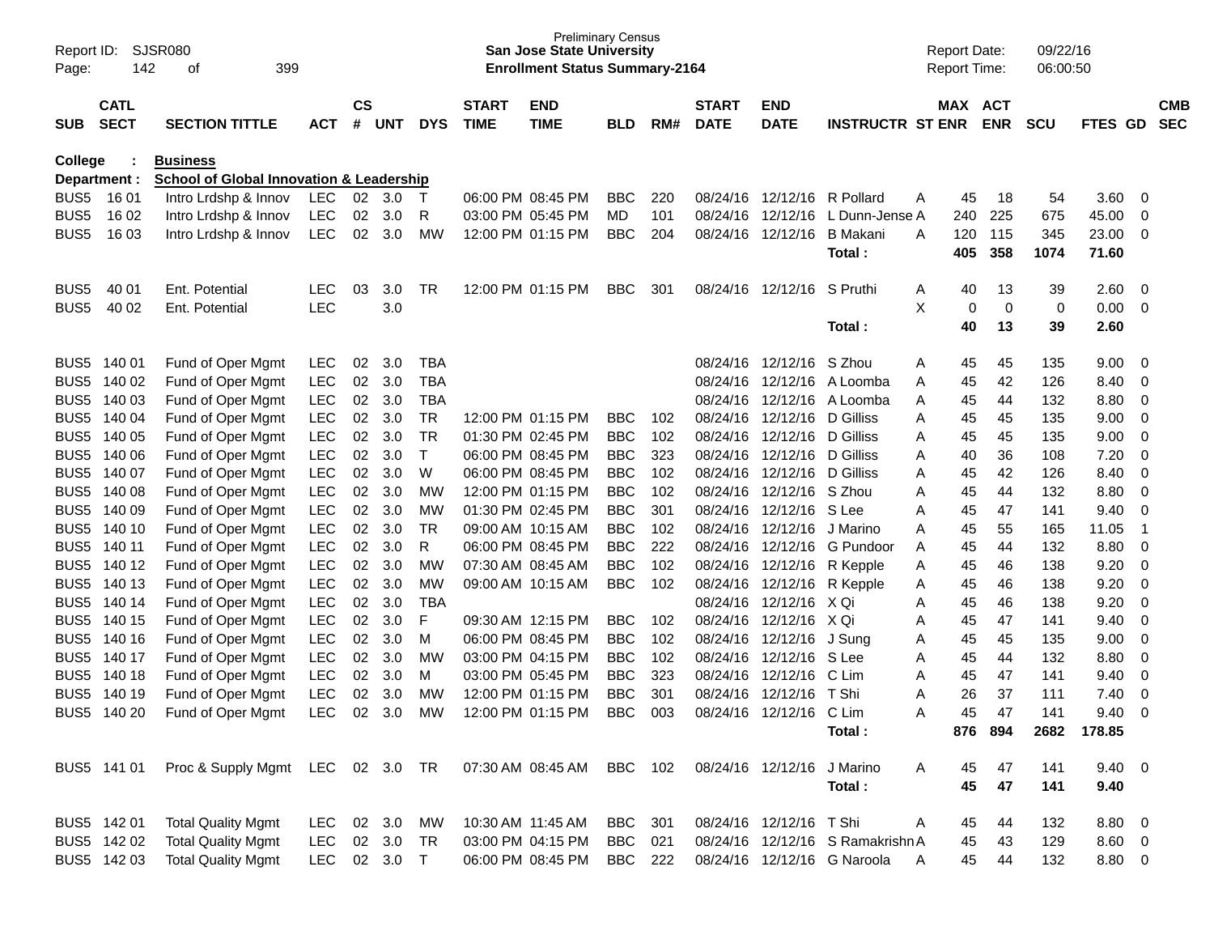Preliminary Census
**San Jose State University**
**Enrollment Status Summary-2164**

Report ID: SJSR080
Report Date: 09/22/16
Report Time: 06:00:50

**College : Business**
**Department : School of Global Innovation & Leadership**

| SUB | CATL SECT | SECTION TITTLE | ACT | CS # | UNT | DYS | START TIME | END TIME | BLD | RM# | START DATE | END DATE | INSTRUCTR | ST | MAX ENR | ACT ENR | SCU | FTES | GD | CMB SEC |
|---|---|---|---|---|---|---|---|---|---|---|---|---|---|---|---|---|---|---|---|---|
| BUS5 | 16 01 | Intro Lrdshp & Innov | LEC | 02 | 3.0 | T | 06:00 PM | 08:45 PM | BBC | 220 | 08/24/16 | 12/12/16 | R Pollard | A | 45 | 18 | 54 | 3.60 | 0 | |
| BUS5 | 16 02 | Intro Lrdshp & Innov | LEC | 02 | 3.0 | R | 03:00 PM | 05:45 PM | MD | 101 | 08/24/16 | 12/12/16 | L Dunn-Jense | A | 240 | 225 | 675 | 45.00 | 0 | |
| BUS5 | 16 03 | Intro Lrdshp & Innov | LEC | 02 | 3.0 | MW | 12:00 PM | 01:15 PM | BBC | 204 | 08/24/16 | 12/12/16 | B Makani | A | 120 | 115 | 345 | 23.00 | 0 | |
| | | | | | | | | | | | | | **Total :** | | **405** | **358** | **1074** | **71.60** | | |
| BUS5 | 40 01 | Ent. Potential | LEC | 03 | 3.0 | TR | 12:00 PM | 01:15 PM | BBC | 301 | 08/24/16 | 12/12/16 | S Pruthi | A | 40 | 13 | 39 | 2.60 | 0 | |
| BUS5 | 40 02 | Ent. Potential | LEC | | 3.0 | | | | | | | | | X | 0 | 0 | 0 | 0.00 | 0 | |
| | | | | | | | | | | | | | **Total :** | | **40** | **13** | **39** | **2.60** | | |
| BUS5 | 140 01 | Fund of Oper Mgmt | LEC | 02 | 3.0 | TBA | | | | | 08/24/16 | 12/12/16 | S Zhou | A | 45 | 45 | 135 | 9.00 | 0 | |
| BUS5 | 140 02 | Fund of Oper Mgmt | LEC | 02 | 3.0 | TBA | | | | | 08/24/16 | 12/12/16 | A Loomba | A | 45 | 42 | 126 | 8.40 | 0 | |
| BUS5 | 140 03 | Fund of Oper Mgmt | LEC | 02 | 3.0 | TBA | | | | | 08/24/16 | 12/12/16 | A Loomba | A | 45 | 44 | 132 | 8.80 | 0 | |
| BUS5 | 140 04 | Fund of Oper Mgmt | LEC | 02 | 3.0 | TR | 12:00 PM | 01:15 PM | BBC | 102 | 08/24/16 | 12/12/16 | D Gilliss | A | 45 | 45 | 135 | 9.00 | 0 | |
| BUS5 | 140 05 | Fund of Oper Mgmt | LEC | 02 | 3.0 | TR | 01:30 PM | 02:45 PM | BBC | 102 | 08/24/16 | 12/12/16 | D Gilliss | A | 45 | 45 | 135 | 9.00 | 0 | |
| BUS5 | 140 06 | Fund of Oper Mgmt | LEC | 02 | 3.0 | T | 06:00 PM | 08:45 PM | BBC | 323 | 08/24/16 | 12/12/16 | D Gilliss | A | 40 | 36 | 108 | 7.20 | 0 | |
| BUS5 | 140 07 | Fund of Oper Mgmt | LEC | 02 | 3.0 | W | 06:00 PM | 08:45 PM | BBC | 102 | 08/24/16 | 12/12/16 | D Gilliss | A | 45 | 42 | 126 | 8.40 | 0 | |
| BUS5 | 140 08 | Fund of Oper Mgmt | LEC | 02 | 3.0 | MW | 12:00 PM | 01:15 PM | BBC | 102 | 08/24/16 | 12/12/16 | S Zhou | A | 45 | 44 | 132 | 8.80 | 0 | |
| BUS5 | 140 09 | Fund of Oper Mgmt | LEC | 02 | 3.0 | MW | 01:30 PM | 02:45 PM | BBC | 301 | 08/24/16 | 12/12/16 | S Lee | A | 45 | 47 | 141 | 9.40 | 0 | |
| BUS5 | 140 10 | Fund of Oper Mgmt | LEC | 02 | 3.0 | TR | 09:00 AM | 10:15 AM | BBC | 102 | 08/24/16 | 12/12/16 | J Marino | A | 45 | 55 | 165 | 11.05 | 1 | |
| BUS5 | 140 11 | Fund of Oper Mgmt | LEC | 02 | 3.0 | R | 06:00 PM | 08:45 PM | BBC | 222 | 08/24/16 | 12/12/16 | G Pundoor | A | 45 | 44 | 132 | 8.80 | 0 | |
| BUS5 | 140 12 | Fund of Oper Mgmt | LEC | 02 | 3.0 | MW | 07:30 AM | 08:45 AM | BBC | 102 | 08/24/16 | 12/12/16 | R Kepple | A | 45 | 46 | 138 | 9.20 | 0 | |
| BUS5 | 140 13 | Fund of Oper Mgmt | LEC | 02 | 3.0 | MW | 09:00 AM | 10:15 AM | BBC | 102 | 08/24/16 | 12/12/16 | R Kepple | A | 45 | 46 | 138 | 9.20 | 0 | |
| BUS5 | 140 14 | Fund of Oper Mgmt | LEC | 02 | 3.0 | TBA | | | | | 08/24/16 | 12/12/16 | X Qi | A | 45 | 46 | 138 | 9.20 | 0 | |
| BUS5 | 140 15 | Fund of Oper Mgmt | LEC | 02 | 3.0 | F | 09:30 AM | 12:15 PM | BBC | 102 | 08/24/16 | 12/12/16 | X Qi | A | 45 | 47 | 141 | 9.40 | 0 | |
| BUS5 | 140 16 | Fund of Oper Mgmt | LEC | 02 | 3.0 | M | 06:00 PM | 08:45 PM | BBC | 102 | 08/24/16 | 12/12/16 | J Sung | A | 45 | 45 | 135 | 9.00 | 0 | |
| BUS5 | 140 17 | Fund of Oper Mgmt | LEC | 02 | 3.0 | MW | 03:00 PM | 04:15 PM | BBC | 102 | 08/24/16 | 12/12/16 | S Lee | A | 45 | 44 | 132 | 8.80 | 0 | |
| BUS5 | 140 18 | Fund of Oper Mgmt | LEC | 02 | 3.0 | M | 03:00 PM | 05:45 PM | BBC | 323 | 08/24/16 | 12/12/16 | C Lim | A | 45 | 47 | 141 | 9.40 | 0 | |
| BUS5 | 140 19 | Fund of Oper Mgmt | LEC | 02 | 3.0 | MW | 12:00 PM | 01:15 PM | BBC | 301 | 08/24/16 | 12/12/16 | T Shi | A | 26 | 37 | 111 | 7.40 | 0 | |
| BUS5 | 140 20 | Fund of Oper Mgmt | LEC | 02 | 3.0 | MW | 12:00 PM | 01:15 PM | BBC | 003 | 08/24/16 | 12/12/16 | C Lim | A | 45 | 47 | 141 | 9.40 | 0 | |
| | | | | | | | | | | | | | **Total :** | | **876** | **894** | **2682** | **178.85** | | |
| BUS5 | 141 01 | Proc & Supply Mgmt | LEC | 02 | 3.0 | TR | 07:30 AM | 08:45 AM | BBC | 102 | 08/24/16 | 12/12/16 | J Marino | A | 45 | 47 | 141 | 9.40 | 0 | |
| | | | | | | | | | | | | | **Total :** | | **45** | **47** | **141** | **9.40** | | |
| BUS5 | 142 01 | Total Quality Mgmt | LEC | 02 | 3.0 | MW | 10:30 AM | 11:45 AM | BBC | 301 | 08/24/16 | 12/12/16 | T Shi | A | 45 | 44 | 132 | 8.80 | 0 | |
| BUS5 | 142 02 | Total Quality Mgmt | LEC | 02 | 3.0 | TR | 03:00 PM | 04:15 PM | BBC | 021 | 08/24/16 | 12/12/16 | S Ramakrishn | A | 45 | 43 | 129 | 8.60 | 0 | |
| BUS5 | 142 03 | Total Quality Mgmt | LEC | 02 | 3.0 | T | 06:00 PM | 08:45 PM | BBC | 222 | 08/24/16 | 12/12/16 | G Naroola | A | 45 | 44 | 132 | 8.80 | 0 | |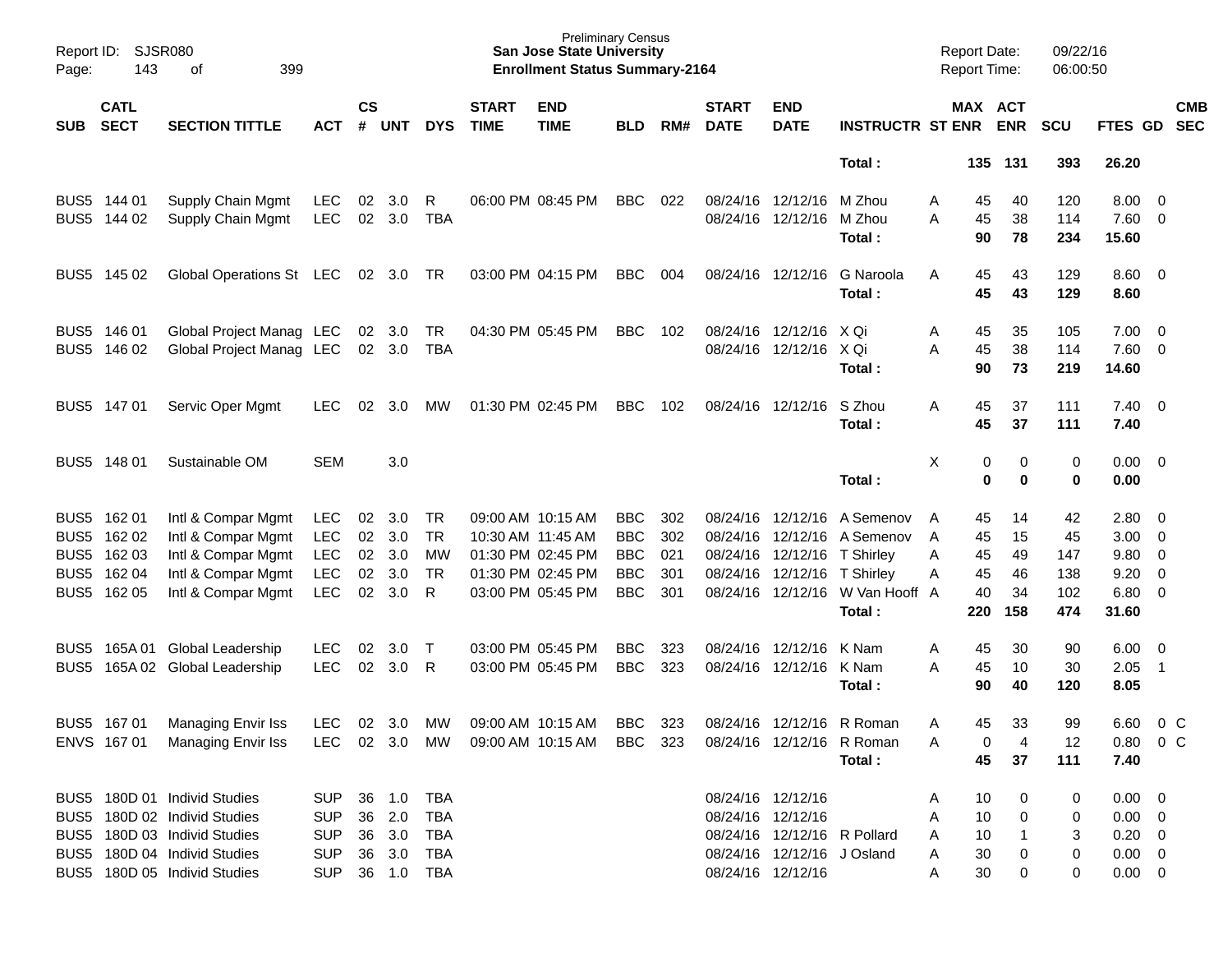| SUB | CATL SECT | SECTION TITTLE | ACT | CS # | UNT | DYS | START TIME | END TIME | BLD | RM# | START DATE | END DATE | INSTRUCTR | ST | MAX ENR | ACT ENR | SCU | FTES | GD | CMB SEC |
|---|---|---|---|---|---|---|---|---|---|---|---|---|---|---|---|---|---|---|---|---|
| | | | | | | | | | | | | | Total : | | 135 | 131 | 393 | 26.20 | | |
| BUS5 | 144 01 | Supply Chain Mgmt | LEC | 02 | 3.0 | R | 06:00 PM | 08:45 PM | BBC | 022 | 08/24/16 | 12/12/16 | M Zhou | A | 45 | 40 | 120 | 8.00 | 0 | |
| BUS5 | 144 02 | Supply Chain Mgmt | LEC | 02 | 3.0 | TBA | | | | | 08/24/16 | 12/12/16 | M Zhou | A | 45 | 38 | 114 | 7.60 | 0 | |
| | | | | | | | | | | | | | Total : | | 90 | 78 | 234 | 15.60 | | |
| BUS5 | 145 02 | Global Operations St | LEC | 02 | 3.0 | TR | 03:00 PM | 04:15 PM | BBC | 004 | 08/24/16 | 12/12/16 | G Naroola | A | 45 | 43 | 129 | 8.60 | 0 | |
| | | | | | | | | | | | | | Total : | | 45 | 43 | 129 | 8.60 | | |
| BUS5 | 146 01 | Global Project Manag | LEC | 02 | 3.0 | TR | 04:30 PM | 05:45 PM | BBC | 102 | 08/24/16 | 12/12/16 | X Qi | A | 45 | 35 | 105 | 7.00 | 0 | |
| BUS5 | 146 02 | Global Project Manag | LEC | 02 | 3.0 | TBA | | | | | 08/24/16 | 12/12/16 | X Qi | A | 45 | 38 | 114 | 7.60 | 0 | |
| | | | | | | | | | | | | | Total : | | 90 | 73 | 219 | 14.60 | | |
| BUS5 | 147 01 | Servic Oper Mgmt | LEC | 02 | 3.0 | MW | 01:30 PM | 02:45 PM | BBC | 102 | 08/24/16 | 12/12/16 | S Zhou | A | 45 | 37 | 111 | 7.40 | 0 | |
| | | | | | | | | | | | | | Total : | | 45 | 37 | 111 | 7.40 | | |
| BUS5 | 148 01 | Sustainable OM | SEM | | 3.0 | | | | | | | | | X | 0 | 0 | 0 | 0.00 | 0 | |
| | | | | | | | | | | | | | Total : | | 0 | 0 | 0 | 0.00 | | |
| BUS5 | 162 01 | Intl & Compar Mgmt | LEC | 02 | 3.0 | TR | 09:00 AM | 10:15 AM | BBC | 302 | 08/24/16 | 12/12/16 | A Semenov | A | 45 | 14 | 42 | 2.80 | 0 | |
| BUS5 | 162 02 | Intl & Compar Mgmt | LEC | 02 | 3.0 | TR | 10:30 AM | 11:45 AM | BBC | 302 | 08/24/16 | 12/12/16 | A Semenov | A | 45 | 15 | 45 | 3.00 | 0 | |
| BUS5 | 162 03 | Intl & Compar Mgmt | LEC | 02 | 3.0 | MW | 01:30 PM | 02:45 PM | BBC | 021 | 08/24/16 | 12/12/16 | T Shirley | A | 45 | 49 | 147 | 9.80 | 0 | |
| BUS5 | 162 04 | Intl & Compar Mgmt | LEC | 02 | 3.0 | TR | 01:30 PM | 02:45 PM | BBC | 301 | 08/24/16 | 12/12/16 | T Shirley | A | 45 | 46 | 138 | 9.20 | 0 | |
| BUS5 | 162 05 | Intl & Compar Mgmt | LEC | 02 | 3.0 | R | 03:00 PM | 05:45 PM | BBC | 301 | 08/24/16 | 12/12/16 | W Van Hooff | A | 40 | 34 | 102 | 6.80 | 0 | |
| | | | | | | | | | | | | | Total : | | 220 | 158 | 474 | 31.60 | | |
| BUS5 | 165A 01 | Global Leadership | LEC | 02 | 3.0 | T | 03:00 PM | 05:45 PM | BBC | 323 | 08/24/16 | 12/12/16 | K Nam | A | 45 | 30 | 90 | 6.00 | 0 | |
| BUS5 | 165A 02 | Global Leadership | LEC | 02 | 3.0 | R | 03:00 PM | 05:45 PM | BBC | 323 | 08/24/16 | 12/12/16 | K Nam | A | 45 | 10 | 30 | 2.05 | 1 | |
| | | | | | | | | | | | | | Total : | | 90 | 40 | 120 | 8.05 | | |
| BUS5 | 167 01 | Managing Envir Iss | LEC | 02 | 3.0 | MW | 09:00 AM | 10:15 AM | BBC | 323 | 08/24/16 | 12/12/16 | R Roman | A | 45 | 33 | 99 | 6.60 | 0 | C |
| ENVS | 167 01 | Managing Envir Iss | LEC | 02 | 3.0 | MW | 09:00 AM | 10:15 AM | BBC | 323 | 08/24/16 | 12/12/16 | R Roman | A | 0 | 4 | 12 | 0.80 | 0 | C |
| | | | | | | | | | | | | | Total : | | 45 | 37 | 111 | 7.40 | | |
| BUS5 | 180D 01 | Individ Studies | SUP | 36 | 1.0 | TBA | | | | | 08/24/16 | 12/12/16 | | A | 10 | 0 | 0 | 0.00 | 0 | |
| BUS5 | 180D 02 | Individ Studies | SUP | 36 | 2.0 | TBA | | | | | 08/24/16 | 12/12/16 | | A | 10 | 0 | 0 | 0.00 | 0 | |
| BUS5 | 180D 03 | Individ Studies | SUP | 36 | 3.0 | TBA | | | | | 08/24/16 | 12/12/16 | R Pollard | A | 10 | 1 | 3 | 0.20 | 0 | |
| BUS5 | 180D 04 | Individ Studies | SUP | 36 | 3.0 | TBA | | | | | 08/24/16 | 12/12/16 | J Osland | A | 30 | 0 | 0 | 0.00 | 0 | |
| BUS5 | 180D 05 | Individ Studies | SUP | 36 | 1.0 | TBA | | | | | 08/24/16 | 12/12/16 | | A | 30 | 0 | 0 | 0.00 | 0 | |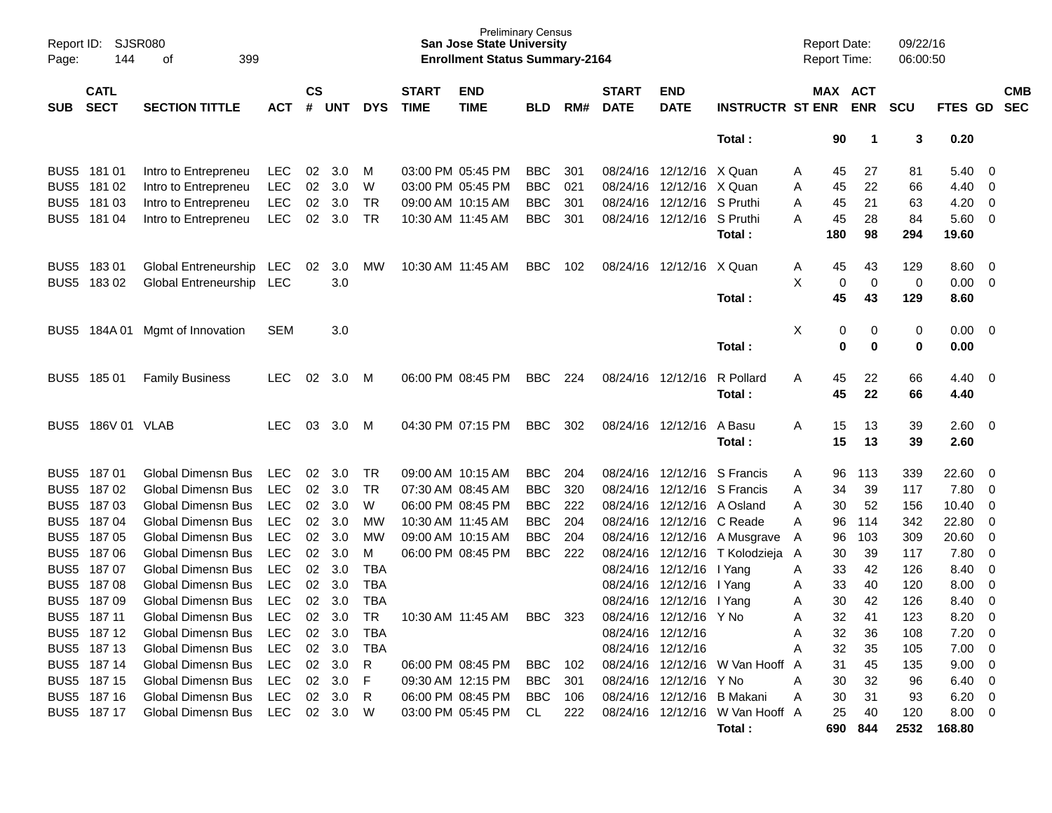Report ID: SJSR080
Page: 144 of 399

Preliminary Census
**San Jose State University**
**Enrollment Status Summary-2164**

Report Date: 09/22/16
Report Time: 06:00:50

| SUB | CATL SECT | SECTION TITTLE | ACT | CS # | UNT | DYS | START TIME | END TIME | BLD | RM# | START DATE | END DATE | INSTRUCTR | ST | MAX ENR | ACT ENR | SCU | FTES | GD | CMB SEC |
|---|---|---|---|---|---|---|---|---|---|---|---|---|---|---|---|---|---|---|---|---|
| | | | | | | | | | | | | | **Total :** | | **90** | **1** | **3** | **0.20** | | |
| BUS5 | 181 01 | Intro to Entrepreneu | LEC | 02 | 3.0 | M | 03:00 PM | 05:45 PM | BBC | 301 | 08/24/16 | 12/12/16 | X Quan | A | 45 | 27 | 81 | 5.40 | 0 | |
| BUS5 | 181 02 | Intro to Entrepreneu | LEC | 02 | 3.0 | W | 03:00 PM | 05:45 PM | BBC | 021 | 08/24/16 | 12/12/16 | X Quan | A | 45 | 22 | 66 | 4.40 | 0 | |
| BUS5 | 181 03 | Intro to Entrepreneu | LEC | 02 | 3.0 | TR | 09:00 AM | 10:15 AM | BBC | 301 | 08/24/16 | 12/12/16 | S Pruthi | A | 45 | 21 | 63 | 4.20 | 0 | |
| BUS5 | 181 04 | Intro to Entrepreneu | LEC | 02 | 3.0 | TR | 10:30 AM | 11:45 AM | BBC | 301 | 08/24/16 | 12/12/16 | S Pruthi | A | 45 | 28 | 84 | 5.60 | 0 | |
| | | | | | | | | | | | | | **Total :** | | **180** | **98** | **294** | **19.60** | | |
| BUS5 | 183 01 | Global Entreneurship | LEC | 02 | 3.0 | MW | 10:30 AM | 11:45 AM | BBC | 102 | 08/24/16 | 12/12/16 | X Quan | A | 45 | 43 | 129 | 8.60 | 0 | |
| BUS5 | 183 02 | Global Entreneurship | LEC | | 3.0 | | | | | | | | | X | 0 | 0 | 0 | 0.00 | 0 | |
| | | | | | | | | | | | | | **Total :** | | **45** | **43** | **129** | **8.60** | | |
| BUS5 | 184A 01 | Mgmt of Innovation | SEM | | 3.0 | | | | | | | | | X | 0 | 0 | 0 | 0.00 | 0 | |
| | | | | | | | | | | | | | **Total :** | | **0** | **0** | **0** | **0.00** | | |
| BUS5 | 185 01 | Family Business | LEC | 02 | 3.0 | M | 06:00 PM | 08:45 PM | BBC | 224 | 08/24/16 | 12/12/16 | R Pollard | A | 45 | 22 | 66 | 4.40 | 0 | |
| | | | | | | | | | | | | | **Total :** | | **45** | **22** | **66** | **4.40** | | |
| BUS5 | 186V 01 | VLAB | LEC | 03 | 3.0 | M | 04:30 PM | 07:15 PM | BBC | 302 | 08/24/16 | 12/12/16 | A Basu | A | 15 | 13 | 39 | 2.60 | 0 | |
| | | | | | | | | | | | | | **Total :** | | **15** | **13** | **39** | **2.60** | | |
| BUS5 | 187 01 | Global Dimensn Bus | LEC | 02 | 3.0 | TR | 09:00 AM | 10:15 AM | BBC | 204 | 08/24/16 | 12/12/16 | S Francis | A | 96 | 113 | 339 | 22.60 | 0 | |
| BUS5 | 187 02 | Global Dimensn Bus | LEC | 02 | 3.0 | TR | 07:30 AM | 08:45 AM | BBC | 320 | 08/24/16 | 12/12/16 | S Francis | A | 34 | 39 | 117 | 7.80 | 0 | |
| BUS5 | 187 03 | Global Dimensn Bus | LEC | 02 | 3.0 | W | 06:00 PM | 08:45 PM | BBC | 222 | 08/24/16 | 12/12/16 | A Osland | A | 30 | 52 | 156 | 10.40 | 0 | |
| BUS5 | 187 04 | Global Dimensn Bus | LEC | 02 | 3.0 | MW | 10:30 AM | 11:45 AM | BBC | 204 | 08/24/16 | 12/12/16 | C Reade | A | 96 | 114 | 342 | 22.80 | 0 | |
| BUS5 | 187 05 | Global Dimensn Bus | LEC | 02 | 3.0 | MW | 09:00 AM | 10:15 AM | BBC | 204 | 08/24/16 | 12/12/16 | A Musgrave | A | 96 | 103 | 309 | 20.60 | 0 | |
| BUS5 | 187 06 | Global Dimensn Bus | LEC | 02 | 3.0 | M | 06:00 PM | 08:45 PM | BBC | 222 | 08/24/16 | 12/12/16 | T Kolodziej a | A | 30 | 39 | 117 | 7.80 | 0 | |
| BUS5 | 187 07 | Global Dimensn Bus | LEC | 02 | 3.0 | TBA | | | | | 08/24/16 | 12/12/16 | I Yang | A | 33 | 42 | 126 | 8.40 | 0 | |
| BUS5 | 187 08 | Global Dimensn Bus | LEC | 02 | 3.0 | TBA | | | | | 08/24/16 | 12/12/16 | I Yang | A | 33 | 40 | 120 | 8.00 | 0 | |
| BUS5 | 187 09 | Global Dimensn Bus | LEC | 02 | 3.0 | TBA | | | | | 08/24/16 | 12/12/16 | I Yang | A | 30 | 42 | 126 | 8.40 | 0 | |
| BUS5 | 187 11 | Global Dimensn Bus | LEC | 02 | 3.0 | TR | 10:30 AM | 11:45 AM | BBC | 323 | 08/24/16 | 12/12/16 | Y No | A | 32 | 41 | 123 | 8.20 | 0 | |
| BUS5 | 187 12 | Global Dimensn Bus | LEC | 02 | 3.0 | TBA | | | | | 08/24/16 | 12/12/16 | | A | 32 | 36 | 108 | 7.20 | 0 | |
| BUS5 | 187 13 | Global Dimensn Bus | LEC | 02 | 3.0 | TBA | | | | | 08/24/16 | 12/12/16 | | A | 32 | 35 | 105 | 7.00 | 0 | |
| BUS5 | 187 14 | Global Dimensn Bus | LEC | 02 | 3.0 | R | 06:00 PM | 08:45 PM | BBC | 102 | 08/24/16 | 12/12/16 | W Van Hooff | A | 31 | 45 | 135 | 9.00 | 0 | |
| BUS5 | 187 15 | Global Dimensn Bus | LEC | 02 | 3.0 | F | 09:30 AM | 12:15 PM | BBC | 301 | 08/24/16 | 12/12/16 | Y No | A | 30 | 32 | 96 | 6.40 | 0 | |
| BUS5 | 187 16 | Global Dimensn Bus | LEC | 02 | 3.0 | R | 06:00 PM | 08:45 PM | BBC | 106 | 08/24/16 | 12/12/16 | B Makani | A | 30 | 31 | 93 | 6.20 | 0 | |
| BUS5 | 187 17 | Global Dimensn Bus | LEC | 02 | 3.0 | W | 03:00 PM | 05:45 PM | CL | 222 | 08/24/16 | 12/12/16 | W Van Hooff | A | 25 | 40 | 120 | 8.00 | 0 | |
| | | | | | | | | | | | | | **Total :** | | **690** | **844** | **2532** | **168.80** | | |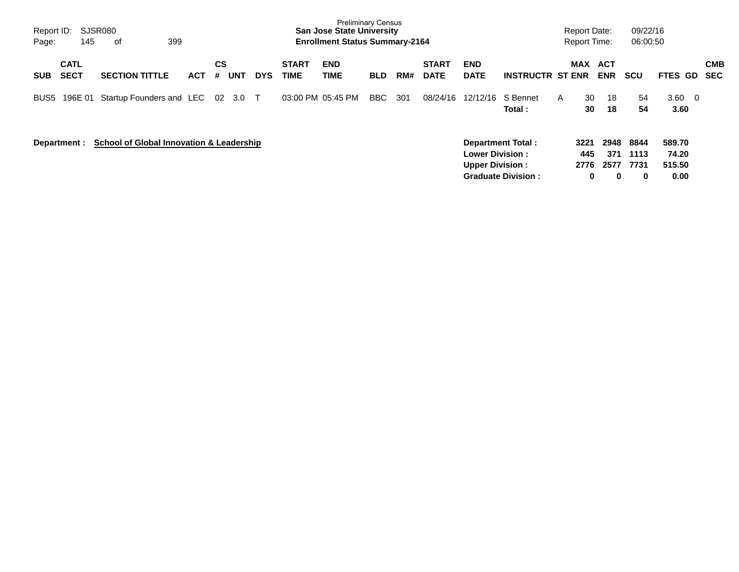Preliminary Census
**San Jose State University**
**Enrollment Status Summary-2164**

Report ID: SJSR080
Report Date: 09/22/16
Report Time: 06:00:50

| SUB | CATL SECT | SECTION TITTLE | ACT | CS # | UNT | DYS | START TIME | END TIME | BLD | RM# | START DATE | END DATE | INSTRUCTR | ST | MAX ENR | ACT ENR | SCU | FTES | GD | CMB SEC |
|---|---|---|---|---|---|---|---|---|---|---|---|---|---|---|---|---|---|---|---|---|
| BUS5 | 196E 01 | Startup Founders and | LEC | 02 | 3.0 | T | 03:00 PM | 05:45 PM | BBC | 301 | 08/24/16 | 12/12/16 | S Bennet | A | 30 | 18 | 54 | 3.60 | 0 | |
| | | | | | | | | | | | | | **Total :** | | **30** | **18** | **54** | **3.60** | | |

**Department : School of Global Innovation & Leadership**

| | MAX ENR | ACT ENR | SCU | FTES |
|---|---|---|---|---|
| **Department Total :** | **3221** | **2948** | **8844** | **589.70** |
| **Lower Division :** | **445** | **371** | **1113** | **74.20** |
| **Upper Division :** | **2776** | **2577** | **7731** | **515.50** |
| **Graduate Division :** | **0** | **0** | **0** | **0.00** |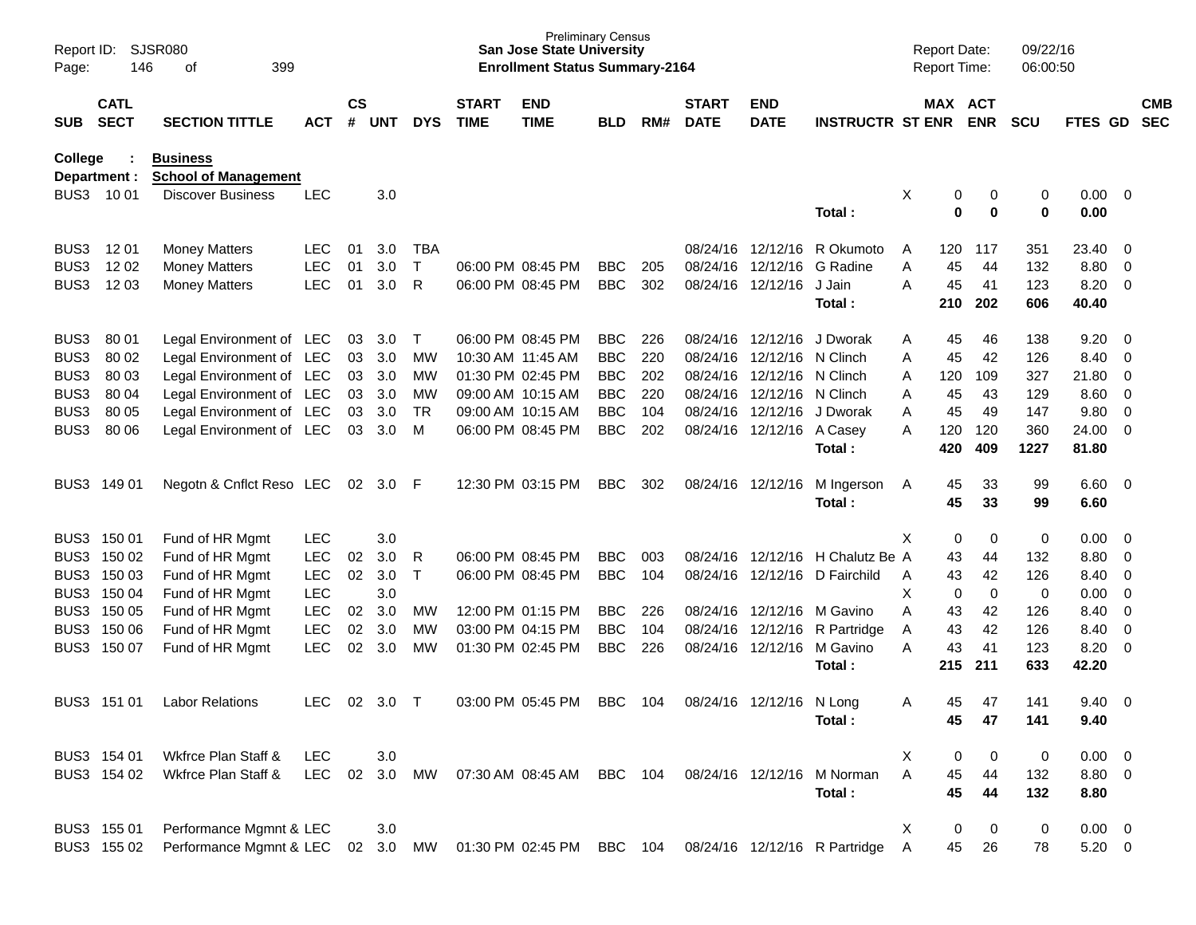Preliminary Census
**San Jose State University**
**Enrollment Status Summary-2164**

Report ID: SJSR080
Report Date: 09/22/16
Report Time: 06:00:50

**College : Business**
**Department : School of Management**

| SUB | CATL SECT | SECTION TITTLE | ACT | CS # | UNT | DYS | START TIME | END TIME | BLD | RM# | START DATE | END DATE | INSTRUCTR | ST | MAX ENR | ACT ENR | SCU | FTES | GD | CMB SEC |
|---|---|---|---|---|---|---|---|---|---|---|---|---|---|---|---|---|---|---|---|---|
| BUS3 | 10 01 | Discover Business | LEC | | 3.0 | | | | | | | | | X | 0 | 0 | 0 | 0.00 | 0 | |
| | | | | | | | | | | | | | Total : | | **0** | **0** | **0** | **0.00** | | |
| BUS3 | 12 01 | Money Matters | LEC | 01 | 3.0 | TBA | | | | | 08/24/16 | 12/12/16 | R Okumoto | A | 120 | 117 | 351 | 23.40 | 0 | |
| BUS3 | 12 02 | Money Matters | LEC | 01 | 3.0 | T | 06:00 PM | 08:45 PM | BBC | 205 | 08/24/16 | 12/12/16 | G Radine | A | 45 | 44 | 132 | 8.80 | 0 | |
| BUS3 | 12 03 | Money Matters | LEC | 01 | 3.0 | R | 06:00 PM | 08:45 PM | BBC | 302 | 08/24/16 | 12/12/16 | J Jain | A | 45 | 41 | 123 | 8.20 | 0 | |
| | | | | | | | | | | | | | Total : | | **210** | **202** | **606** | **40.40** | | |
| BUS3 | 80 01 | Legal Environment of | LEC | 03 | 3.0 | T | 06:00 PM | 08:45 PM | BBC | 226 | 08/24/16 | 12/12/16 | J Dworak | A | 45 | 46 | 138 | 9.20 | 0 | |
| BUS3 | 80 02 | Legal Environment of | LEC | 03 | 3.0 | MW | 10:30 AM | 11:45 AM | BBC | 220 | 08/24/16 | 12/12/16 | N Clinch | A | 45 | 42 | 126 | 8.40 | 0 | |
| BUS3 | 80 03 | Legal Environment of | LEC | 03 | 3.0 | MW | 01:30 PM | 02:45 PM | BBC | 202 | 08/24/16 | 12/12/16 | N Clinch | A | 120 | 109 | 327 | 21.80 | 0 | |
| BUS3 | 80 04 | Legal Environment of | LEC | 03 | 3.0 | MW | 09:00 AM | 10:15 AM | BBC | 220 | 08/24/16 | 12/12/16 | N Clinch | A | 45 | 43 | 129 | 8.60 | 0 | |
| BUS3 | 80 05 | Legal Environment of | LEC | 03 | 3.0 | TR | 09:00 AM | 10:15 AM | BBC | 104 | 08/24/16 | 12/12/16 | J Dworak | A | 45 | 49 | 147 | 9.80 | 0 | |
| BUS3 | 80 06 | Legal Environment of | LEC | 03 | 3.0 | M | 06:00 PM | 08:45 PM | BBC | 202 | 08/24/16 | 12/12/16 | A Casey | A | 120 | 120 | 360 | 24.00 | 0 | |
| | | | | | | | | | | | | | Total : | | **420** | **409** | **1227** | **81.80** | | |
| BUS3 | 149 01 | Negotn & Cnflct Reso | LEC | 02 | 3.0 | F | 12:30 PM | 03:15 PM | BBC | 302 | 08/24/16 | 12/12/16 | M Ingerson | A | 45 | 33 | 99 | 6.60 | 0 | |
| | | | | | | | | | | | | | Total : | | **45** | **33** | **99** | **6.60** | | |
| BUS3 | 150 01 | Fund of HR Mgmt | LEC | | 3.0 | | | | | | | | | X | 0 | 0 | 0 | 0.00 | 0 | |
| BUS3 | 150 02 | Fund of HR Mgmt | LEC | 02 | 3.0 | R | 06:00 PM | 08:45 PM | BBC | 003 | 08/24/16 | 12/12/16 | H Chalutz Be | A | 43 | 44 | 132 | 8.80 | 0 | |
| BUS3 | 150 03 | Fund of HR Mgmt | LEC | 02 | 3.0 | T | 06:00 PM | 08:45 PM | BBC | 104 | 08/24/16 | 12/12/16 | D Fairchild | A | 43 | 42 | 126 | 8.40 | 0 | |
| BUS3 | 150 04 | Fund of HR Mgmt | LEC | | 3.0 | | | | | | | | | X | 0 | 0 | 0 | 0.00 | 0 | |
| BUS3 | 150 05 | Fund of HR Mgmt | LEC | 02 | 3.0 | MW | 12:00 PM | 01:15 PM | BBC | 226 | 08/24/16 | 12/12/16 | M Gavino | A | 43 | 42 | 126 | 8.40 | 0 | |
| BUS3 | 150 06 | Fund of HR Mgmt | LEC | 02 | 3.0 | MW | 03:00 PM | 04:15 PM | BBC | 104 | 08/24/16 | 12/12/16 | R Partridge | A | 43 | 42 | 126 | 8.40 | 0 | |
| BUS3 | 150 07 | Fund of HR Mgmt | LEC | 02 | 3.0 | MW | 01:30 PM | 02:45 PM | BBC | 226 | 08/24/16 | 12/12/16 | M Gavino | A | 43 | 41 | 123 | 8.20 | 0 | |
| | | | | | | | | | | | | | Total : | | **215** | **211** | **633** | **42.20** | | |
| BUS3 | 151 01 | Labor Relations | LEC | 02 | 3.0 | T | 03:00 PM | 05:45 PM | BBC | 104 | 08/24/16 | 12/12/16 | N Long | A | 45 | 47 | 141 | 9.40 | 0 | |
| | | | | | | | | | | | | | Total : | | **45** | **47** | **141** | **9.40** | | |
| BUS3 | 154 01 | Wkfrce Plan Staff & | LEC | | 3.0 | | | | | | | | | X | 0 | 0 | 0 | 0.00 | 0 | |
| BUS3 | 154 02 | Wkfrce Plan Staff & | LEC | 02 | 3.0 | MW | 07:30 AM | 08:45 AM | BBC | 104 | 08/24/16 | 12/12/16 | M Norman | A | 45 | 44 | 132 | 8.80 | 0 | |
| | | | | | | | | | | | | | Total : | | **45** | **44** | **132** | **8.80** | | |
| BUS3 | 155 01 | Performance Mgmnt & | LEC | | 3.0 | | | | | | | | | X | 0 | 0 | 0 | 0.00 | 0 | |
| BUS3 | 155 02 | Performance Mgmnt & | LEC | 02 | 3.0 | MW | 01:30 PM | 02:45 PM | BBC | 104 | 08/24/16 | 12/12/16 | R Partridge | A | 45 | 26 | 78 | 5.20 | 0 | |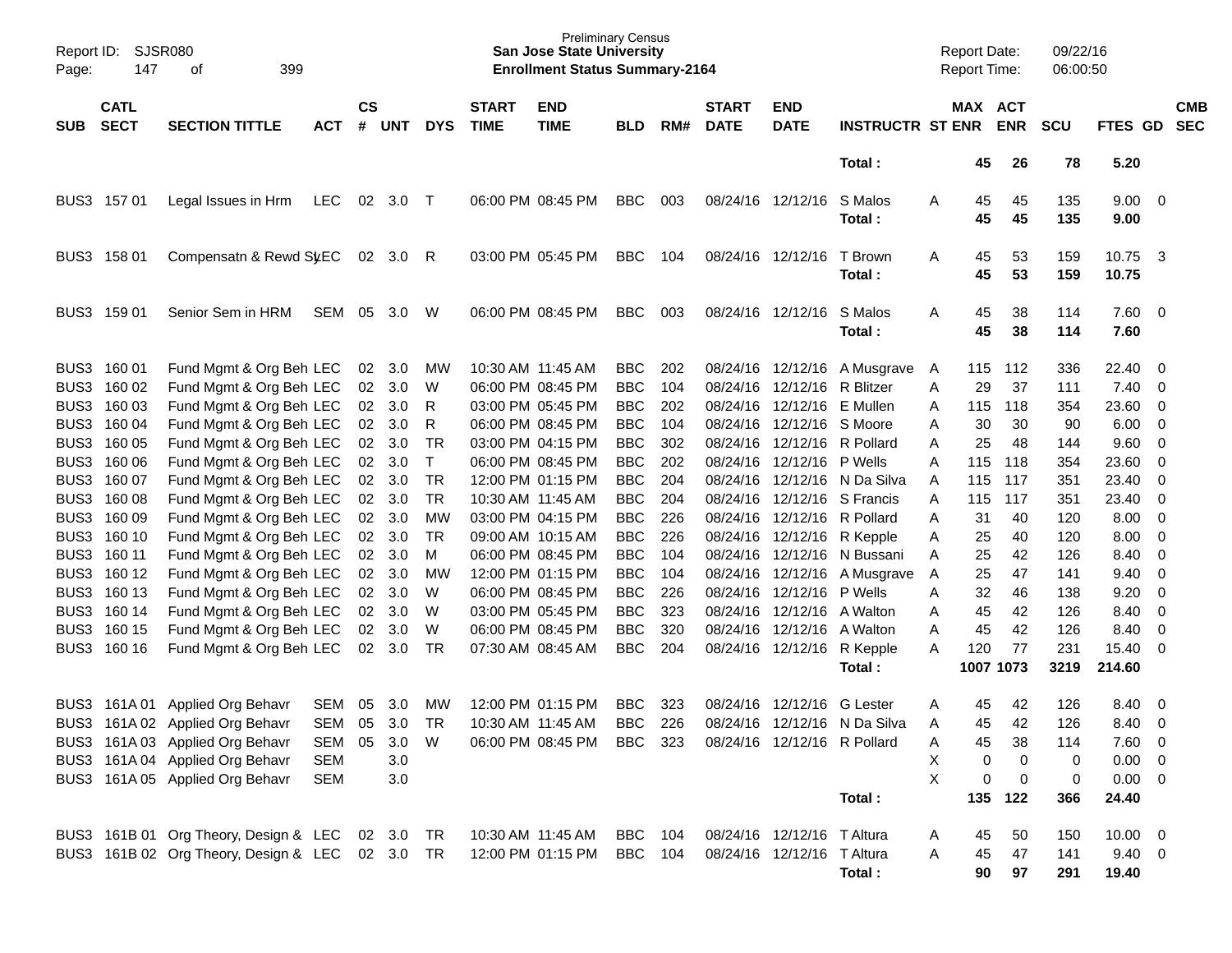Preliminary Census
**San Jose State University**
**Enrollment Status Summary-2164**

Report ID: SJSR080
Report Date: 09/22/16
Report Time: 06:00:50

| SUB | CATL SECT | SECTION TITTLE | ACT | CS # | UNT | DYS | START TIME | END TIME | BLD | RM# | START DATE | END DATE | INSTRUCTR | ST | MAX ENR | ACT ENR | SCU | FTES | GD | CMB SEC |
|---|---|---|---|---|---|---|---|---|---|---|---|---|---|---|---|---|---|---|---|---|
| | | | | | | | | | | | | | **Total :** | | **45** | **26** | **78** | **5.20** | | |
| BUS3 | 157 01 | Legal Issues in Hrm | LEC | 02 | 3.0 | T | 06:00 PM | 08:45 PM | BBC | 003 | 08/24/16 | 12/12/16 | S Malos | A | 45 | 45 | 135 | 9.00 | 0 | |
| | | | | | | | | | | | | | **Total :** | | **45** | **45** | **135** | **9.00** | | |
| BUS3 | 158 01 | Compensatn & Rewd Sys | LEC | 02 | 3.0 | R | 03:00 PM | 05:45 PM | BBC | 104 | 08/24/16 | 12/12/16 | T Brown | A | 45 | 53 | 159 | 10.75 | 3 | |
| | | | | | | | | | | | | | **Total :** | | **45** | **53** | **159** | **10.75** | | |
| BUS3 | 159 01 | Senior Sem in HRM | SEM | 05 | 3.0 | W | 06:00 PM | 08:45 PM | BBC | 003 | 08/24/16 | 12/12/16 | S Malos | A | 45 | 38 | 114 | 7.60 | 0 | |
| | | | | | | | | | | | | | **Total :** | | **45** | **38** | **114** | **7.60** | | |
| BUS3 | 160 01 | Fund Mgmt & Org Beh | LEC | 02 | 3.0 | MW | 10:30 AM | 11:45 AM | BBC | 202 | 08/24/16 | 12/12/16 | A Musgrave | A | 115 | 112 | 336 | 22.40 | 0 | |
| BUS3 | 160 02 | Fund Mgmt & Org Beh | LEC | 02 | 3.0 | W | 06:00 PM | 08:45 PM | BBC | 104 | 08/24/16 | 12/12/16 | R Blitzer | A | 29 | 37 | 111 | 7.40 | 0 | |
| BUS3 | 160 03 | Fund Mgmt & Org Beh | LEC | 02 | 3.0 | R | 03:00 PM | 05:45 PM | BBC | 202 | 08/24/16 | 12/12/16 | E Mullen | A | 115 | 118 | 354 | 23.60 | 0 | |
| BUS3 | 160 04 | Fund Mgmt & Org Beh | LEC | 02 | 3.0 | R | 06:00 PM | 08:45 PM | BBC | 104 | 08/24/16 | 12/12/16 | S Moore | A | 30 | 30 | 90 | 6.00 | 0 | |
| BUS3 | 160 05 | Fund Mgmt & Org Beh | LEC | 02 | 3.0 | TR | 03:00 PM | 04:15 PM | BBC | 302 | 08/24/16 | 12/12/16 | R Pollard | A | 25 | 48 | 144 | 9.60 | 0 | |
| BUS3 | 160 06 | Fund Mgmt & Org Beh | LEC | 02 | 3.0 | T | 06:00 PM | 08:45 PM | BBC | 202 | 08/24/16 | 12/12/16 | P Wells | A | 115 | 118 | 354 | 23.60 | 0 | |
| BUS3 | 160 07 | Fund Mgmt & Org Beh | LEC | 02 | 3.0 | TR | 12:00 PM | 01:15 PM | BBC | 204 | 08/24/16 | 12/12/16 | N Da Silva | A | 115 | 117 | 351 | 23.40 | 0 | |
| BUS3 | 160 08 | Fund Mgmt & Org Beh | LEC | 02 | 3.0 | TR | 10:30 AM | 11:45 AM | BBC | 204 | 08/24/16 | 12/12/16 | S Francis | A | 115 | 117 | 351 | 23.40 | 0 | |
| BUS3 | 160 09 | Fund Mgmt & Org Beh | LEC | 02 | 3.0 | MW | 03:00 PM | 04:15 PM | BBC | 226 | 08/24/16 | 12/12/16 | R Pollard | A | 31 | 40 | 120 | 8.00 | 0 | |
| BUS3 | 160 10 | Fund Mgmt & Org Beh | LEC | 02 | 3.0 | TR | 09:00 AM | 10:15 AM | BBC | 226 | 08/24/16 | 12/12/16 | R Kepple | A | 25 | 40 | 120 | 8.00 | 0 | |
| BUS3 | 160 11 | Fund Mgmt & Org Beh | LEC | 02 | 3.0 | M | 06:00 PM | 08:45 PM | BBC | 104 | 08/24/16 | 12/12/16 | N Bussani | A | 25 | 42 | 126 | 8.40 | 0 | |
| BUS3 | 160 12 | Fund Mgmt & Org Beh | LEC | 02 | 3.0 | MW | 12:00 PM | 01:15 PM | BBC | 104 | 08/24/16 | 12/12/16 | A Musgrave | A | 25 | 47 | 141 | 9.40 | 0 | |
| BUS3 | 160 13 | Fund Mgmt & Org Beh | LEC | 02 | 3.0 | W | 06:00 PM | 08:45 PM | BBC | 226 | 08/24/16 | 12/12/16 | P Wells | A | 32 | 46 | 138 | 9.20 | 0 | |
| BUS3 | 160 14 | Fund Mgmt & Org Beh | LEC | 02 | 3.0 | W | 03:00 PM | 05:45 PM | BBC | 323 | 08/24/16 | 12/12/16 | A Walton | A | 45 | 42 | 126 | 8.40 | 0 | |
| BUS3 | 160 15 | Fund Mgmt & Org Beh | LEC | 02 | 3.0 | W | 06:00 PM | 08:45 PM | BBC | 320 | 08/24/16 | 12/12/16 | A Walton | A | 45 | 42 | 126 | 8.40 | 0 | |
| BUS3 | 160 16 | Fund Mgmt & Org Beh | LEC | 02 | 3.0 | TR | 07:30 AM | 08:45 AM | BBC | 204 | 08/24/16 | 12/12/16 | R Kepple | A | 120 | 77 | 231 | 15.40 | 0 | |
| | | | | | | | | | | | | | **Total :** | | **1007** | **1073** | **3219** | **214.60** | | |
| BUS3 | 161A 01 | Applied Org Behavr | SEM | 05 | 3.0 | MW | 12:00 PM | 01:15 PM | BBC | 323 | 08/24/16 | 12/12/16 | G Lester | A | 45 | 42 | 126 | 8.40 | 0 | |
| BUS3 | 161A 02 | Applied Org Behavr | SEM | 05 | 3.0 | TR | 10:30 AM | 11:45 AM | BBC | 226 | 08/24/16 | 12/12/16 | N Da Silva | A | 45 | 42 | 126 | 8.40 | 0 | |
| BUS3 | 161A 03 | Applied Org Behavr | SEM | 05 | 3.0 | W | 06:00 PM | 08:45 PM | BBC | 323 | 08/24/16 | 12/12/16 | R Pollard | A | 45 | 38 | 114 | 7.60 | 0 | |
| BUS3 | 161A 04 | Applied Org Behavr | SEM | | 3.0 | | | | | | | | | X | 0 | 0 | 0 | 0.00 | 0 | |
| BUS3 | 161A 05 | Applied Org Behavr | SEM | | 3.0 | | | | | | | | | X | 0 | 0 | 0 | 0.00 | 0 | |
| | | | | | | | | | | | | | **Total :** | | **135** | **122** | **366** | **24.40** | | |
| BUS3 | 161B 01 | Org Theory, Design & | LEC | 02 | 3.0 | TR | 10:30 AM | 11:45 AM | BBC | 104 | 08/24/16 | 12/12/16 | T Altura | A | 45 | 50 | 150 | 10.00 | 0 | |
| BUS3 | 161B 02 | Org Theory, Design & | LEC | 02 | 3.0 | TR | 12:00 PM | 01:15 PM | BBC | 104 | 08/24/16 | 12/12/16 | T Altura | A | 45 | 47 | 141 | 9.40 | 0 | |
| | | | | | | | | | | | | | **Total :** | | **90** | **97** | **291** | **19.40** | | |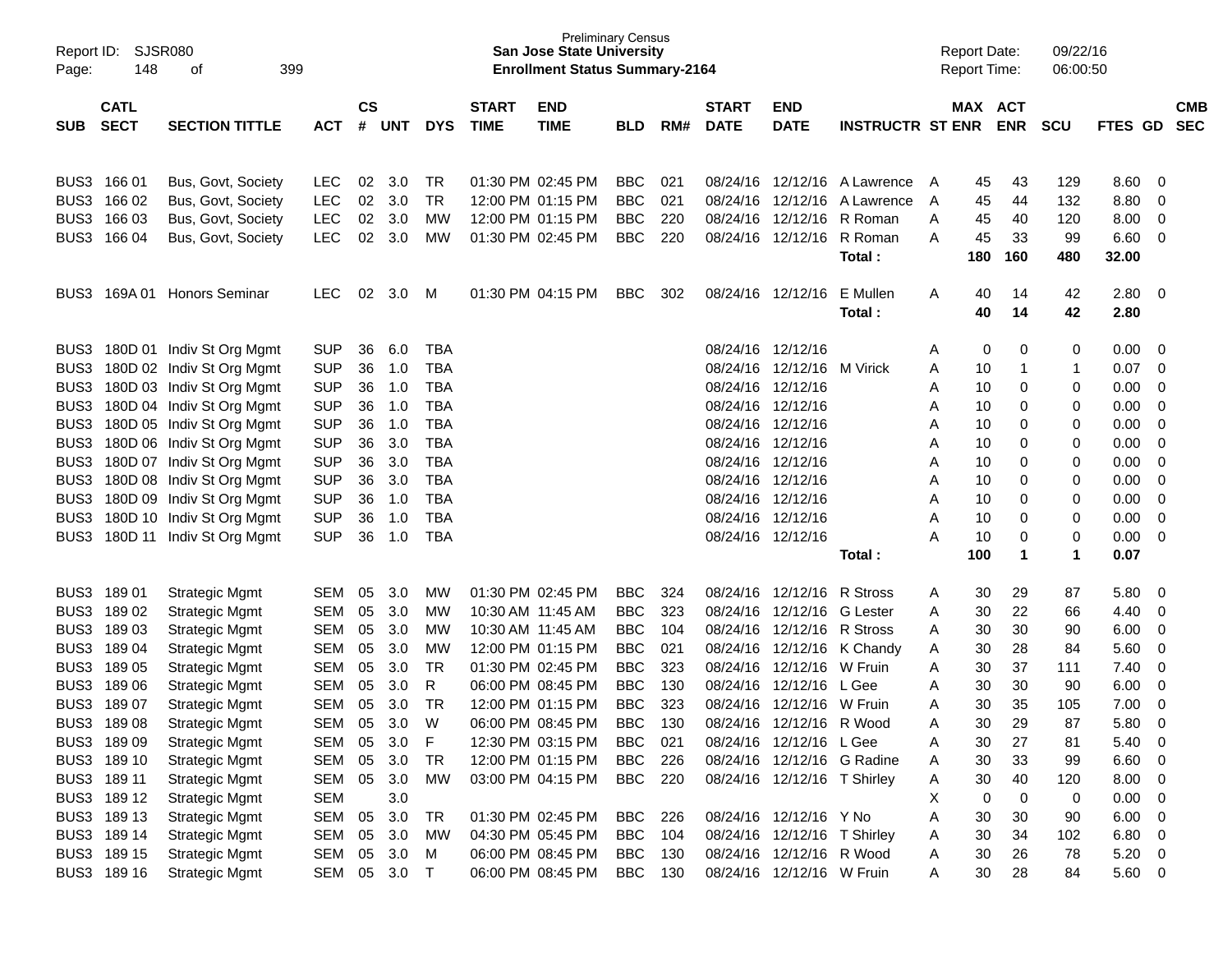Preliminary Census
**San Jose State University**
**Enrollment Status Summary-2164**

Report ID: SJSR080
Report Date: 09/22/16
Report Time: 06:00:50

| SUB | CATL SECT | SECTION TITTLE | ACT | CS # | UNT | DYS | START TIME | END TIME | BLD | RM# | START DATE | END DATE | INSTRUCTR | ST | MAX ENR | ACT ENR | SCU | FTES | GD | CMB SEC |
|---|---|---|---|---|---|---|---|---|---|---|---|---|---|---|---|---|---|---|---|---|
| BUS3 | 166 01 | Bus, Govt, Society | LEC | 02 | 3.0 | TR | 01:30 PM | 02:45 PM | BBC | 021 | 08/24/16 | 12/12/16 | A Lawrence | A | 45 | 43 | 129 | 8.60 | 0 | |
| BUS3 | 166 02 | Bus, Govt, Society | LEC | 02 | 3.0 | TR | 12:00 PM | 01:15 PM | BBC | 021 | 08/24/16 | 12/12/16 | A Lawrence | A | 45 | 44 | 132 | 8.80 | 0 | |
| BUS3 | 166 03 | Bus, Govt, Society | LEC | 02 | 3.0 | MW | 12:00 PM | 01:15 PM | BBC | 220 | 08/24/16 | 12/12/16 | R Roman | A | 45 | 40 | 120 | 8.00 | 0 | |
| BUS3 | 166 04 | Bus, Govt, Society | LEC | 02 | 3.0 | MW | 01:30 PM | 02:45 PM | BBC | 220 | 08/24/16 | 12/12/16 | R Roman | A | 45 | 33 | 99 | 6.60 | 0 | |
| | | | | | | | | | | | | | **Total :** | | **180** | **160** | **480** | **32.00** | | |
| BUS3 | 169A 01 | Honors Seminar | LEC | 02 | 3.0 | M | 01:30 PM | 04:15 PM | BBC | 302 | 08/24/16 | 12/12/16 | E Mullen | A | 40 | 14 | 42 | 2.80 | 0 | |
| | | | | | | | | | | | | | **Total :** | | **40** | **14** | **42** | **2.80** | | |
| BUS3 | 180D 01 | Indiv St Org Mgmt | SUP | 36 | 6.0 | TBA | | | | | 08/24/16 | 12/12/16 | | A | 0 | 0 | 0 | 0.00 | 0 | |
| BUS3 | 180D 02 | Indiv St Org Mgmt | SUP | 36 | 1.0 | TBA | | | | | 08/24/16 | 12/12/16 | M Virick | A | 10 | 1 | 1 | 0.07 | 0 | |
| BUS3 | 180D 03 | Indiv St Org Mgmt | SUP | 36 | 1.0 | TBA | | | | | 08/24/16 | 12/12/16 | | A | 10 | 0 | 0 | 0.00 | 0 | |
| BUS3 | 180D 04 | Indiv St Org Mgmt | SUP | 36 | 1.0 | TBA | | | | | 08/24/16 | 12/12/16 | | A | 10 | 0 | 0 | 0.00 | 0 | |
| BUS3 | 180D 05 | Indiv St Org Mgmt | SUP | 36 | 1.0 | TBA | | | | | 08/24/16 | 12/12/16 | | A | 10 | 0 | 0 | 0.00 | 0 | |
| BUS3 | 180D 06 | Indiv St Org Mgmt | SUP | 36 | 3.0 | TBA | | | | | 08/24/16 | 12/12/16 | | A | 10 | 0 | 0 | 0.00 | 0 | |
| BUS3 | 180D 07 | Indiv St Org Mgmt | SUP | 36 | 3.0 | TBA | | | | | 08/24/16 | 12/12/16 | | A | 10 | 0 | 0 | 0.00 | 0 | |
| BUS3 | 180D 08 | Indiv St Org Mgmt | SUP | 36 | 3.0 | TBA | | | | | 08/24/16 | 12/12/16 | | A | 10 | 0 | 0 | 0.00 | 0 | |
| BUS3 | 180D 09 | Indiv St Org Mgmt | SUP | 36 | 1.0 | TBA | | | | | 08/24/16 | 12/12/16 | | A | 10 | 0 | 0 | 0.00 | 0 | |
| BUS3 | 180D 10 | Indiv St Org Mgmt | SUP | 36 | 1.0 | TBA | | | | | 08/24/16 | 12/12/16 | | A | 10 | 0 | 0 | 0.00 | 0 | |
| BUS3 | 180D 11 | Indiv St Org Mgmt | SUP | 36 | 1.0 | TBA | | | | | 08/24/16 | 12/12/16 | | A | 10 | 0 | 0 | 0.00 | 0 | |
| | | | | | | | | | | | | | **Total :** | | **100** | **1** | **1** | **0.07** | | |
| BUS3 | 189 01 | Strategic Mgmt | SEM | 05 | 3.0 | MW | 01:30 PM | 02:45 PM | BBC | 324 | 08/24/16 | 12/12/16 | R Stross | A | 30 | 29 | 87 | 5.80 | 0 | |
| BUS3 | 189 02 | Strategic Mgmt | SEM | 05 | 3.0 | MW | 10:30 AM | 11:45 AM | BBC | 323 | 08/24/16 | 12/12/16 | G Lester | A | 30 | 22 | 66 | 4.40 | 0 | |
| BUS3 | 189 03 | Strategic Mgmt | SEM | 05 | 3.0 | MW | 10:30 AM | 11:45 AM | BBC | 104 | 08/24/16 | 12/12/16 | R Stross | A | 30 | 30 | 90 | 6.00 | 0 | |
| BUS3 | 189 04 | Strategic Mgmt | SEM | 05 | 3.0 | MW | 12:00 PM | 01:15 PM | BBC | 021 | 08/24/16 | 12/12/16 | K Chandy | A | 30 | 28 | 84 | 5.60 | 0 | |
| BUS3 | 189 05 | Strategic Mgmt | SEM | 05 | 3.0 | TR | 01:30 PM | 02:45 PM | BBC | 323 | 08/24/16 | 12/12/16 | W Fruin | A | 30 | 37 | 111 | 7.40 | 0 | |
| BUS3 | 189 06 | Strategic Mgmt | SEM | 05 | 3.0 | R | 06:00 PM | 08:45 PM | BBC | 130 | 08/24/16 | 12/12/16 | L Gee | A | 30 | 30 | 90 | 6.00 | 0 | |
| BUS3 | 189 07 | Strategic Mgmt | SEM | 05 | 3.0 | TR | 12:00 PM | 01:15 PM | BBC | 323 | 08/24/16 | 12/12/16 | W Fruin | A | 30 | 35 | 105 | 7.00 | 0 | |
| BUS3 | 189 08 | Strategic Mgmt | SEM | 05 | 3.0 | W | 06:00 PM | 08:45 PM | BBC | 130 | 08/24/16 | 12/12/16 | R Wood | A | 30 | 29 | 87 | 5.80 | 0 | |
| BUS3 | 189 09 | Strategic Mgmt | SEM | 05 | 3.0 | F | 12:30 PM | 03:15 PM | BBC | 021 | 08/24/16 | 12/12/16 | L Gee | A | 30 | 27 | 81 | 5.40 | 0 | |
| BUS3 | 189 10 | Strategic Mgmt | SEM | 05 | 3.0 | TR | 12:00 PM | 01:15 PM | BBC | 226 | 08/24/16 | 12/12/16 | G Radine | A | 30 | 33 | 99 | 6.60 | 0 | |
| BUS3 | 189 11 | Strategic Mgmt | SEM | 05 | 3.0 | MW | 03:00 PM | 04:15 PM | BBC | 220 | 08/24/16 | 12/12/16 | T Shirley | A | 30 | 40 | 120 | 8.00 | 0 | |
| BUS3 | 189 12 | Strategic Mgmt | SEM | | 3.0 | | | | | | | | | X | 0 | 0 | 0 | 0.00 | 0 | |
| BUS3 | 189 13 | Strategic Mgmt | SEM | 05 | 3.0 | TR | 01:30 PM | 02:45 PM | BBC | 226 | 08/24/16 | 12/12/16 | Y No | A | 30 | 30 | 90 | 6.00 | 0 | |
| BUS3 | 189 14 | Strategic Mgmt | SEM | 05 | 3.0 | MW | 04:30 PM | 05:45 PM | BBC | 104 | 08/24/16 | 12/12/16 | T Shirley | A | 30 | 34 | 102 | 6.80 | 0 | |
| BUS3 | 189 15 | Strategic Mgmt | SEM | 05 | 3.0 | M | 06:00 PM | 08:45 PM | BBC | 130 | 08/24/16 | 12/12/16 | R Wood | A | 30 | 26 | 78 | 5.20 | 0 | |
| BUS3 | 189 16 | Strategic Mgmt | SEM | 05 | 3.0 | T | 06:00 PM | 08:45 PM | BBC | 130 | 08/24/16 | 12/12/16 | W Fruin | A | 30 | 28 | 84 | 5.60 | 0 | |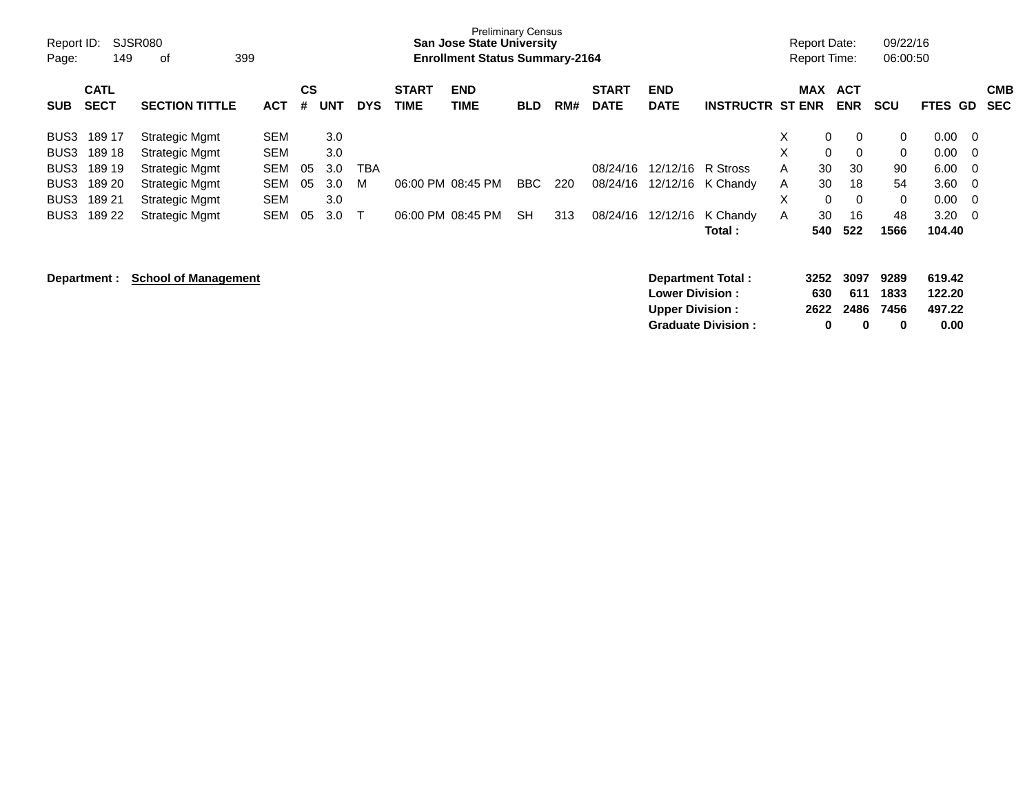Preliminary Census
**San Jose State University**
**Enrollment Status Summary-2164**

Report ID: SJSR080
Report Date: 09/22/16
Report Time: 06:00:50

| SUB | CATL SECT | SECTION TITTLE | ACT | CS # | UNT | DYS | START TIME | END TIME | BLD | RM# | START DATE | END DATE | INSTRUCTR | ST | MAX ENR | ACT ENR | SCU | FTES | GD | CMB SEC |
|---|---|---|---|---|---|---|---|---|---|---|---|---|---|---|---|---|---|---|---|---|
| BUS3 | 189 17 | Strategic Mgmt | SEM | | 3.0 | | | | | | | | | X | 0 | 0 | 0 | 0.00 | 0 | |
| BUS3 | 189 18 | Strategic Mgmt | SEM | | 3.0 | | | | | | | | | X | 0 | 0 | 0 | 0.00 | 0 | |
| BUS3 | 189 19 | Strategic Mgmt | SEM | 05 | 3.0 | TBA | | | | | 08/24/16 | 12/12/16 | R Stross | A | 30 | 30 | 90 | 6.00 | 0 | |
| BUS3 | 189 20 | Strategic Mgmt | SEM | 05 | 3.0 | M | 06:00 PM | 08:45 PM | BBC | 220 | 08/24/16 | 12/12/16 | K Chandy | A | 30 | 18 | 54 | 3.60 | 0 | |
| BUS3 | 189 21 | Strategic Mgmt | SEM | | 3.0 | | | | | | | | | X | 0 | 0 | 0 | 0.00 | 0 | |
| BUS3 | 189 22 | Strategic Mgmt | SEM | 05 | 3.0 | T | 06:00 PM | 08:45 PM | SH | 313 | 08/24/16 | 12/12/16 | K Chandy | A | 30 | 16 | 48 | 3.20 | 0 | |
| | | | | | | | | | | | | | **Total :** | | **540** | **522** | **1566** | **104.40** | | |

**Department : School of Management**

| | MAX ENR | ACT ENR | SCU | FTES |
|---|---|---|---|---|
| **Department Total :** | **3252** | **3097** | **9289** | **619.42** |
| **Lower Division :** | **630** | **611** | **1833** | **122.20** |
| **Upper Division :** | **2622** | **2486** | **7456** | **497.22** |
| **Graduate Division :** | **0** | **0** | **0** | **0.00** |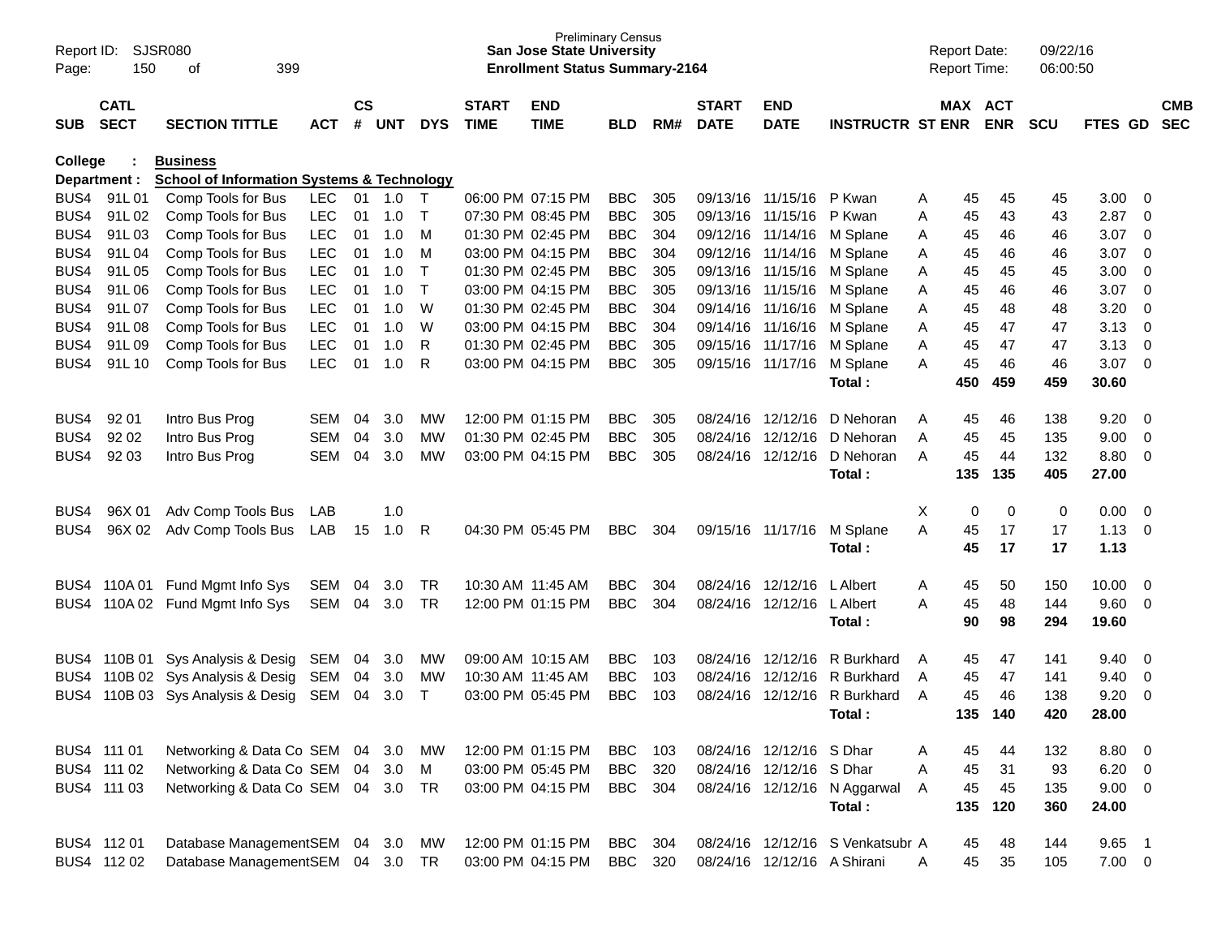Preliminary Census
**San Jose State University**
**Enrollment Status Summary-2164**

Report ID: SJSR080
Report Date: 09/22/16
Report Time: 06:00:50

**College : Business**
**Department : School of Information Systems & Technology**

| SUB | CATL SECT | SECTION TITTLE | ACT | CS # | UNT | DYS | START TIME | END TIME | BLD | RM# | START DATE | END DATE | INSTRUCTR | ST | MAX ENR | ACT ENR | SCU | FTES | GD | CMB SEC |
|---|---|---|---|---|---|---|---|---|---|---|---|---|---|---|---|---|---|---|---|---|
| BUS4 | 91L 01 | Comp Tools for Bus | LEC | 01 | 1.0 | T | 06:00 PM | 07:15 PM | BBC | 305 | 09/13/16 | 11/15/16 | P Kwan | A | 45 | 45 | 45 | 3.00 | 0 | |
| BUS4 | 91L 02 | Comp Tools for Bus | LEC | 01 | 1.0 | T | 07:30 PM | 08:45 PM | BBC | 305 | 09/13/16 | 11/15/16 | P Kwan | A | 45 | 43 | 43 | 2.87 | 0 | |
| BUS4 | 91L 03 | Comp Tools for Bus | LEC | 01 | 1.0 | M | 01:30 PM | 02:45 PM | BBC | 304 | 09/12/16 | 11/14/16 | M Splane | A | 45 | 46 | 46 | 3.07 | 0 | |
| BUS4 | 91L 04 | Comp Tools for Bus | LEC | 01 | 1.0 | M | 03:00 PM | 04:15 PM | BBC | 304 | 09/12/16 | 11/14/16 | M Splane | A | 45 | 46 | 46 | 3.07 | 0 | |
| BUS4 | 91L 05 | Comp Tools for Bus | LEC | 01 | 1.0 | T | 01:30 PM | 02:45 PM | BBC | 305 | 09/13/16 | 11/15/16 | M Splane | A | 45 | 45 | 45 | 3.00 | 0 | |
| BUS4 | 91L 06 | Comp Tools for Bus | LEC | 01 | 1.0 | T | 03:00 PM | 04:15 PM | BBC | 305 | 09/13/16 | 11/15/16 | M Splane | A | 45 | 46 | 46 | 3.07 | 0 | |
| BUS4 | 91L 07 | Comp Tools for Bus | LEC | 01 | 1.0 | W | 01:30 PM | 02:45 PM | BBC | 304 | 09/14/16 | 11/16/16 | M Splane | A | 45 | 48 | 48 | 3.20 | 0 | |
| BUS4 | 91L 08 | Comp Tools for Bus | LEC | 01 | 1.0 | W | 03:00 PM | 04:15 PM | BBC | 304 | 09/14/16 | 11/16/16 | M Splane | A | 45 | 47 | 47 | 3.13 | 0 | |
| BUS4 | 91L 09 | Comp Tools for Bus | LEC | 01 | 1.0 | R | 01:30 PM | 02:45 PM | BBC | 305 | 09/15/16 | 11/17/16 | M Splane | A | 45 | 47 | 47 | 3.13 | 0 | |
| BUS4 | 91L 10 | Comp Tools for Bus | LEC | 01 | 1.0 | R | 03:00 PM | 04:15 PM | BBC | 305 | 09/15/16 | 11/17/16 | M Splane | A | 45 | 46 | 46 | 3.07 | 0 | |
| | | | | | | | | | | | | | **Total :** | | **450** | **459** | **459** | **30.60** | | |
| BUS4 | 92 01 | Intro Bus Prog | SEM | 04 | 3.0 | MW | 12:00 PM | 01:15 PM | BBC | 305 | 08/24/16 | 12/12/16 | D Nehoran | A | 45 | 46 | 138 | 9.20 | 0 | |
| BUS4 | 92 02 | Intro Bus Prog | SEM | 04 | 3.0 | MW | 01:30 PM | 02:45 PM | BBC | 305 | 08/24/16 | 12/12/16 | D Nehoran | A | 45 | 45 | 135 | 9.00 | 0 | |
| BUS4 | 92 03 | Intro Bus Prog | SEM | 04 | 3.0 | MW | 03:00 PM | 04:15 PM | BBC | 305 | 08/24/16 | 12/12/16 | D Nehoran | A | 45 | 44 | 132 | 8.80 | 0 | |
| | | | | | | | | | | | | | **Total :** | | **135** | **135** | **405** | **27.00** | | |
| BUS4 | 96X 01 | Adv Comp Tools Bus | LAB | | 1.0 | | | | | | | | | X | 0 | 0 | 0 | 0.00 | 0 | |
| BUS4 | 96X 02 | Adv Comp Tools Bus | LAB | 15 | 1.0 | R | 04:30 PM | 05:45 PM | BBC | 304 | 09/15/16 | 11/17/16 | M Splane | A | 45 | 17 | 17 | 1.13 | 0 | |
| | | | | | | | | | | | | | **Total :** | | **45** | **17** | **17** | **1.13** | | |
| BUS4 | 110A 01 | Fund Mgmt Info Sys | SEM | 04 | 3.0 | TR | 10:30 AM | 11:45 AM | BBC | 304 | 08/24/16 | 12/12/16 | L Albert | A | 45 | 50 | 150 | 10.00 | 0 | |
| BUS4 | 110A 02 | Fund Mgmt Info Sys | SEM | 04 | 3.0 | TR | 12:00 PM | 01:15 PM | BBC | 304 | 08/24/16 | 12/12/16 | L Albert | A | 45 | 48 | 144 | 9.60 | 0 | |
| | | | | | | | | | | | | | **Total :** | | **90** | **98** | **294** | **19.60** | | |
| BUS4 | 110B 01 | Sys Analysis & Desig | SEM | 04 | 3.0 | MW | 09:00 AM | 10:15 AM | BBC | 103 | 08/24/16 | 12/12/16 | R Burkhard | A | 45 | 47 | 141 | 9.40 | 0 | |
| BUS4 | 110B 02 | Sys Analysis & Desig | SEM | 04 | 3.0 | MW | 10:30 AM | 11:45 AM | BBC | 103 | 08/24/16 | 12/12/16 | R Burkhard | A | 45 | 47 | 141 | 9.40 | 0 | |
| BUS4 | 110B 03 | Sys Analysis & Desig | SEM | 04 | 3.0 | T | 03:00 PM | 05:45 PM | BBC | 103 | 08/24/16 | 12/12/16 | R Burkhard | A | 45 | 46 | 138 | 9.20 | 0 | |
| | | | | | | | | | | | | | **Total :** | | **135** | **140** | **420** | **28.00** | | |
| BUS4 | 111 01 | Networking & Data Co | SEM | 04 | 3.0 | MW | 12:00 PM | 01:15 PM | BBC | 103 | 08/24/16 | 12/12/16 | S Dhar | A | 45 | 44 | 132 | 8.80 | 0 | |
| BUS4 | 111 02 | Networking & Data Co | SEM | 04 | 3.0 | M | 03:00 PM | 05:45 PM | BBC | 320 | 08/24/16 | 12/12/16 | S Dhar | A | 45 | 31 | 93 | 6.20 | 0 | |
| BUS4 | 111 03 | Networking & Data Co | SEM | 04 | 3.0 | TR | 03:00 PM | 04:15 PM | BBC | 304 | 08/24/16 | 12/12/16 | N Aggarwal | A | 45 | 45 | 135 | 9.00 | 0 | |
| | | | | | | | | | | | | | **Total :** | | **135** | **120** | **360** | **24.00** | | |
| BUS4 | 112 01 | Database Management | SEM | 04 | 3.0 | MW | 12:00 PM | 01:15 PM | BBC | 304 | 08/24/16 | 12/12/16 | S Venkatsubr | A | 45 | 48 | 144 | 9.65 | 1 | |
| BUS4 | 112 02 | Database Management | SEM | 04 | 3.0 | TR | 03:00 PM | 04:15 PM | BBC | 320 | 08/24/16 | 12/12/16 | A Shirani | A | 45 | 35 | 105 | 7.00 | 0 | |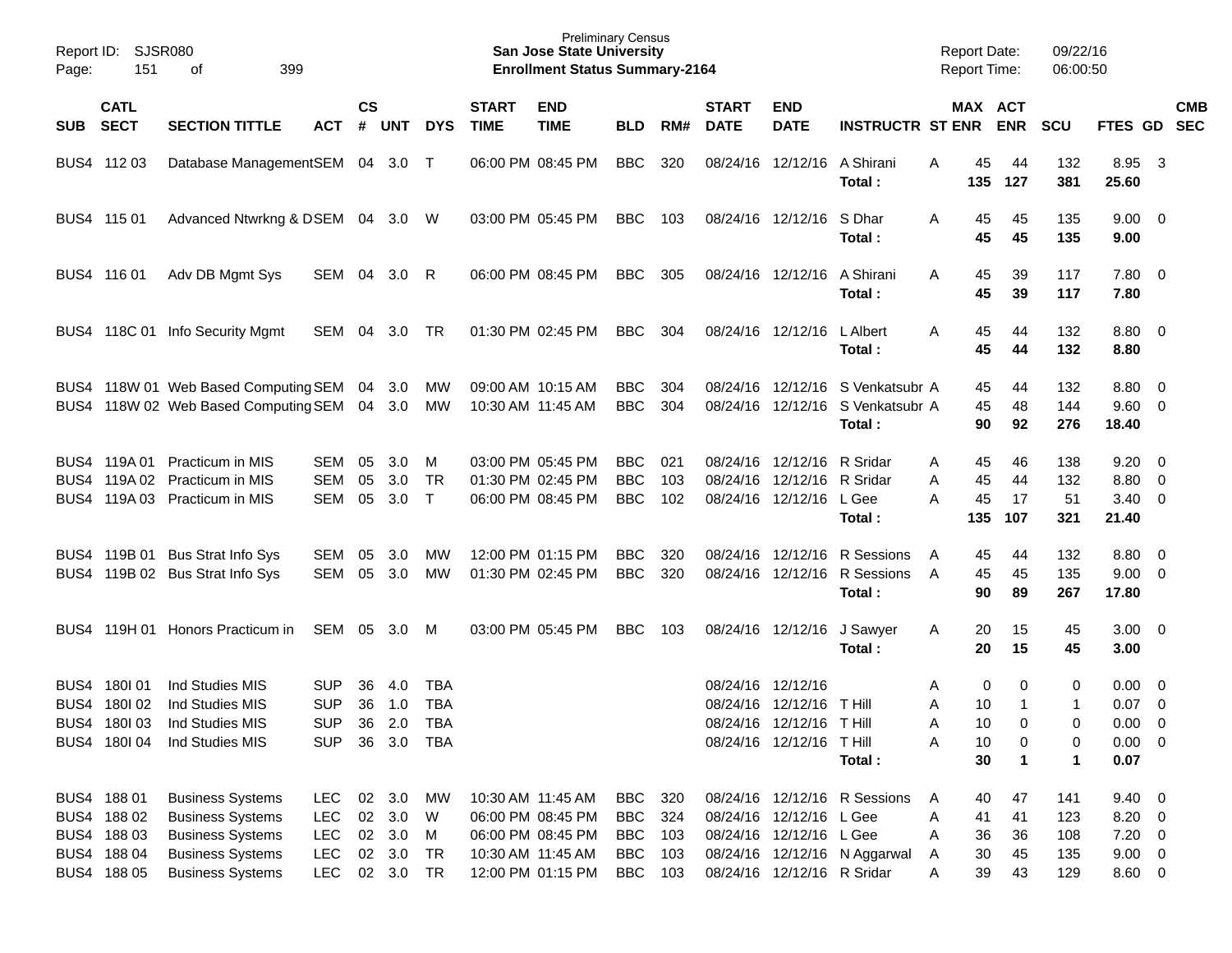Preliminary Census
**San Jose State University**
**Enrollment Status Summary-2164**

Report ID: SJSR080
Report Date: 09/22/16
Report Time: 06:00:50

| SUB | CATL SECT | SECTION TITTLE | ACT | CS # | UNT | DYS | START TIME | END TIME | BLD | RM# | START DATE | END DATE | INSTRUCTR | ST | MAX ENR | ACT ENR | SCU | FTES | GD | CMB SEC |
|---|---|---|---|---|---|---|---|---|---|---|---|---|---|---|---|---|---|---|---|---|
| BUS4 | 112 03 | Database Management | SEM | 04 | 3.0 | T | 06:00 PM | 08:45 PM | BBC | 320 | 08/24/16 | 12/12/16 | A Shirani | A | 45 | 44 | 132 | 8.95 | 3 | |
| | | | | | | | | | | | | | **Total :** | | **135** | **127** | **381** | **25.60** | | |
| BUS4 | 115 01 | Advanced Ntwrkng & D | SEM | 04 | 3.0 | W | 03:00 PM | 05:45 PM | BBC | 103 | 08/24/16 | 12/12/16 | S Dhar | A | 45 | 45 | 135 | 9.00 | 0 | |
| | | | | | | | | | | | | | **Total :** | | **45** | **45** | **135** | **9.00** | | |
| BUS4 | 116 01 | Adv DB Mgmt Sys | SEM | 04 | 3.0 | R | 06:00 PM | 08:45 PM | BBC | 305 | 08/24/16 | 12/12/16 | A Shirani | A | 45 | 39 | 117 | 7.80 | 0 | |
| | | | | | | | | | | | | | **Total :** | | **45** | **39** | **117** | **7.80** | | |
| BUS4 | 118C 01 | Info Security Mgmt | SEM | 04 | 3.0 | TR | 01:30 PM | 02:45 PM | BBC | 304 | 08/24/16 | 12/12/16 | L Albert | A | 45 | 44 | 132 | 8.80 | 0 | |
| | | | | | | | | | | | | | **Total :** | | **45** | **44** | **132** | **8.80** | | |
| BUS4 | 118W 01 | Web Based Computing | SEM | 04 | 3.0 | MW | 09:00 AM | 10:15 AM | BBC | 304 | 08/24/16 | 12/12/16 | S Venkatsubr | A | 45 | 44 | 132 | 8.80 | 0 | |
| BUS4 | 118W 02 | Web Based Computing | SEM | 04 | 3.0 | MW | 10:30 AM | 11:45 AM | BBC | 304 | 08/24/16 | 12/12/16 | S Venkatsubr | A | 45 | 48 | 144 | 9.60 | 0 | |
| | | | | | | | | | | | | | **Total :** | | **90** | **92** | **276** | **18.40** | | |
| BUS4 | 119A 01 | Practicum in MIS | SEM | 05 | 3.0 | M | 03:00 PM | 05:45 PM | BBC | 021 | 08/24/16 | 12/12/16 | R Sridar | A | 45 | 46 | 138 | 9.20 | 0 | |
| BUS4 | 119A 02 | Practicum in MIS | SEM | 05 | 3.0 | TR | 01:30 PM | 02:45 PM | BBC | 103 | 08/24/16 | 12/12/16 | R Sridar | A | 45 | 44 | 132 | 8.80 | 0 | |
| BUS4 | 119A 03 | Practicum in MIS | SEM | 05 | 3.0 | T | 06:00 PM | 08:45 PM | BBC | 102 | 08/24/16 | 12/12/16 | L Gee | A | 45 | 17 | 51 | 3.40 | 0 | |
| | | | | | | | | | | | | | **Total :** | | **135** | **107** | **321** | **21.40** | | |
| BUS4 | 119B 01 | Bus Strat Info Sys | SEM | 05 | 3.0 | MW | 12:00 PM | 01:15 PM | BBC | 320 | 08/24/16 | 12/12/16 | R Sessions | A | 45 | 44 | 132 | 8.80 | 0 | |
| BUS4 | 119B 02 | Bus Strat Info Sys | SEM | 05 | 3.0 | MW | 01:30 PM | 02:45 PM | BBC | 320 | 08/24/16 | 12/12/16 | R Sessions | A | 45 | 45 | 135 | 9.00 | 0 | |
| | | | | | | | | | | | | | **Total :** | | **90** | **89** | **267** | **17.80** | | |
| BUS4 | 119H 01 | Honors Practicum in | SEM | 05 | 3.0 | M | 03:00 PM | 05:45 PM | BBC | 103 | 08/24/16 | 12/12/16 | J Sawyer | A | 20 | 15 | 45 | 3.00 | 0 | |
| | | | | | | | | | | | | | **Total :** | | **20** | **15** | **45** | **3.00** | | |
| BUS4 | 180I 01 | Ind Studies MIS | SUP | 36 | 4.0 | TBA | | | | | 08/24/16 | 12/12/16 | | A | 0 | 0 | 0 | 0.00 | 0 | |
| BUS4 | 180I 02 | Ind Studies MIS | SUP | 36 | 1.0 | TBA | | | | | 08/24/16 | 12/12/16 | T Hill | A | 10 | 1 | 1 | 0.07 | 0 | |
| BUS4 | 180I 03 | Ind Studies MIS | SUP | 36 | 2.0 | TBA | | | | | 08/24/16 | 12/12/16 | T Hill | A | 10 | 0 | 0 | 0.00 | 0 | |
| BUS4 | 180I 04 | Ind Studies MIS | SUP | 36 | 3.0 | TBA | | | | | 08/24/16 | 12/12/16 | T Hill | A | 10 | 0 | 0 | 0.00 | 0 | |
| | | | | | | | | | | | | | **Total :** | | **30** | **1** | **1** | **0.07** | | |
| BUS4 | 188 01 | Business Systems | LEC | 02 | 3.0 | MW | 10:30 AM | 11:45 AM | BBC | 320 | 08/24/16 | 12/12/16 | R Sessions | A | 40 | 47 | 141 | 9.40 | 0 | |
| BUS4 | 188 02 | Business Systems | LEC | 02 | 3.0 | W | 06:00 PM | 08:45 PM | BBC | 324 | 08/24/16 | 12/12/16 | L Gee | A | 41 | 41 | 123 | 8.20 | 0 | |
| BUS4 | 188 03 | Business Systems | LEC | 02 | 3.0 | M | 06:00 PM | 08:45 PM | BBC | 103 | 08/24/16 | 12/12/16 | L Gee | A | 36 | 36 | 108 | 7.20 | 0 | |
| BUS4 | 188 04 | Business Systems | LEC | 02 | 3.0 | TR | 10:30 AM | 11:45 AM | BBC | 103 | 08/24/16 | 12/12/16 | N Aggarwal | A | 30 | 45 | 135 | 9.00 | 0 | |
| BUS4 | 188 05 | Business Systems | LEC | 02 | 3.0 | TR | 12:00 PM | 01:15 PM | BBC | 103 | 08/24/16 | 12/12/16 | R Sridar | A | 39 | 43 | 129 | 8.60 | 0 | |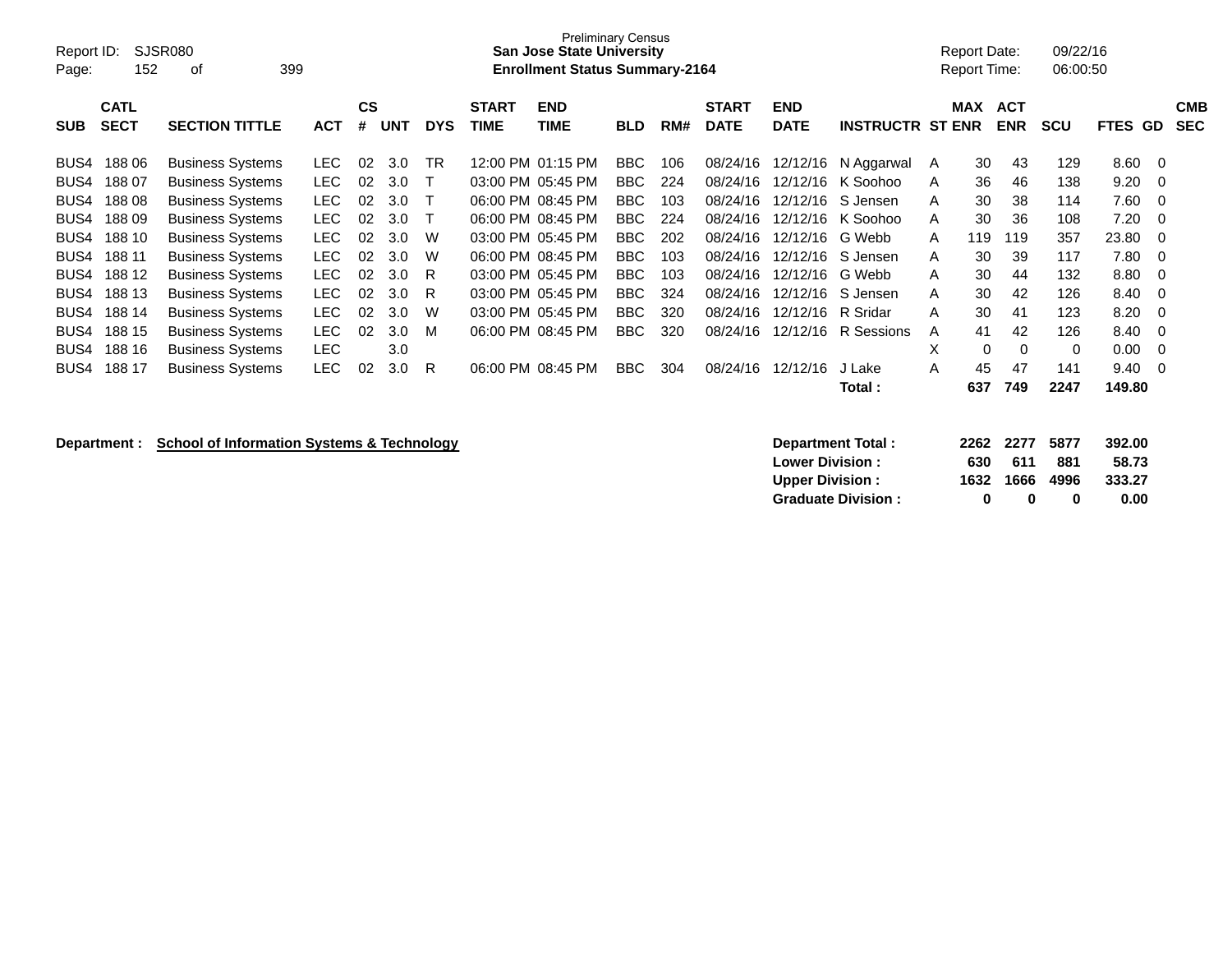Preliminary Census
**San Jose State University**
**Enrollment Status Summary-2164**

Report ID: SJSR080
Page: 152 of 399

Report Date: 09/22/16
Report Time: 06:00:50

| SUB | CATL SECT | SECTION TITTLE | ACT | CS # | UNT | DYS | START TIME | END TIME | BLD | RM# | START DATE | END DATE | INSTRUCTR | ST | MAX ENR | ACT ENR | SCU | FTES | GD | CMB SEC |
|---|---|---|---|---|---|---|---|---|---|---|---|---|---|---|---|---|---|---|---|---|
| BUS4 | 188 06 | Business Systems | LEC | 02 | 3.0 | TR | 12:00 PM | 01:15 PM | BBC | 106 | 08/24/16 | 12/12/16 | N Aggarwal | A | 30 | 43 | 129 | 8.60 | 0 | |
| BUS4 | 188 07 | Business Systems | LEC | 02 | 3.0 | T | 03:00 PM | 05:45 PM | BBC | 224 | 08/24/16 | 12/12/16 | K Soohoo | A | 36 | 46 | 138 | 9.20 | 0 | |
| BUS4 | 188 08 | Business Systems | LEC | 02 | 3.0 | T | 06:00 PM | 08:45 PM | BBC | 103 | 08/24/16 | 12/12/16 | S Jensen | A | 30 | 38 | 114 | 7.60 | 0 | |
| BUS4 | 188 09 | Business Systems | LEC | 02 | 3.0 | T | 06:00 PM | 08:45 PM | BBC | 224 | 08/24/16 | 12/12/16 | K Soohoo | A | 30 | 36 | 108 | 7.20 | 0 | |
| BUS4 | 188 10 | Business Systems | LEC | 02 | 3.0 | W | 03:00 PM | 05:45 PM | BBC | 202 | 08/24/16 | 12/12/16 | G Webb | A | 119 | 119 | 357 | 23.80 | 0 | |
| BUS4 | 188 11 | Business Systems | LEC | 02 | 3.0 | W | 06:00 PM | 08:45 PM | BBC | 103 | 08/24/16 | 12/12/16 | S Jensen | A | 30 | 39 | 117 | 7.80 | 0 | |
| BUS4 | 188 12 | Business Systems | LEC | 02 | 3.0 | R | 03:00 PM | 05:45 PM | BBC | 103 | 08/24/16 | 12/12/16 | G Webb | A | 30 | 44 | 132 | 8.80 | 0 | |
| BUS4 | 188 13 | Business Systems | LEC | 02 | 3.0 | R | 03:00 PM | 05:45 PM | BBC | 324 | 08/24/16 | 12/12/16 | S Jensen | A | 30 | 42 | 126 | 8.40 | 0 | |
| BUS4 | 188 14 | Business Systems | LEC | 02 | 3.0 | W | 03:00 PM | 05:45 PM | BBC | 320 | 08/24/16 | 12/12/16 | R Sridar | A | 30 | 41 | 123 | 8.20 | 0 | |
| BUS4 | 188 15 | Business Systems | LEC | 02 | 3.0 | M | 06:00 PM | 08:45 PM | BBC | 320 | 08/24/16 | 12/12/16 | R Sessions | A | 41 | 42 | 126 | 8.40 | 0 | |
| BUS4 | 188 16 | Business Systems | LEC | | 3.0 | | | | | | | | | X | 0 | 0 | 0 | 0.00 | 0 | |
| BUS4 | 188 17 | Business Systems | LEC | 02 | 3.0 | R | 06:00 PM | 08:45 PM | BBC | 304 | 08/24/16 | 12/12/16 | J Lake | A | 45 | 47 | 141 | 9.40 | 0 | |
| | | | | | | | | | | | | | **Total :** | | **637** | **749** | **2247** | **149.80** | | |

**Department :** **School of Information Systems & Technology**

| | MAX ENR | ACT ENR | SCU | FTES |
|---|---|---|---|---|
| **Department Total :** | **2262** | **2277** | **5877** | **392.00** |
| **Lower Division :** | **630** | **611** | **881** | **58.73** |
| **Upper Division :** | **1632** | **1666** | **4996** | **333.27** |
| **Graduate Division :** | **0** | **0** | **0** | **0.00** |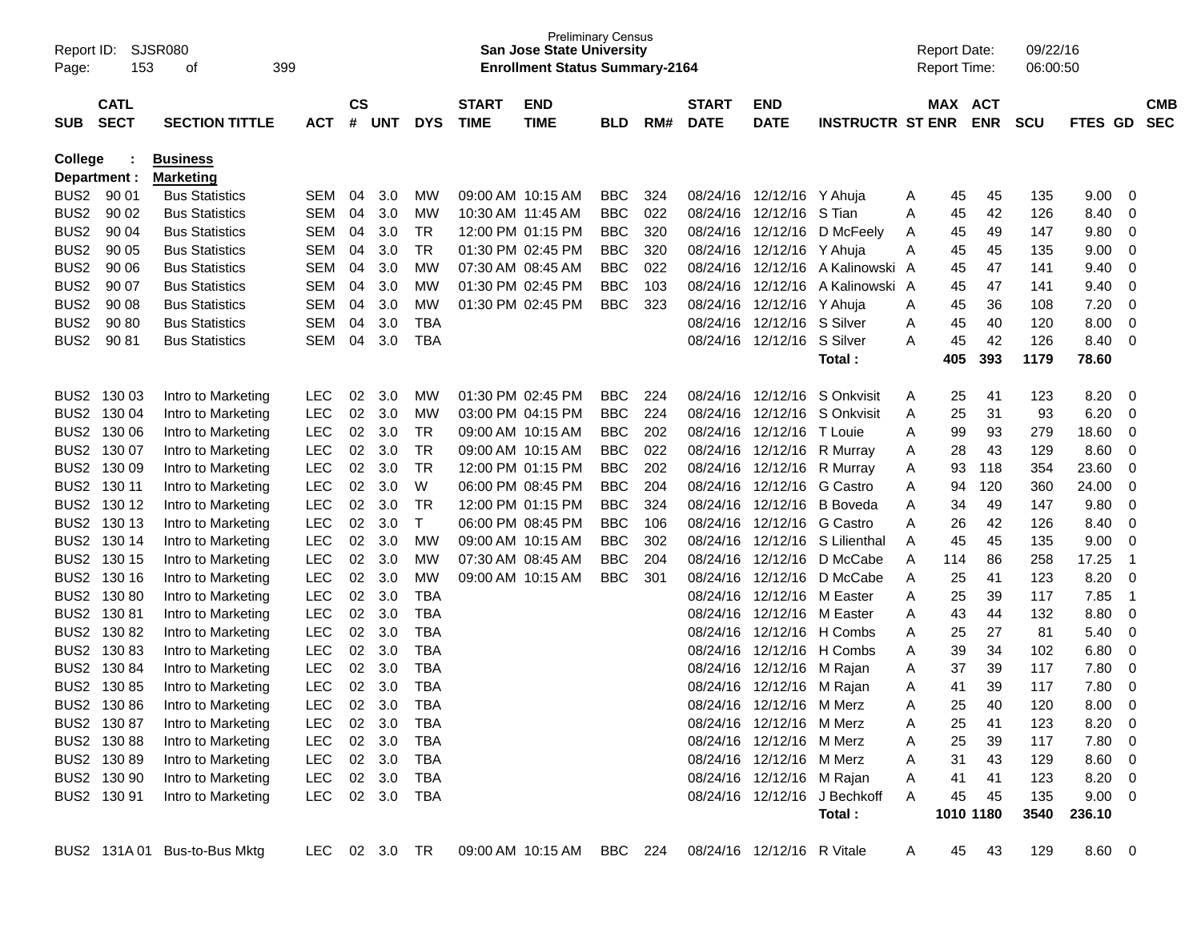Preliminary Census
**San Jose State University**
**Enrollment Status Summary-2164**

Report ID: SJSR080
Report Date: 09/22/16
Report Time: 06:00:50

**College : Business**
**Department : Marketing**

| SUB | CATL SECT | SECTION TITTLE | ACT | CS # | UNT | DYS | START TIME | END TIME | BLD | RM# | START DATE | END DATE | INSTRUCTR | ST | MAX ENR | ACT ENR | SCU | FTES | GD | CMB SEC |
|---|---|---|---|---|---|---|---|---|---|---|---|---|---|---|---|---|---|---|---|---|
| BUS2 | 90 01 | Bus Statistics | SEM | 04 | 3.0 | MW | 09:00 AM | 10:15 AM | BBC | 324 | 08/24/16 | 12/12/16 | Y Ahuja | A | 45 | 45 | 135 | 9.00 | 0 | |
| BUS2 | 90 02 | Bus Statistics | SEM | 04 | 3.0 | MW | 10:30 AM | 11:45 AM | BBC | 022 | 08/24/16 | 12/12/16 | S Tian | A | 45 | 42 | 126 | 8.40 | 0 | |
| BUS2 | 90 04 | Bus Statistics | SEM | 04 | 3.0 | TR | 12:00 PM | 01:15 PM | BBC | 320 | 08/24/16 | 12/12/16 | D McFeely | A | 45 | 49 | 147 | 9.80 | 0 | |
| BUS2 | 90 05 | Bus Statistics | SEM | 04 | 3.0 | TR | 01:30 PM | 02:45 PM | BBC | 320 | 08/24/16 | 12/12/16 | Y Ahuja | A | 45 | 45 | 135 | 9.00 | 0 | |
| BUS2 | 90 06 | Bus Statistics | SEM | 04 | 3.0 | MW | 07:30 AM | 08:45 AM | BBC | 022 | 08/24/16 | 12/12/16 | A Kalinowski | A | 45 | 47 | 141 | 9.40 | 0 | |
| BUS2 | 90 07 | Bus Statistics | SEM | 04 | 3.0 | MW | 01:30 PM | 02:45 PM | BBC | 103 | 08/24/16 | 12/12/16 | A Kalinowski | A | 45 | 47 | 141 | 9.40 | 0 | |
| BUS2 | 90 08 | Bus Statistics | SEM | 04 | 3.0 | MW | 01:30 PM | 02:45 PM | BBC | 323 | 08/24/16 | 12/12/16 | Y Ahuja | A | 45 | 36 | 108 | 7.20 | 0 | |
| BUS2 | 90 80 | Bus Statistics | SEM | 04 | 3.0 | TBA | | | | | 08/24/16 | 12/12/16 | S Silver | A | 45 | 40 | 120 | 8.00 | 0 | |
| BUS2 | 90 81 | Bus Statistics | SEM | 04 | 3.0 | TBA | | | | | 08/24/16 | 12/12/16 | S Silver | A | 45 | 42 | 126 | 8.40 | 0 | |
| | | | | | | | | | | | | | **Total :** | | **405** | **393** | **1179** | **78.60** | | |
| BUS2 | 130 03 | Intro to Marketing | LEC | 02 | 3.0 | MW | 01:30 PM | 02:45 PM | BBC | 224 | 08/24/16 | 12/12/16 | S Onkvisit | A | 25 | 41 | 123 | 8.20 | 0 | |
| BUS2 | 130 04 | Intro to Marketing | LEC | 02 | 3.0 | MW | 03:00 PM | 04:15 PM | BBC | 224 | 08/24/16 | 12/12/16 | S Onkvisit | A | 25 | 31 | 93 | 6.20 | 0 | |
| BUS2 | 130 06 | Intro to Marketing | LEC | 02 | 3.0 | TR | 09:00 AM | 10:15 AM | BBC | 202 | 08/24/16 | 12/12/16 | T Louie | A | 99 | 93 | 279 | 18.60 | 0 | |
| BUS2 | 130 07 | Intro to Marketing | LEC | 02 | 3.0 | TR | 09:00 AM | 10:15 AM | BBC | 022 | 08/24/16 | 12/12/16 | R Murray | A | 28 | 43 | 129 | 8.60 | 0 | |
| BUS2 | 130 09 | Intro to Marketing | LEC | 02 | 3.0 | TR | 12:00 PM | 01:15 PM | BBC | 202 | 08/24/16 | 12/12/16 | R Murray | A | 93 | 118 | 354 | 23.60 | 0 | |
| BUS2 | 130 11 | Intro to Marketing | LEC | 02 | 3.0 | W | 06:00 PM | 08:45 PM | BBC | 204 | 08/24/16 | 12/12/16 | G Castro | A | 94 | 120 | 360 | 24.00 | 0 | |
| BUS2 | 130 12 | Intro to Marketing | LEC | 02 | 3.0 | TR | 12:00 PM | 01:15 PM | BBC | 324 | 08/24/16 | 12/12/16 | B Boveda | A | 34 | 49 | 147 | 9.80 | 0 | |
| BUS2 | 130 13 | Intro to Marketing | LEC | 02 | 3.0 | T | 06:00 PM | 08:45 PM | BBC | 106 | 08/24/16 | 12/12/16 | G Castro | A | 26 | 42 | 126 | 8.40 | 0 | |
| BUS2 | 130 14 | Intro to Marketing | LEC | 02 | 3.0 | MW | 09:00 AM | 10:15 AM | BBC | 302 | 08/24/16 | 12/12/16 | S Lilienthal | A | 45 | 45 | 135 | 9.00 | 0 | |
| BUS2 | 130 15 | Intro to Marketing | LEC | 02 | 3.0 | MW | 07:30 AM | 08:45 AM | BBC | 204 | 08/24/16 | 12/12/16 | D McCabe | A | 114 | 86 | 258 | 17.25 | 1 | |
| BUS2 | 130 16 | Intro to Marketing | LEC | 02 | 3.0 | MW | 09:00 AM | 10:15 AM | BBC | 301 | 08/24/16 | 12/12/16 | D McCabe | A | 25 | 41 | 123 | 8.20 | 0 | |
| BUS2 | 130 80 | Intro to Marketing | LEC | 02 | 3.0 | TBA | | | | | 08/24/16 | 12/12/16 | M Easter | A | 25 | 39 | 117 | 7.85 | 1 | |
| BUS2 | 130 81 | Intro to Marketing | LEC | 02 | 3.0 | TBA | | | | | 08/24/16 | 12/12/16 | M Easter | A | 43 | 44 | 132 | 8.80 | 0 | |
| BUS2 | 130 82 | Intro to Marketing | LEC | 02 | 3.0 | TBA | | | | | 08/24/16 | 12/12/16 | H Combs | A | 25 | 27 | 81 | 5.40 | 0 | |
| BUS2 | 130 83 | Intro to Marketing | LEC | 02 | 3.0 | TBA | | | | | 08/24/16 | 12/12/16 | H Combs | A | 39 | 34 | 102 | 6.80 | 0 | |
| BUS2 | 130 84 | Intro to Marketing | LEC | 02 | 3.0 | TBA | | | | | 08/24/16 | 12/12/16 | M Rajan | A | 37 | 39 | 117 | 7.80 | 0 | |
| BUS2 | 130 85 | Intro to Marketing | LEC | 02 | 3.0 | TBA | | | | | 08/24/16 | 12/12/16 | M Rajan | A | 41 | 39 | 117 | 7.80 | 0 | |
| BUS2 | 130 86 | Intro to Marketing | LEC | 02 | 3.0 | TBA | | | | | 08/24/16 | 12/12/16 | M Merz | A | 25 | 40 | 120 | 8.00 | 0 | |
| BUS2 | 130 87 | Intro to Marketing | LEC | 02 | 3.0 | TBA | | | | | 08/24/16 | 12/12/16 | M Merz | A | 25 | 41 | 123 | 8.20 | 0 | |
| BUS2 | 130 88 | Intro to Marketing | LEC | 02 | 3.0 | TBA | | | | | 08/24/16 | 12/12/16 | M Merz | A | 25 | 39 | 117 | 7.80 | 0 | |
| BUS2 | 130 89 | Intro to Marketing | LEC | 02 | 3.0 | TBA | | | | | 08/24/16 | 12/12/16 | M Merz | A | 31 | 43 | 129 | 8.60 | 0 | |
| BUS2 | 130 90 | Intro to Marketing | LEC | 02 | 3.0 | TBA | | | | | 08/24/16 | 12/12/16 | M Rajan | A | 41 | 41 | 123 | 8.20 | 0 | |
| BUS2 | 130 91 | Intro to Marketing | LEC | 02 | 3.0 | TBA | | | | | 08/24/16 | 12/12/16 | J Bechkoff | A | 45 | 45 | 135 | 9.00 | 0 | |
| | | | | | | | | | | | | | **Total :** | | **1010** | **1180** | **3540** | **236.10** | | |
| BUS2 | 131A 01 | Bus-to-Bus Mktg | LEC | 02 | 3.0 | TR | 09:00 AM | 10:15 AM | BBC | 224 | 08/24/16 | 12/12/16 | R Vitale | A | 45 | 43 | 129 | 8.60 | 0 | |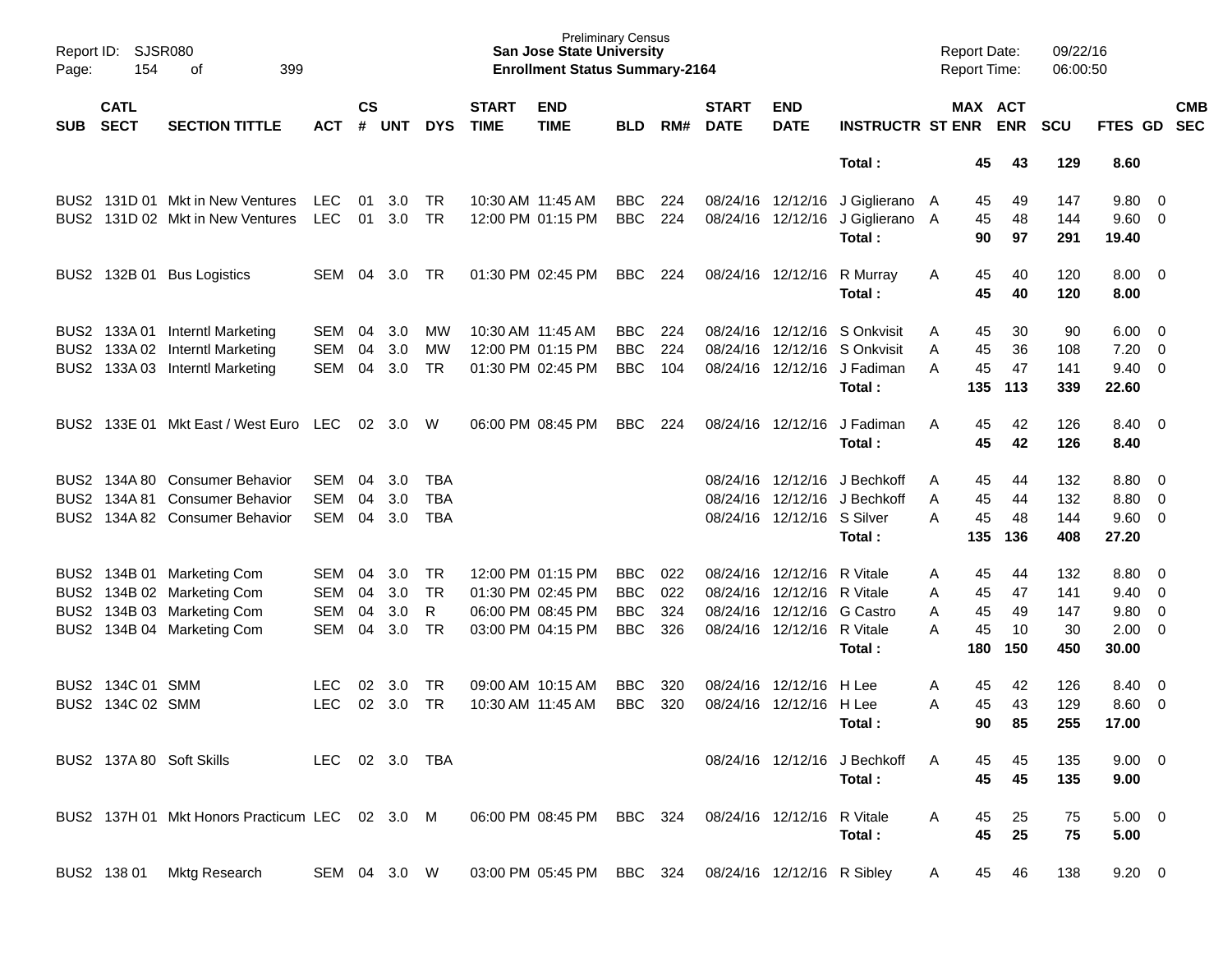| SUB | CATL SECT | SECTION TITTLE | ACT | CS # | UNT | DYS | START TIME | END TIME | BLD | RM# | START DATE | END DATE | INSTRUCTR | ST | MAX ENR | ACT ENR | SCU | FTES | GD | CMB SEC |
|---|---|---|---|---|---|---|---|---|---|---|---|---|---|---|---|---|---|---|---|---|
| | | | | | | | | | | | | | Total : | | 45 | 43 | 129 | 8.60 | | |
| BUS2 | 131D 01 | Mkt in New Ventures | LEC | 01 | 3.0 | TR | 10:30 AM | 11:45 AM | BBC | 224 | 08/24/16 | 12/12/16 | J Giglierano | A | 45 | 49 | 147 | 9.80 | 0 | |
| BUS2 | 131D 02 | Mkt in New Ventures | LEC | 01 | 3.0 | TR | 12:00 PM | 01:15 PM | BBC | 224 | 08/24/16 | 12/12/16 | J Giglierano | A | 45 | 48 | 144 | 9.60 | 0 | |
| | | | | | | | | | | | | | Total : | | 90 | 97 | 291 | 19.40 | | |
| BUS2 | 132B 01 | Bus Logistics | SEM | 04 | 3.0 | TR | 01:30 PM | 02:45 PM | BBC | 224 | 08/24/16 | 12/12/16 | R Murray | A | 45 | 40 | 120 | 8.00 | 0 | |
| | | | | | | | | | | | | | Total : | | 45 | 40 | 120 | 8.00 | | |
| BUS2 | 133A 01 | Interntl Marketing | SEM | 04 | 3.0 | MW | 10:30 AM | 11:45 AM | BBC | 224 | 08/24/16 | 12/12/16 | S Onkvisit | A | 45 | 30 | 90 | 6.00 | 0 | |
| BUS2 | 133A 02 | Interntl Marketing | SEM | 04 | 3.0 | MW | 12:00 PM | 01:15 PM | BBC | 224 | 08/24/16 | 12/12/16 | S Onkvisit | A | 45 | 36 | 108 | 7.20 | 0 | |
| BUS2 | 133A 03 | Interntl Marketing | SEM | 04 | 3.0 | TR | 01:30 PM | 02:45 PM | BBC | 104 | 08/24/16 | 12/12/16 | J Fadiman | A | 45 | 47 | 141 | 9.40 | 0 | |
| | | | | | | | | | | | | | Total : | | 135 | 113 | 339 | 22.60 | | |
| BUS2 | 133E 01 | Mkt East / West Euro | LEC | 02 | 3.0 | W | 06:00 PM | 08:45 PM | BBC | 224 | 08/24/16 | 12/12/16 | J Fadiman | A | 45 | 42 | 126 | 8.40 | 0 | |
| | | | | | | | | | | | | | Total : | | 45 | 42 | 126 | 8.40 | | |
| BUS2 | 134A 80 | Consumer Behavior | SEM | 04 | 3.0 | TBA | | | | | 08/24/16 | 12/12/16 | J Bechkoff | A | 45 | 44 | 132 | 8.80 | 0 | |
| BUS2 | 134A 81 | Consumer Behavior | SEM | 04 | 3.0 | TBA | | | | | 08/24/16 | 12/12/16 | J Bechkoff | A | 45 | 44 | 132 | 8.80 | 0 | |
| BUS2 | 134A 82 | Consumer Behavior | SEM | 04 | 3.0 | TBA | | | | | 08/24/16 | 12/12/16 | S Silver | A | 45 | 48 | 144 | 9.60 | 0 | |
| | | | | | | | | | | | | | Total : | | 135 | 136 | 408 | 27.20 | | |
| BUS2 | 134B 01 | Marketing Com | SEM | 04 | 3.0 | TR | 12:00 PM | 01:15 PM | BBC | 022 | 08/24/16 | 12/12/16 | R Vitale | A | 45 | 44 | 132 | 8.80 | 0 | |
| BUS2 | 134B 02 | Marketing Com | SEM | 04 | 3.0 | TR | 01:30 PM | 02:45 PM | BBC | 022 | 08/24/16 | 12/12/16 | R Vitale | A | 45 | 47 | 141 | 9.40 | 0 | |
| BUS2 | 134B 03 | Marketing Com | SEM | 04 | 3.0 | R | 06:00 PM | 08:45 PM | BBC | 324 | 08/24/16 | 12/12/16 | G Castro | A | 45 | 49 | 147 | 9.80 | 0 | |
| BUS2 | 134B 04 | Marketing Com | SEM | 04 | 3.0 | TR | 03:00 PM | 04:15 PM | BBC | 326 | 08/24/16 | 12/12/16 | R Vitale | A | 45 | 10 | 30 | 2.00 | 0 | |
| | | | | | | | | | | | | | Total : | | 180 | 150 | 450 | 30.00 | | |
| BUS2 | 134C 01 | SMM | LEC | 02 | 3.0 | TR | 09:00 AM | 10:15 AM | BBC | 320 | 08/24/16 | 12/12/16 | H Lee | A | 45 | 42 | 126 | 8.40 | 0 | |
| BUS2 | 134C 02 | SMM | LEC | 02 | 3.0 | TR | 10:30 AM | 11:45 AM | BBC | 320 | 08/24/16 | 12/12/16 | H Lee | A | 45 | 43 | 129 | 8.60 | 0 | |
| | | | | | | | | | | | | | Total : | | 90 | 85 | 255 | 17.00 | | |
| BUS2 | 137A 80 | Soft Skills | LEC | 02 | 3.0 | TBA | | | | | 08/24/16 | 12/12/16 | J Bechkoff | A | 45 | 45 | 135 | 9.00 | 0 | |
| | | | | | | | | | | | | | Total : | | 45 | 45 | 135 | 9.00 | | |
| BUS2 | 137H 01 | Mkt Honors Practicum | LEC | 02 | 3.0 | M | 06:00 PM | 08:45 PM | BBC | 324 | 08/24/16 | 12/12/16 | R Vitale | A | 45 | 25 | 75 | 5.00 | 0 | |
| | | | | | | | | | | | | | Total : | | 45 | 25 | 75 | 5.00 | | |
| BUS2 | 138 01 | Mktg Research | SEM | 04 | 3.0 | W | 03:00 PM | 05:45 PM | BBC | 324 | 08/24/16 | 12/12/16 | R Sibley | A | 45 | 46 | 138 | 9.20 | 0 | |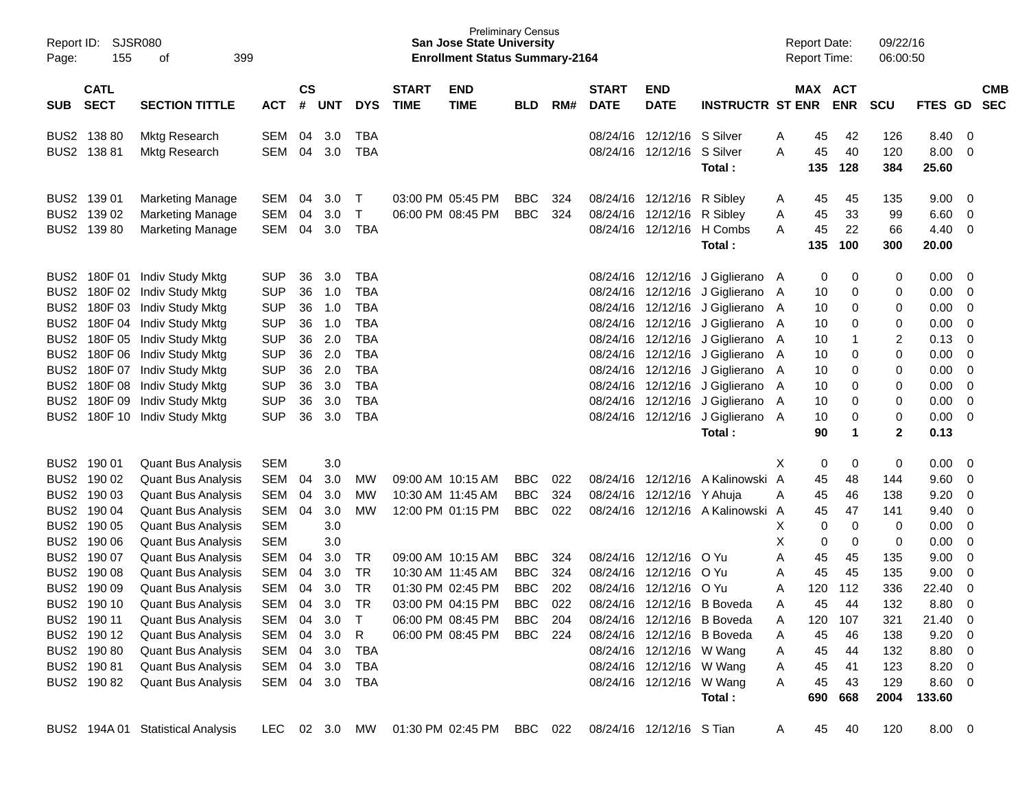Preliminary Census
**San Jose State University**
**Enrollment Status Summary-2164**

Report ID: SJSR080
Report Date: 09/22/16
Report Time: 06:00:50

| SUB | CATL SECT | SECTION TITTLE | ACT | CS # | UNT | DYS | START TIME | END TIME | BLD | RM# | START DATE | END DATE | INSTRUCTR | ST | MAX ENR | ACT ENR | SCU | FTES | GD | CMB SEC |
|---|---|---|---|---|---|---|---|---|---|---|---|---|---|---|---|---|---|---|---|---|
| BUS2 | 138 80 | Mktg Research | SEM | 04 | 3.0 | TBA | | | | | 08/24/16 | 12/12/16 | S Silver | A | 45 | 42 | 126 | 8.40 | 0 | |
| BUS2 | 138 81 | Mktg Research | SEM | 04 | 3.0 | TBA | | | | | 08/24/16 | 12/12/16 | S Silver | A | 45 | 40 | 120 | 8.00 | 0 | |
| | | | | | | | | | | | | | **Total :** | | **135** | **128** | **384** | **25.60** | | |
| BUS2 | 139 01 | Marketing Manage | SEM | 04 | 3.0 | T | 03:00 PM | 05:45 PM | BBC | 324 | 08/24/16 | 12/12/16 | R Sibley | A | 45 | 45 | 135 | 9.00 | 0 | |
| BUS2 | 139 02 | Marketing Manage | SEM | 04 | 3.0 | T | 06:00 PM | 08:45 PM | BBC | 324 | 08/24/16 | 12/12/16 | R Sibley | A | 45 | 33 | 99 | 6.60 | 0 | |
| BUS2 | 139 80 | Marketing Manage | SEM | 04 | 3.0 | TBA | | | | | 08/24/16 | 12/12/16 | H Combs | A | 45 | 22 | 66 | 4.40 | 0 | |
| | | | | | | | | | | | | | **Total :** | | **135** | **100** | **300** | **20.00** | | |
| BUS2 | 180F 01 | Indiv Study Mktg | SUP | 36 | 3.0 | TBA | | | | | 08/24/16 | 12/12/16 | J Giglierano | A | 0 | 0 | 0 | 0.00 | 0 | |
| BUS2 | 180F 02 | Indiv Study Mktg | SUP | 36 | 1.0 | TBA | | | | | 08/24/16 | 12/12/16 | J Giglierano | A | 10 | 0 | 0 | 0.00 | 0 | |
| BUS2 | 180F 03 | Indiv Study Mktg | SUP | 36 | 1.0 | TBA | | | | | 08/24/16 | 12/12/16 | J Giglierano | A | 10 | 0 | 0 | 0.00 | 0 | |
| BUS2 | 180F 04 | Indiv Study Mktg | SUP | 36 | 1.0 | TBA | | | | | 08/24/16 | 12/12/16 | J Giglierano | A | 10 | 0 | 0 | 0.00 | 0 | |
| BUS2 | 180F 05 | Indiv Study Mktg | SUP | 36 | 2.0 | TBA | | | | | 08/24/16 | 12/12/16 | J Giglierano | A | 10 | 1 | 2 | 0.13 | 0 | |
| BUS2 | 180F 06 | Indiv Study Mktg | SUP | 36 | 2.0 | TBA | | | | | 08/24/16 | 12/12/16 | J Giglierano | A | 10 | 0 | 0 | 0.00 | 0 | |
| BUS2 | 180F 07 | Indiv Study Mktg | SUP | 36 | 2.0 | TBA | | | | | 08/24/16 | 12/12/16 | J Giglierano | A | 10 | 0 | 0 | 0.00 | 0 | |
| BUS2 | 180F 08 | Indiv Study Mktg | SUP | 36 | 3.0 | TBA | | | | | 08/24/16 | 12/12/16 | J Giglierano | A | 10 | 0 | 0 | 0.00 | 0 | |
| BUS2 | 180F 09 | Indiv Study Mktg | SUP | 36 | 3.0 | TBA | | | | | 08/24/16 | 12/12/16 | J Giglierano | A | 10 | 0 | 0 | 0.00 | 0 | |
| BUS2 | 180F 10 | Indiv Study Mktg | SUP | 36 | 3.0 | TBA | | | | | 08/24/16 | 12/12/16 | J Giglierano | A | 10 | 0 | 0 | 0.00 | 0 | |
| | | | | | | | | | | | | | **Total :** | | **90** | **1** | **2** | **0.13** | | |
| BUS2 | 190 01 | Quant Bus Analysis | SEM | | 3.0 | | | | | | | | | X | 0 | 0 | 0 | 0.00 | 0 | |
| BUS2 | 190 02 | Quant Bus Analysis | SEM | 04 | 3.0 | MW | 09:00 AM | 10:15 AM | BBC | 022 | 08/24/16 | 12/12/16 | A Kalinowski | A | 45 | 48 | 144 | 9.60 | 0 | |
| BUS2 | 190 03 | Quant Bus Analysis | SEM | 04 | 3.0 | MW | 10:30 AM | 11:45 AM | BBC | 324 | 08/24/16 | 12/12/16 | Y Ahuja | A | 45 | 46 | 138 | 9.20 | 0 | |
| BUS2 | 190 04 | Quant Bus Analysis | SEM | 04 | 3.0 | MW | 12:00 PM | 01:15 PM | BBC | 022 | 08/24/16 | 12/12/16 | A Kalinowski | A | 45 | 47 | 141 | 9.40 | 0 | |
| BUS2 | 190 05 | Quant Bus Analysis | SEM | | 3.0 | | | | | | | | | X | 0 | 0 | 0 | 0.00 | 0 | |
| BUS2 | 190 06 | Quant Bus Analysis | SEM | | 3.0 | | | | | | | | | X | 0 | 0 | 0 | 0.00 | 0 | |
| BUS2 | 190 07 | Quant Bus Analysis | SEM | 04 | 3.0 | TR | 09:00 AM | 10:15 AM | BBC | 324 | 08/24/16 | 12/12/16 | O Yu | A | 45 | 45 | 135 | 9.00 | 0 | |
| BUS2 | 190 08 | Quant Bus Analysis | SEM | 04 | 3.0 | TR | 10:30 AM | 11:45 AM | BBC | 324 | 08/24/16 | 12/12/16 | O Yu | A | 45 | 45 | 135 | 9.00 | 0 | |
| BUS2 | 190 09 | Quant Bus Analysis | SEM | 04 | 3.0 | TR | 01:30 PM | 02:45 PM | BBC | 202 | 08/24/16 | 12/12/16 | O Yu | A | 120 | 112 | 336 | 22.40 | 0 | |
| BUS2 | 190 10 | Quant Bus Analysis | SEM | 04 | 3.0 | TR | 03:00 PM | 04:15 PM | BBC | 022 | 08/24/16 | 12/12/16 | B Boveda | A | 45 | 44 | 132 | 8.80 | 0 | |
| BUS2 | 190 11 | Quant Bus Analysis | SEM | 04 | 3.0 | T | 06:00 PM | 08:45 PM | BBC | 204 | 08/24/16 | 12/12/16 | B Boveda | A | 120 | 107 | 321 | 21.40 | 0 | |
| BUS2 | 190 12 | Quant Bus Analysis | SEM | 04 | 3.0 | R | 06:00 PM | 08:45 PM | BBC | 224 | 08/24/16 | 12/12/16 | B Boveda | A | 45 | 46 | 138 | 9.20 | 0 | |
| BUS2 | 190 80 | Quant Bus Analysis | SEM | 04 | 3.0 | TBA | | | | | 08/24/16 | 12/12/16 | W Wang | A | 45 | 44 | 132 | 8.80 | 0 | |
| BUS2 | 190 81 | Quant Bus Analysis | SEM | 04 | 3.0 | TBA | | | | | 08/24/16 | 12/12/16 | W Wang | A | 45 | 41 | 123 | 8.20 | 0 | |
| BUS2 | 190 82 | Quant Bus Analysis | SEM | 04 | 3.0 | TBA | | | | | 08/24/16 | 12/12/16 | W Wang | A | 45 | 43 | 129 | 8.60 | 0 | |
| | | | | | | | | | | | | | **Total :** | | **690** | **668** | **2004** | **133.60** | | |
| BUS2 | 194A 01 | Statistical Analysis | LEC | 02 | 3.0 | MW | 01:30 PM | 02:45 PM | BBC | 022 | 08/24/16 | 12/12/16 | S Tian | A | 45 | 40 | 120 | 8.00 | 0 | |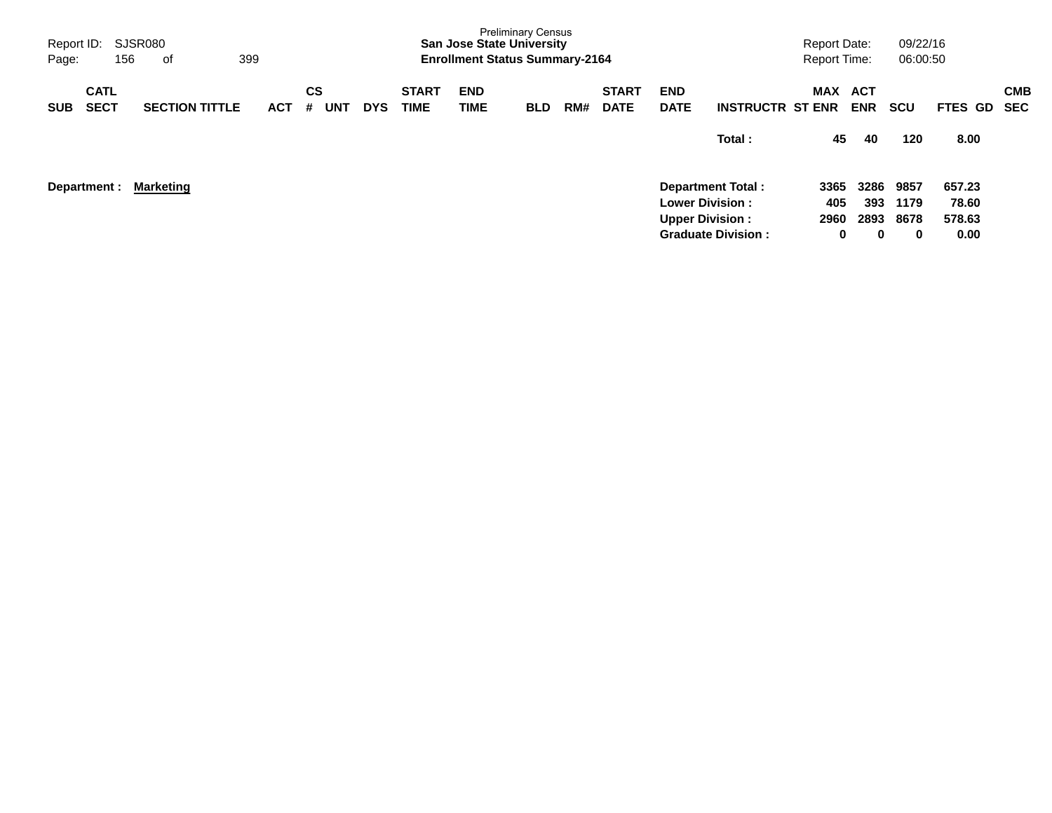Preliminary Census
**San Jose State University**
**Enrollment Status Summary-2164**

Report ID: SJSR080
Report Date: 09/22/16
Report Time: 06:00:50

| SUB | CATL SECT | SECTION TITTLE | ACT | CS # | UNT | DYS | START TIME | END TIME | BLD | RM# | START DATE | END DATE | INSTRUCTR | MAX ST ENR | ACT ENR | SCU | FTES | GD | CMB SEC |
|---|---|---|---|---|---|---|---|---|---|---|---|---|---|---|---|---|---|---|---|
| | | | | | | | | | | | | | **Total :** | **45** | **40** | **120** | **8.00** | | |

**Department :** **Marketing**

| | MAX ST ENR | ACT ENR | SCU | FTES |
|---|---|---|---|---|
| **Department Total :** | **3365** | **3286** | **9857** | **657.23** |
| **Lower Division :** | **405** | **393** | **1179** | **78.60** |
| **Upper Division :** | **2960** | **2893** | **8678** | **578.63** |
| **Graduate Division :** | **0** | **0** | **0** | **0.00** |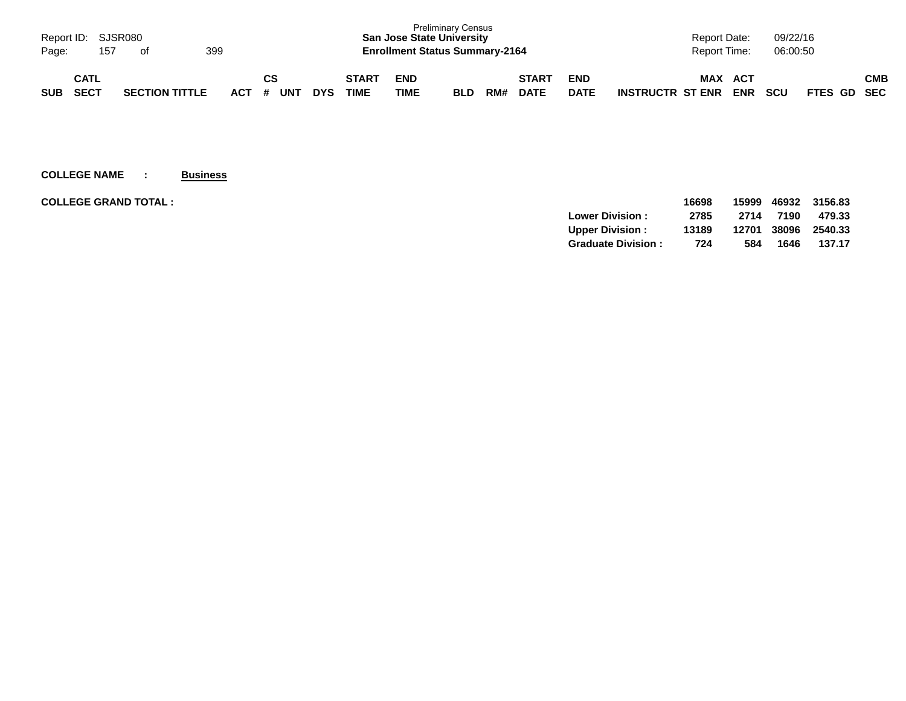| SUB | CATL SECT | SECTION TITTLE | ACT | CS # | UNT | DYS | START TIME | END TIME | BLD | RM# | START DATE | END DATE | INSTRUCTR | MAX ST ENR | ACT ENR | SCU | FTES | GD | CMB SEC |
|---|---|---|---|---|---|---|---|---|---|---|---|---|---|---|---|---|---|---|---|

**COLLEGE NAME : Business**

**COLLEGE GRAND TOTAL :**

| | MAX ST ENR | ACT ENR | SCU | FTES |
|---|---|---|---|---|
| | 16698 | 15999 | 46932 | 3156.83 |
| Lower Division : | 2785 | 2714 | 7190 | 479.33 |
| Upper Division : | 13189 | 12701 | 38096 | 2540.33 |
| Graduate Division : | 724 | 584 | 1646 | 137.17 |